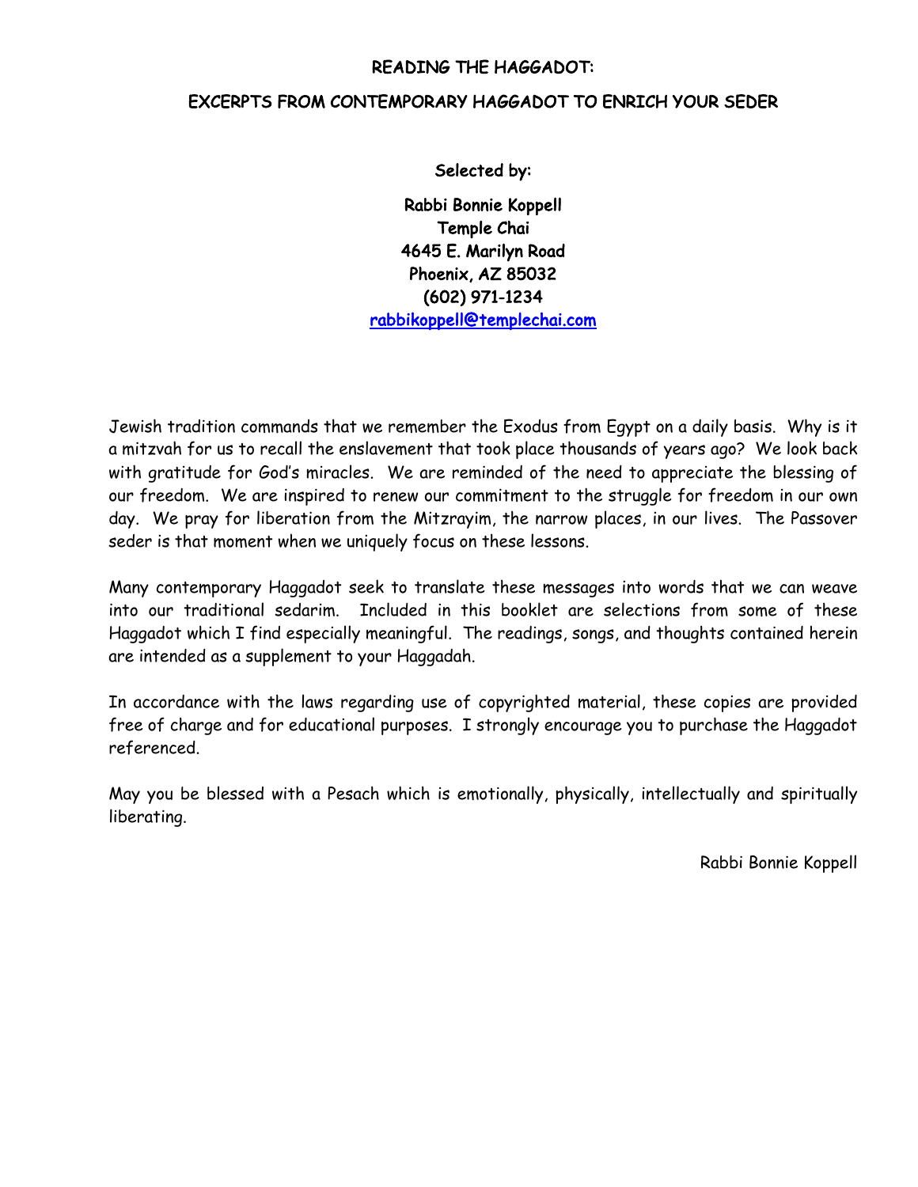# READING THE HAGGADOT:

## EXCERPTS FROM CONTEMPORARY HAGGADOT TO ENRICH YOUR SEDER

**Selected by:**

**Rabbi Bonnie Koppell**
**Temple Chai**
**4645 E. Marilyn Road**
**Phoenix, AZ 85032**
**(602) 971-1234**
**rabbikoppell@templechai.com**

Jewish tradition commands that we remember the Exodus from Egypt on a daily basis. Why is it a mitzvah for us to recall the enslavement that took place thousands of years ago? We look back with gratitude for God's miracles. We are reminded of the need to appreciate the blessing of our freedom. We are inspired to renew our commitment to the struggle for freedom in our own day. We pray for liberation from the Mitzrayim, the narrow places, in our lives. The Passover seder is that moment when we uniquely focus on these lessons.

Many contemporary Haggadot seek to translate these messages into words that we can weave into our traditional sedarim. Included in this booklet are selections from some of these Haggadot which I find especially meaningful. The readings, songs, and thoughts contained herein are intended as a supplement to your Haggadah.

In accordance with the laws regarding use of copyrighted material, these copies are provided free of charge and for educational purposes. I strongly encourage you to purchase the Haggadot referenced.

May you be blessed with a Pesach which is emotionally, physically, intellectually and spiritually liberating.

Rabbi Bonnie Koppell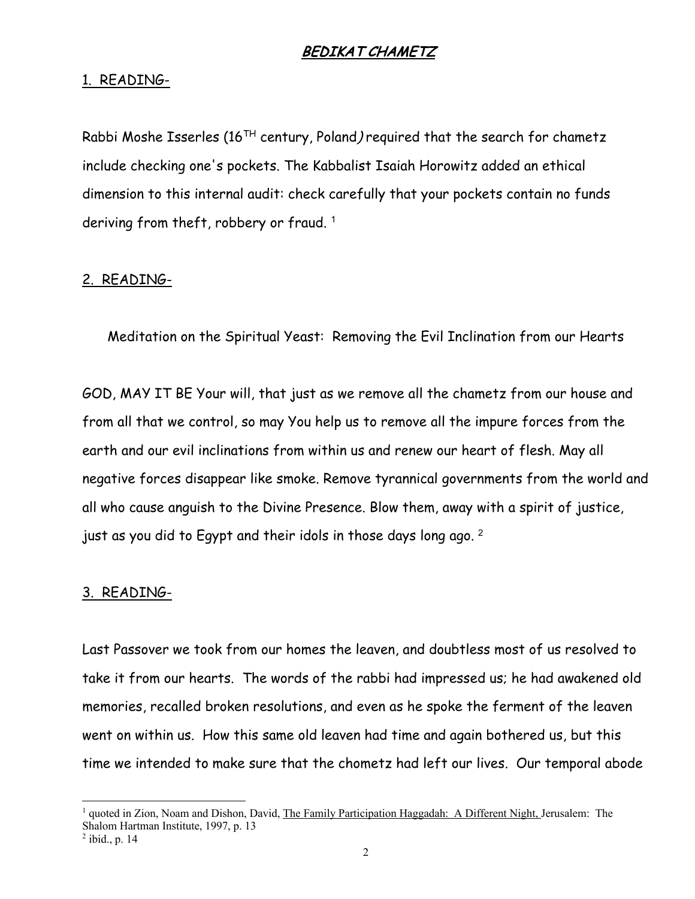# **BEDIKAT CHAMETZ**

1. READING-

Rabbi Moshe Isserles (16$^{TH}$ century, Poland) required that the search for chametz include checking one's pockets. The Kabbalist Isaiah Horowitz added an ethical dimension to this internal audit: check carefully that your pockets contain no funds deriving from theft, robbery or fraud. [1]

2. READING-

Meditation on the Spiritual Yeast: Removing the Evil Inclination from our Hearts

GOD, MAY IT BE Your will, that just as we remove all the chametz from our house and from all that we control, so may You help us to remove all the impure forces from the earth and our evil inclinations from within us and renew our heart of flesh. May all negative forces disappear like smoke. Remove tyrannical governments from the world and all who cause anguish to the Divine Presence. Blow them, away with a spirit of justice, just as you did to Egypt and their idols in those days long ago. [2]

3. READING-

Last Passover we took from our homes the leaven, and doubtless most of us resolved to take it from our hearts. The words of the rabbi had impressed us; he had awakened old memories, recalled broken resolutions, and even as he spoke the ferment of the leaven went on within us. How this same old leaven had time and again bothered us, but this time we intended to make sure that the chometz had left our lives. Our temporal abode

---

[1] quoted in Zion, Noam and Dishon, David, The Family Participation Haggadah: A Different Night, Jerusalem: The Shalom Hartman Institute, 1997, p. 13

[2] ibid., p. 14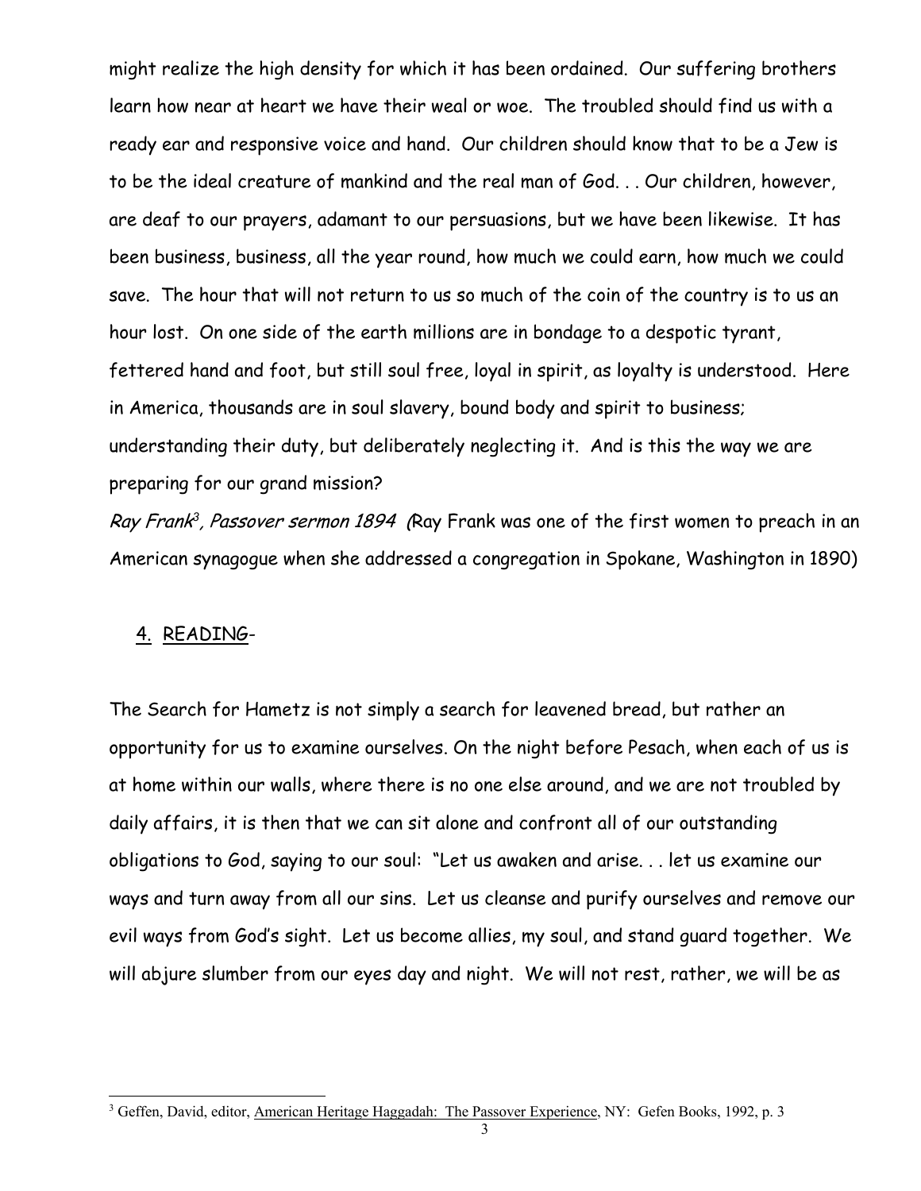might realize the high density for which it has been ordained. Our suffering brothers learn how near at heart we have their weal or woe. The troubled should find us with a ready ear and responsive voice and hand. Our children should know that to be a Jew is to be the ideal creature of mankind and the real man of God. . . Our children, however, are deaf to our prayers, adamant to our persuasions, but we have been likewise. It has been business, business, all the year round, how much we could earn, how much we could save. The hour that will not return to us so much of the coin of the country is to us an hour lost. On one side of the earth millions are in bondage to a despotic tyrant, fettered hand and foot, but still soul free, loyal in spirit, as loyalty is understood. Here in America, thousands are in soul slavery, bound body and spirit to business; understanding their duty, but deliberately neglecting it. And is this the way we are preparing for our grand mission?

*Ray Frank[3], Passover sermon 1894* (Ray Frank was one of the first women to preach in an American synagogue when she addressed a congregation in Spokane, Washington in 1890)

4. <u>READING</u>-

The Search for Hametz is not simply a search for leavened bread, but rather an opportunity for us to examine ourselves. On the night before Pesach, when each of us is at home within our walls, where there is no one else around, and we are not troubled by daily affairs, it is then that we can sit alone and confront all of our outstanding obligations to God, saying to our soul: "Let us awaken and arise. . . let us examine our ways and turn away from all our sins. Let us cleanse and purify ourselves and remove our evil ways from God's sight. Let us become allies, my soul, and stand guard together. We will abjure slumber from our eyes day and night. We will not rest, rather, we will be as

---

[3] Geffen, David, editor, American Heritage Haggadah: The Passover Experience, NY: Gefen Books, 1992, p. 3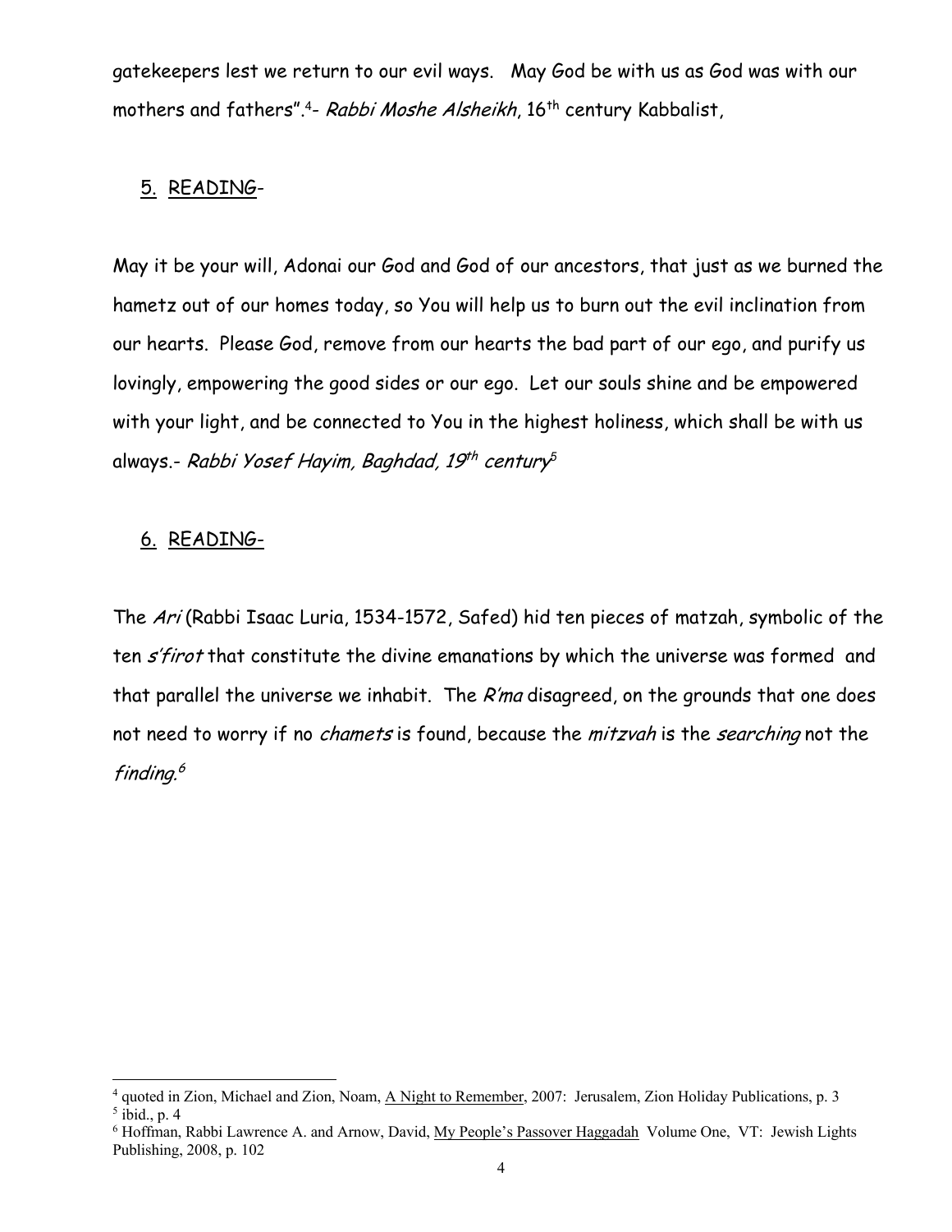gatekeepers lest we return to our evil ways. May God be with us as God was with our mothers and fathers".[4]- *Rabbi Moshe Alsheikh*, 16th century Kabbalist,

5. READING-

May it be your will, Adonai our God and God of our ancestors, that just as we burned the hametz out of our homes today, so You will help us to burn out the evil inclination from our hearts. Please God, remove from our hearts the bad part of our ego, and purify us lovingly, empowering the good sides or our ego. Let our souls shine and be empowered with your light, and be connected to You in the highest holiness, which shall be with us always.- *Rabbi Yosef Hayim, Baghdad, 19th century*[5]

6. READING-

The *Ari* (Rabbi Isaac Luria, 1534-1572, Safed) hid ten pieces of matzah, symbolic of the ten *s'firot* that constitute the divine emanations by which the universe was formed and that parallel the universe we inhabit. The *R'ma* disagreed, on the grounds that one does not need to worry if no *chamets* is found, because the *mitzvah* is the *searching* not the *finding*.[6]

---

[4] quoted in Zion, Michael and Zion, Noam, A Night to Remember, 2007: Jerusalem, Zion Holiday Publications, p. 3

[5] ibid., p. 4

[6] Hoffman, Rabbi Lawrence A. and Arnow, David, My People's Passover Haggadah Volume One, VT: Jewish Lights Publishing, 2008, p. 102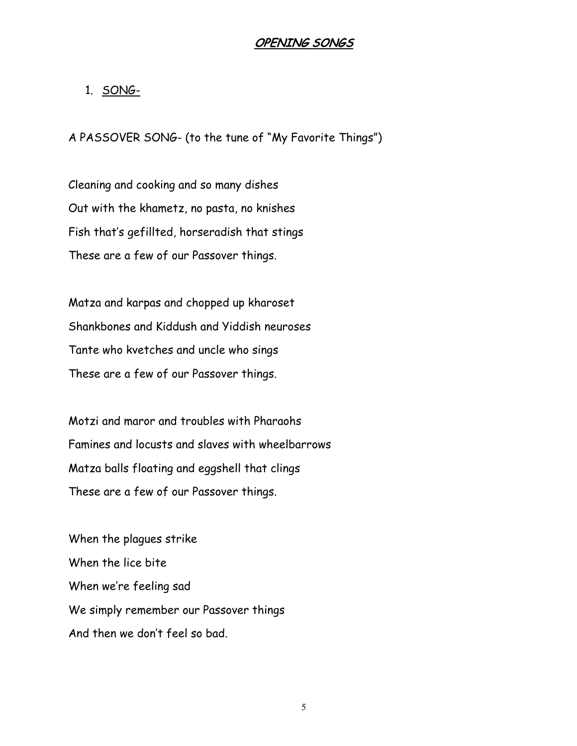# OPENING SONGS

1. <u>SONG-</u>

A PASSOVER SONG- (to the tune of "My Favorite Things")

Cleaning and cooking and so many dishes  
Out with the khametz, no pasta, no knishes  
Fish that's gefillted, horseradish that stings  
These are a few of our Passover things.

Matza and karpas and chopped up kharoset  
Shankbones and Kiddush and Yiddish neuroses  
Tante who kvetches and uncle who sings  
These are a few of our Passover things.

Motzi and maror and troubles with Pharaohs  
Famines and locusts and slaves with wheelbarrows  
Matza balls floating and eggshell that clings  
These are a few of our Passover things.

When the plagues strike  
When the lice bite  
When we're feeling sad  
We simply remember our Passover things  
And then we don't feel so bad.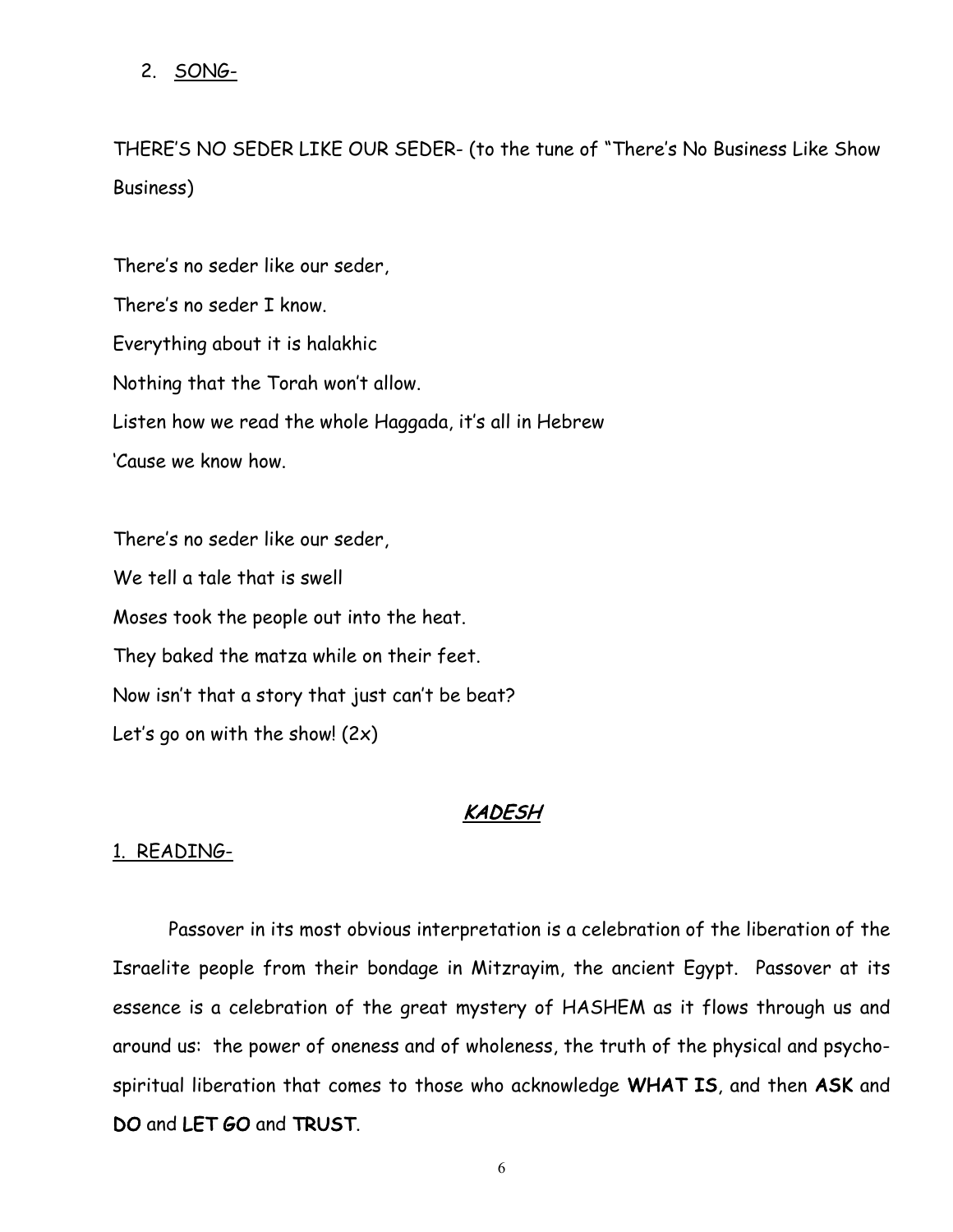2. <u>SONG-</u>

THERE'S NO SEDER LIKE OUR SEDER- (to the tune of "There's No Business Like Show Business)

There's no seder like our seder,  
There's no seder I know.  
Everything about it is halakhic  
Nothing that the Torah won't allow.  
Listen how we read the whole Haggada, it's all in Hebrew  
'Cause we know how.

There's no seder like our seder,  
We tell a tale that is swell  
Moses took the people out into the heat.  
They baked the matza while on their feet.  
Now isn't that a story that just can't be beat?  
Let's go on with the show! (2x)

## ***<u>KADESH</u>***

<u>1. READING-</u>

Passover in its most obvious interpretation is a celebration of the liberation of the Israelite people from their bondage in Mitzrayim, the ancient Egypt. Passover at its essence is a celebration of the great mystery of HASHEM as it flows through us and around us: the power of oneness and of wholeness, the truth of the physical and psycho-spiritual liberation that comes to those who acknowledge **WHAT IS**, and then **ASK** and **DO** and **LET GO** and **TRUST**.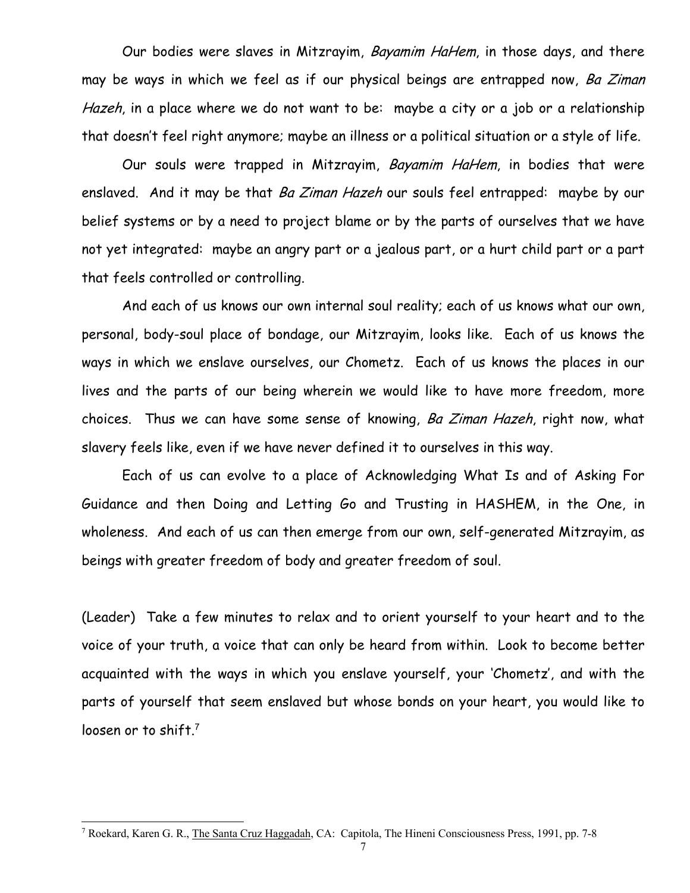Our bodies were slaves in Mitzrayim, *Bayamim HaHem*, in those days, and there may be ways in which we feel as if our physical beings are entrapped now, *Ba Ziman Hazeh*, in a place where we do not want to be: maybe a city or a job or a relationship that doesn't feel right anymore; maybe an illness or a political situation or a style of life.

Our souls were trapped in Mitzrayim, *Bayamim HaHem*, in bodies that were enslaved. And it may be that *Ba Ziman Hazeh* our souls feel entrapped: maybe by our belief systems or by a need to project blame or by the parts of ourselves that we have not yet integrated: maybe an angry part or a jealous part, or a hurt child part or a part that feels controlled or controlling.

And each of us knows our own internal soul reality; each of us knows what our own, personal, body-soul place of bondage, our Mitzrayim, looks like. Each of us knows the ways in which we enslave ourselves, our Chometz. Each of us knows the places in our lives and the parts of our being wherein we would like to have more freedom, more choices. Thus we can have some sense of knowing, *Ba Ziman Hazeh*, right now, what slavery feels like, even if we have never defined it to ourselves in this way.

Each of us can evolve to a place of Acknowledging What Is and of Asking For Guidance and then Doing and Letting Go and Trusting in HASHEM, in the One, in wholeness. And each of us can then emerge from our own, self-generated Mitzrayim, as beings with greater freedom of body and greater freedom of soul.

(Leader) Take a few minutes to relax and to orient yourself to your heart and to the voice of your truth, a voice that can only be heard from within. Look to become better acquainted with the ways in which you enslave yourself, your 'Chometz', and with the parts of yourself that seem enslaved but whose bonds on your heart, you would like to loosen or to shift.[7]

---

[7] Roekard, Karen G. R., The Santa Cruz Haggadah, CA: Capitola, The Hineni Consciousness Press, 1991, pp. 7-8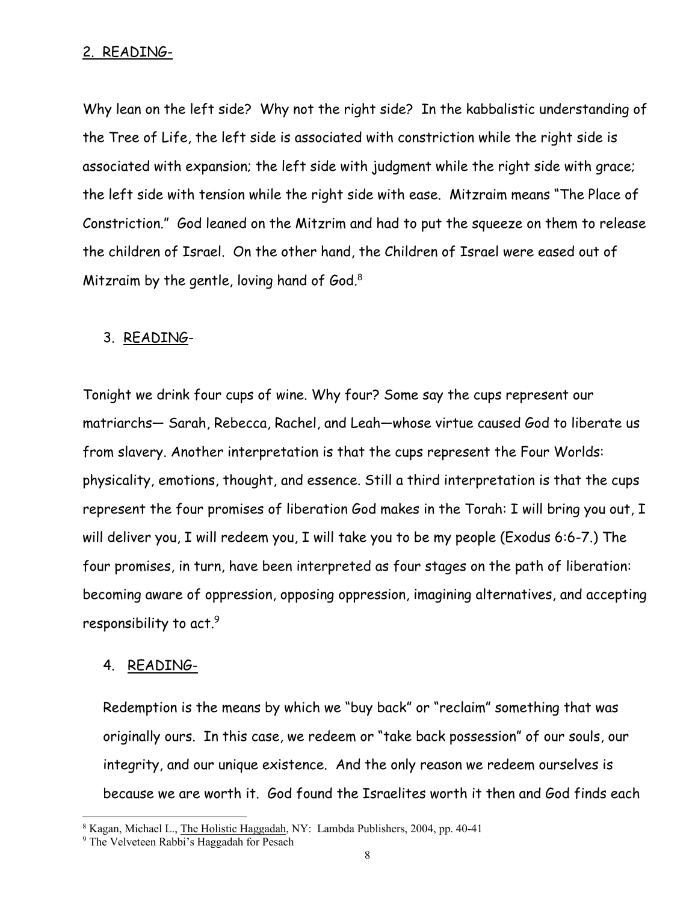2. READING-

Why lean on the left side? Why not the right side? In the kabbalistic understanding of the Tree of Life, the left side is associated with constriction while the right side is associated with expansion; the left side with judgment while the right side with grace; the left side with tension while the right side with ease. Mitzraim means "The Place of Constriction." God leaned on the Mitzrim and had to put the squeeze on them to release the children of Israel. On the other hand, the Children of Israel were eased out of Mitzraim by the gentle, loving hand of God.[8]

3. READING-

Tonight we drink four cups of wine. Why four? Some say the cups represent our matriarchs— Sarah, Rebecca, Rachel, and Leah—whose virtue caused God to liberate us from slavery. Another interpretation is that the cups represent the Four Worlds: physicality, emotions, thought, and essence. Still a third interpretation is that the cups represent the four promises of liberation God makes in the Torah: I will bring you out, I will deliver you, I will redeem you, I will take you to be my people (Exodus 6:6-7.) The four promises, in turn, have been interpreted as four stages on the path of liberation: becoming aware of oppression, opposing oppression, imagining alternatives, and accepting responsibility to act.[9]

4. READING-

Redemption is the means by which we "buy back" or "reclaim" something that was originally ours. In this case, we redeem or "take back possession" of our souls, our integrity, and our unique existence. And the only reason we redeem ourselves is because we are worth it. God found the Israelites worth it then and God finds each

[8] Kagan, Michael L., The Holistic Haggadah, NY: Lambda Publishers, 2004, pp. 40-41

[9] The Velveteen Rabbi's Haggadah for Pesach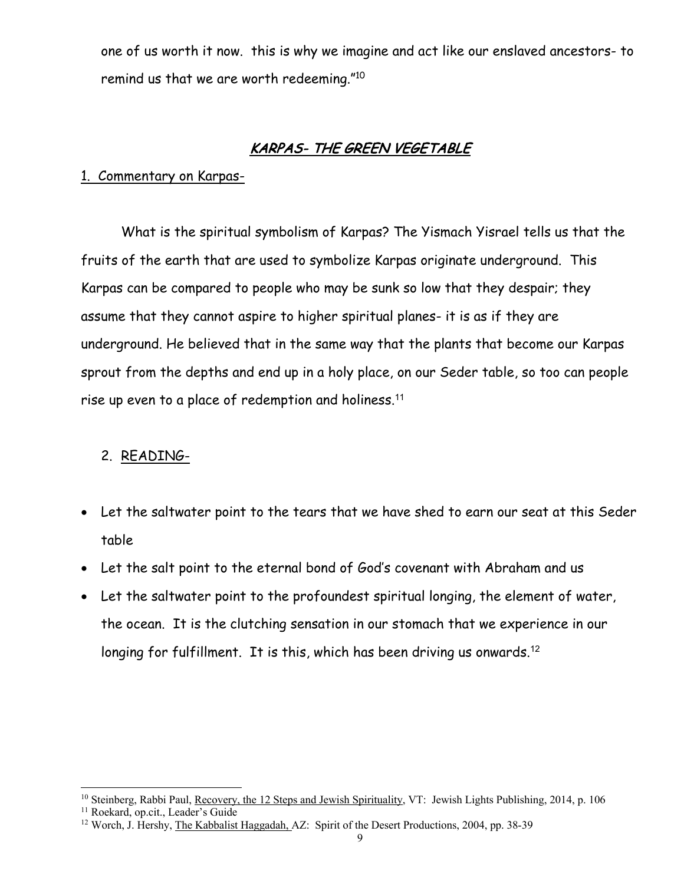one of us worth it now. this is why we imagine and act like our enslaved ancestors- to remind us that we are worth redeeming."[10]

## *KARPAS- THE GREEN VEGETABLE*

1. Commentary on Karpas-

What is the spiritual symbolism of Karpas? The Yismach Yisrael tells us that the fruits of the earth that are used to symbolize Karpas originate underground. This Karpas can be compared to people who may be sunk so low that they despair; they assume that they cannot aspire to higher spiritual planes- it is as if they are underground. He believed that in the same way that the plants that become our Karpas sprout from the depths and end up in a holy place, on our Seder table, so too can people rise up even to a place of redemption and holiness.[11]

2. READING-

- Let the saltwater point to the tears that we have shed to earn our seat at this Seder table
- Let the salt point to the eternal bond of God's covenant with Abraham and us
- Let the saltwater point to the profoundest spiritual longing, the element of water, the ocean. It is the clutching sensation in our stomach that we experience in our longing for fulfillment. It is this, which has been driving us onwards.[12]

---

[10] Steinberg, Rabbi Paul, Recovery, the 12 Steps and Jewish Spirituality, VT: Jewish Lights Publishing, 2014, p. 106

[11] Roekard, op.cit., Leader's Guide

[12] Worch, J. Hershy, The Kabbalist Haggadah, AZ: Spirit of the Desert Productions, 2004, pp. 38-39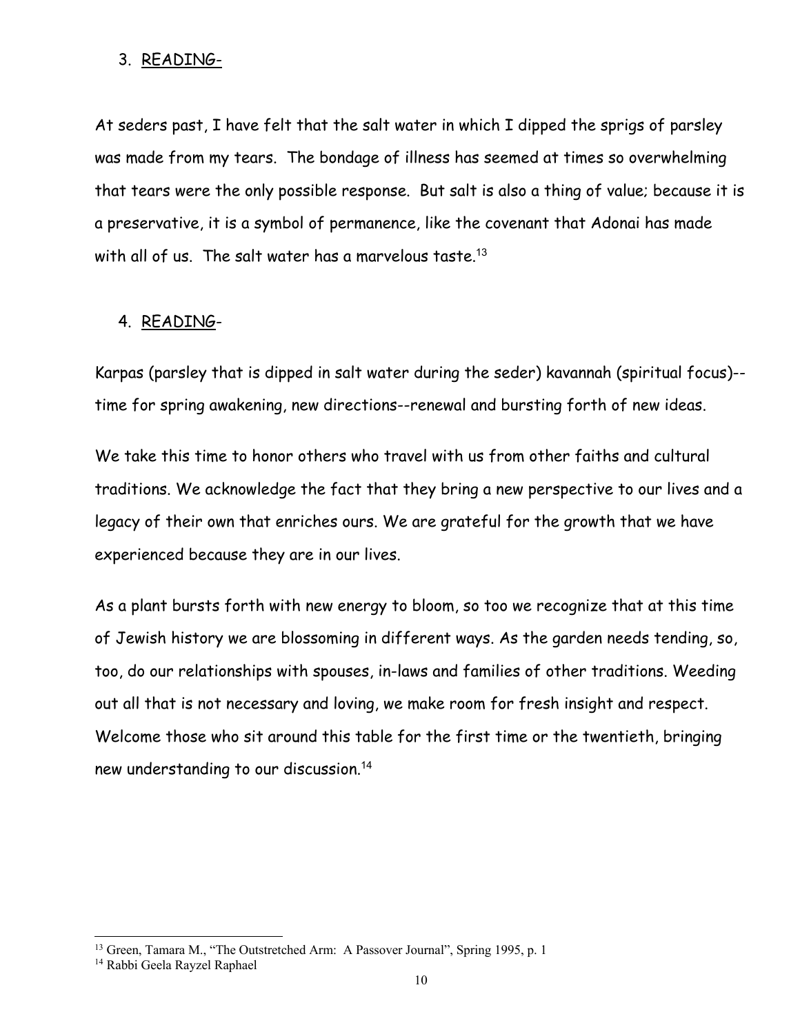3. <u>READING</u>-

At seders past, I have felt that the salt water in which I dipped the sprigs of parsley was made from my tears. The bondage of illness has seemed at times so overwhelming that tears were the only possible response. But salt is also a thing of value; because it is a preservative, it is a symbol of permanence, like the covenant that Adonai has made with all of us. The salt water has a marvelous taste.[13]

4. <u>READING</u>-

Karpas (parsley that is dipped in salt water during the seder) kavannah (spiritual focus)--time for spring awakening, new directions--renewal and bursting forth of new ideas.

We take this time to honor others who travel with us from other faiths and cultural traditions. We acknowledge the fact that they bring a new perspective to our lives and a legacy of their own that enriches ours. We are grateful for the growth that we have experienced because they are in our lives.

As a plant bursts forth with new energy to bloom, so too we recognize that at this time of Jewish history we are blossoming in different ways. As the garden needs tending, so, too, do our relationships with spouses, in-laws and families of other traditions. Weeding out all that is not necessary and loving, we make room for fresh insight and respect. Welcome those who sit around this table for the first time or the twentieth, bringing new understanding to our discussion.[14]

---

[13] Green, Tamara M., "The Outstretched Arm: A Passover Journal", Spring 1995, p. 1

[14] Rabbi Geela Rayzel Raphael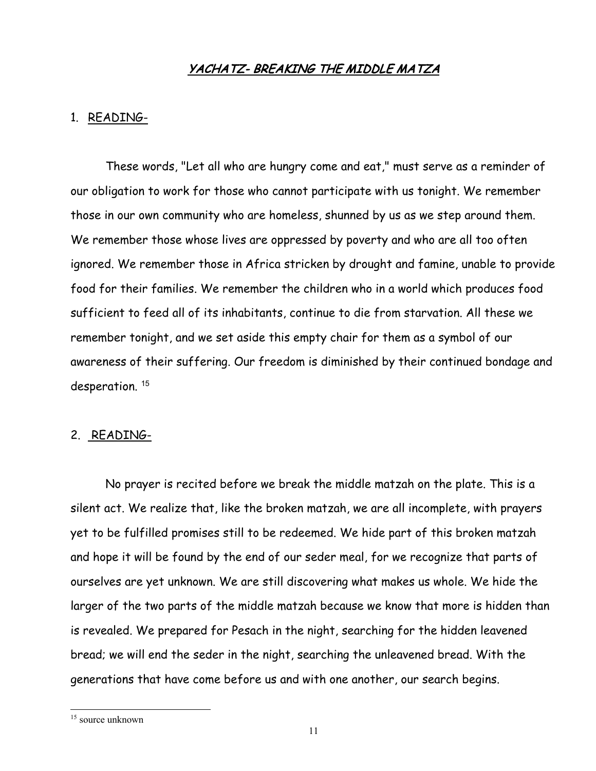## ***YACHATZ- BREAKING THE MIDDLE MATZA***

1. READING-

These words, "Let all who are hungry come and eat," must serve as a reminder of our obligation to work for those who cannot participate with us tonight. We remember those in our own community who are homeless, shunned by us as we step around them. We remember those whose lives are oppressed by poverty and who are all too often ignored. We remember those in Africa stricken by drought and famine, unable to provide food for their families. We remember the children who in a world which produces food sufficient to feed all of its inhabitants, continue to die from starvation. All these we remember tonight, and we set aside this empty chair for them as a symbol of our awareness of their suffering. Our freedom is diminished by their continued bondage and desperation. [15]

2. READING-

No prayer is recited before we break the middle matzah on the plate. This is a silent act. We realize that, like the broken matzah, we are all incomplete, with prayers yet to be fulfilled promises still to be redeemed. We hide part of this broken matzah and hope it will be found by the end of our seder meal, for we recognize that parts of ourselves are yet unknown. We are still discovering what makes us whole. We hide the larger of the two parts of the middle matzah because we know that more is hidden than is revealed. We prepared for Pesach in the night, searching for the hidden leavened bread; we will end the seder in the night, searching the unleavened bread. With the generations that have come before us and with one another, our search begins.

---

[15] source unknown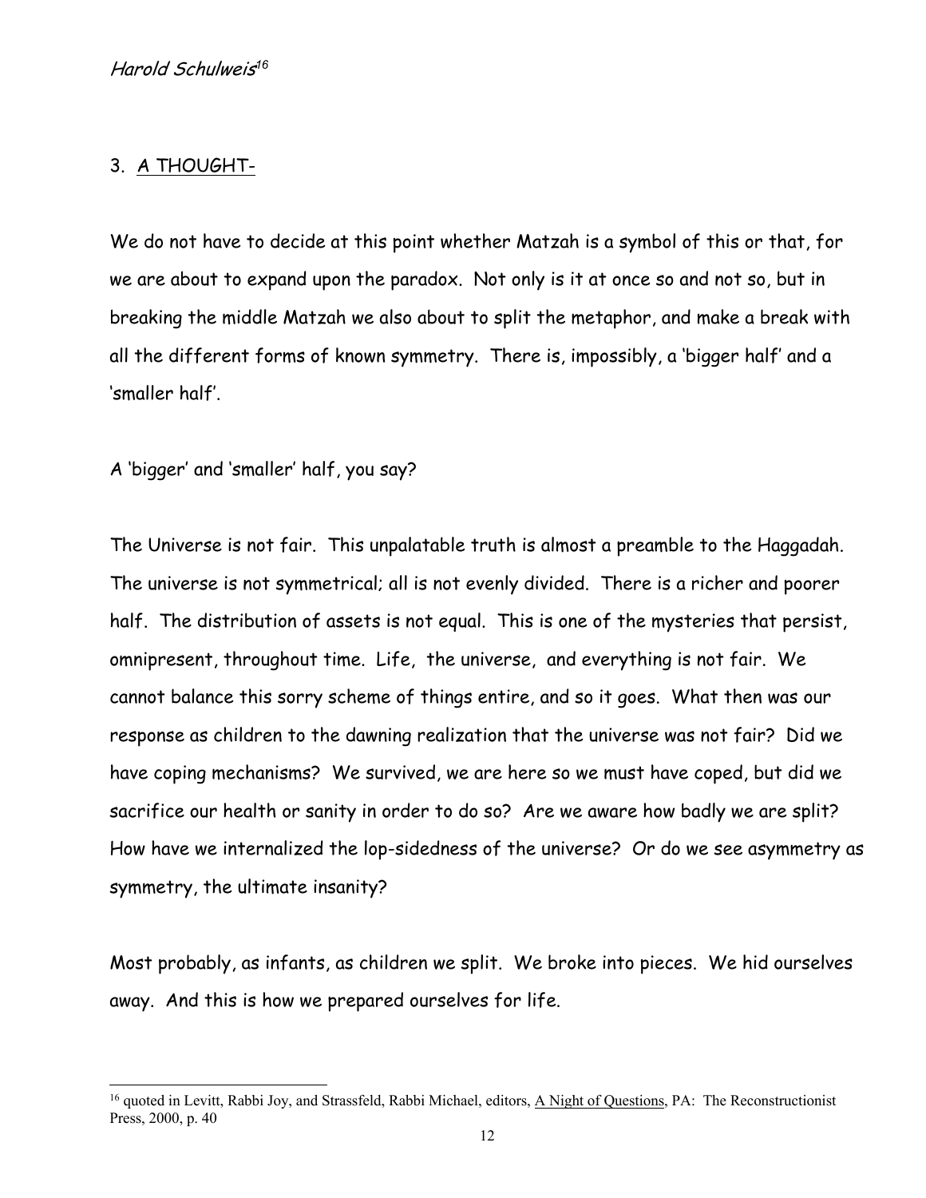*Harold Schulweis*[16]

3. <u>A THOUGHT-</u>

We do not have to decide at this point whether Matzah is a symbol of this or that, for we are about to expand upon the paradox. Not only is it at once so and not so, but in breaking the middle Matzah we also about to split the metaphor, and make a break with all the different forms of known symmetry. There is, impossibly, a 'bigger half' and a 'smaller half'.

A 'bigger' and 'smaller' half, you say?

The Universe is not fair. This unpalatable truth is almost a preamble to the Haggadah. The universe is not symmetrical; all is not evenly divided. There is a richer and poorer half. The distribution of assets is not equal. This is one of the mysteries that persist, omnipresent, throughout time. Life, the universe, and everything is not fair. We cannot balance this sorry scheme of things entire, and so it goes. What then was our response as children to the dawning realization that the universe was not fair? Did we have coping mechanisms? We survived, we are here so we must have coped, but did we sacrifice our health or sanity in order to do so? Are we aware how badly we are split? How have we internalized the lop-sidedness of the universe? Or do we see asymmetry as symmetry, the ultimate insanity?

Most probably, as infants, as children we split. We broke into pieces. We hid ourselves away. And this is how we prepared ourselves for life.

---

[16] quoted in Levitt, Rabbi Joy, and Strassfeld, Rabbi Michael, editors, <u>A Night of Questions</u>, PA: The Reconstructionist Press, 2000, p. 40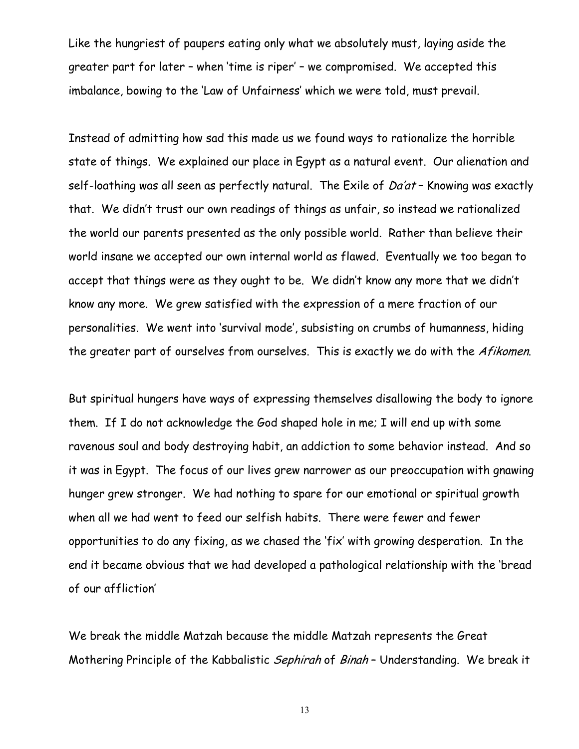Like the hungriest of paupers eating only what we absolutely must, laying aside the greater part for later – when 'time is riper' – we compromised. We accepted this imbalance, bowing to the 'Law of Unfairness' which we were told, must prevail.

Instead of admitting how sad this made us we found ways to rationalize the horrible state of things. We explained our place in Egypt as a natural event. Our alienation and self-loathing was all seen as perfectly natural. The Exile of *Da'at* – Knowing was exactly that. We didn't trust our own readings of things as unfair, so instead we rationalized the world our parents presented as the only possible world. Rather than believe their world insane we accepted our own internal world as flawed. Eventually we too began to accept that things were as they ought to be. We didn't know any more that we didn't know any more. We grew satisfied with the expression of a mere fraction of our personalities. We went into 'survival mode', subsisting on crumbs of humanness, hiding the greater part of ourselves from ourselves. This is exactly we do with the *Afikomen*.

But spiritual hungers have ways of expressing themselves disallowing the body to ignore them. If I do not acknowledge the God shaped hole in me; I will end up with some ravenous soul and body destroying habit, an addiction to some behavior instead. And so it was in Egypt. The focus of our lives grew narrower as our preoccupation with gnawing hunger grew stronger. We had nothing to spare for our emotional or spiritual growth when all we had went to feed our selfish habits. There were fewer and fewer opportunities to do any fixing, as we chased the 'fix' with growing desperation. In the end it became obvious that we had developed a pathological relationship with the 'bread of our affliction'

We break the middle Matzah because the middle Matzah represents the Great Mothering Principle of the Kabbalistic *Sephirah* of *Binah* – Understanding. We break it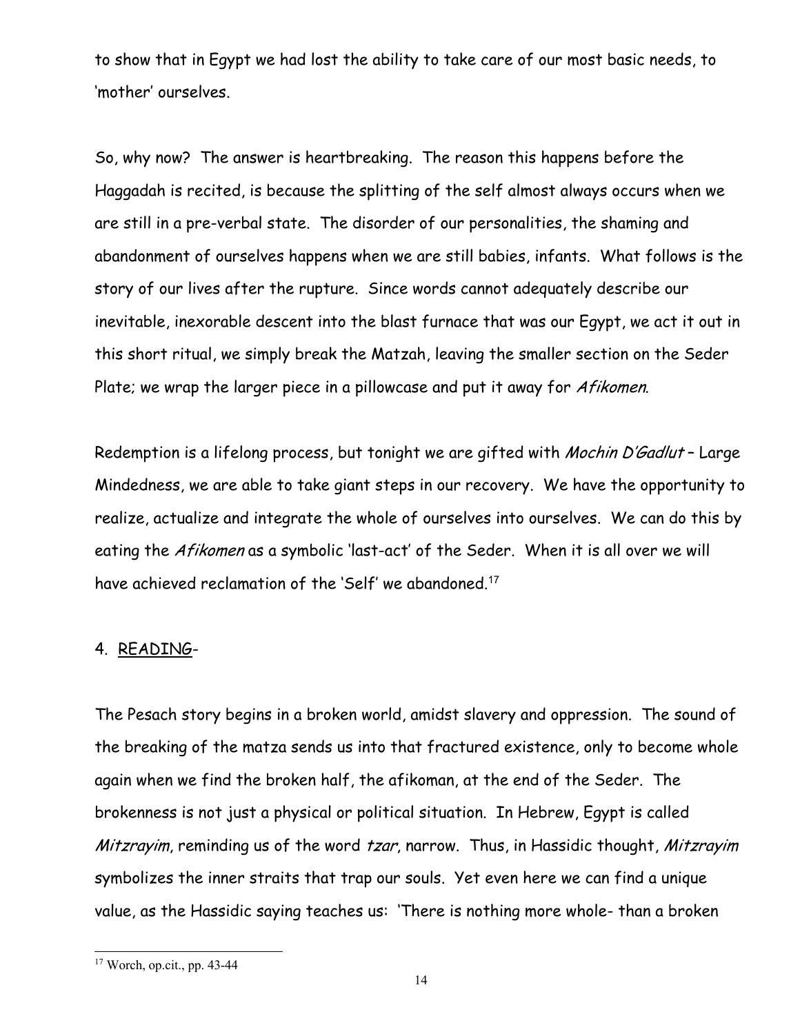to show that in Egypt we had lost the ability to take care of our most basic needs, to 'mother' ourselves.

So, why now? The answer is heartbreaking. The reason this happens before the Haggadah is recited, is because the splitting of the self almost always occurs when we are still in a pre-verbal state. The disorder of our personalities, the shaming and abandonment of ourselves happens when we are still babies, infants. What follows is the story of our lives after the rupture. Since words cannot adequately describe our inevitable, inexorable descent into the blast furnace that was our Egypt, we act it out in this short ritual, we simply break the Matzah, leaving the smaller section on the Seder Plate; we wrap the larger piece in a pillowcase and put it away for *Afikomen*.

Redemption is a lifelong process, but tonight we are gifted with *Mochin D'Gadlut* – Large Mindedness, we are able to take giant steps in our recovery. We have the opportunity to realize, actualize and integrate the whole of ourselves into ourselves. We can do this by eating the *Afikomen* as a symbolic 'last-act' of the Seder. When it is all over we will have achieved reclamation of the 'Self' we abandoned.[17]

4. <u>READING</u>-

The Pesach story begins in a broken world, amidst slavery and oppression. The sound of the breaking of the matza sends us into that fractured existence, only to become whole again when we find the broken half, the afikoman, at the end of the Seder. The brokenness is not just a physical or political situation. In Hebrew, Egypt is called *Mitzrayim*, reminding us of the word *tzar*, narrow. Thus, in Hassidic thought, *Mitzrayim* symbolizes the inner straits that trap our souls. Yet even here we can find a unique value, as the Hassidic saying teaches us: 'There is nothing more whole- than a broken

---

[17] Worch, op.cit., pp. 43-44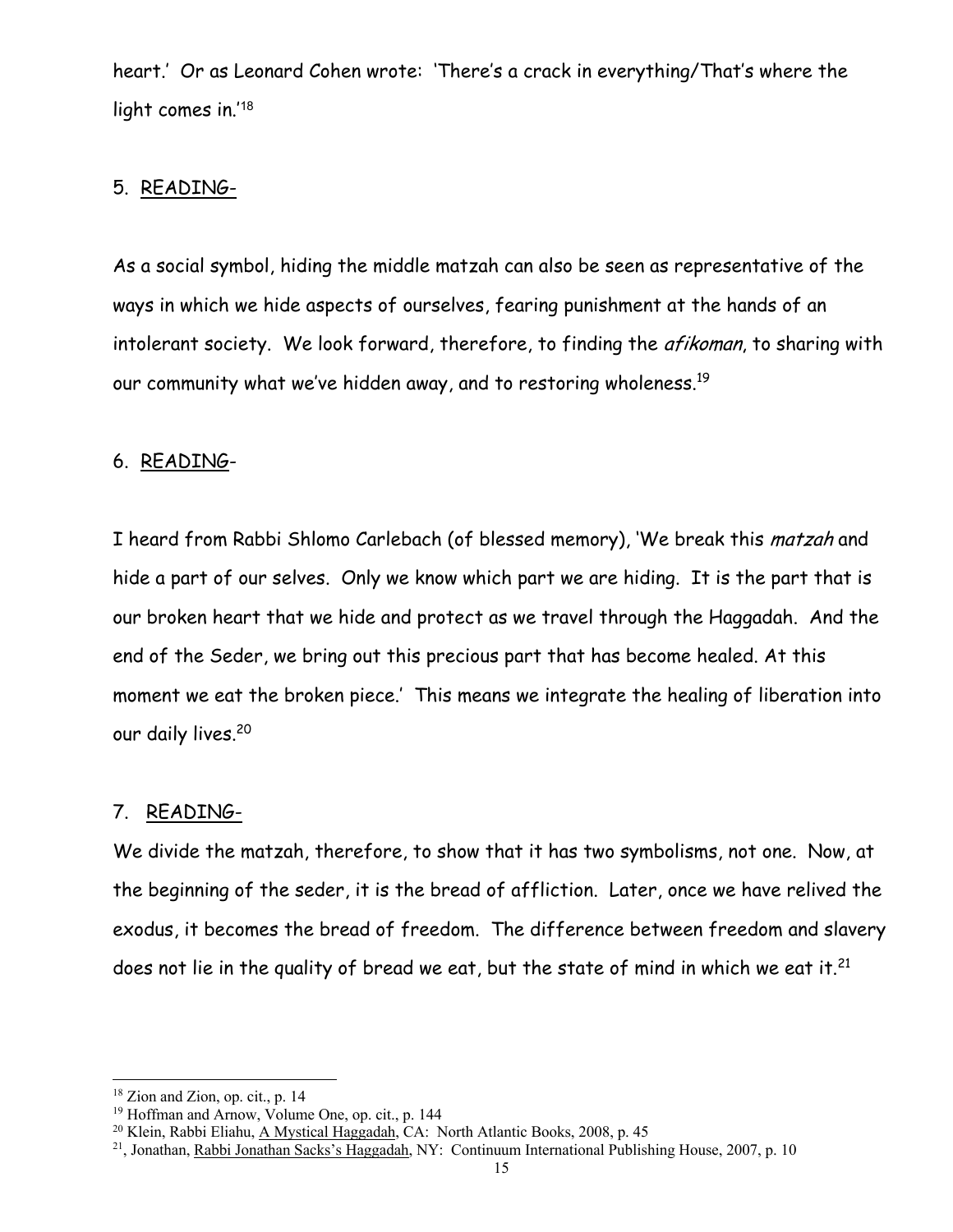heart.' Or as Leonard Cohen wrote: 'There's a crack in everything/That's where the light comes in.'[18]

5. <u>READING</u>-

As a social symbol, hiding the middle matzah can also be seen as representative of the ways in which we hide aspects of ourselves, fearing punishment at the hands of an intolerant society. We look forward, therefore, to finding the *afikoman*, to sharing with our community what we've hidden away, and to restoring wholeness.[19]

6. <u>READING</u>-

I heard from Rabbi Shlomo Carlebach (of blessed memory), 'We break this *matzah* and hide a part of our selves. Only we know which part we are hiding. It is the part that is our broken heart that we hide and protect as we travel through the Haggadah. And the end of the Seder, we bring out this precious part that has become healed. At this moment we eat the broken piece.' This means we integrate the healing of liberation into our daily lives.[20]

7. <u>READING</u>-

We divide the matzah, therefore, to show that it has two symbolisms, not one. Now, at the beginning of the seder, it is the bread of affliction. Later, once we have relived the exodus, it becomes the bread of freedom. The difference between freedom and slavery does not lie in the quality of bread we eat, but the state of mind in which we eat it.[21]

---

[18] Zion and Zion, op. cit., p. 14

[19] Hoffman and Arnow, Volume One, op. cit., p. 144

[20] Klein, Rabbi Eliahu, <u>A Mystical Haggadah</u>, CA: North Atlantic Books, 2008, p. 45

[21], Jonathan, <u>Rabbi Jonathan Sacks's Haggadah</u>, NY: Continuum International Publishing House, 2007, p. 10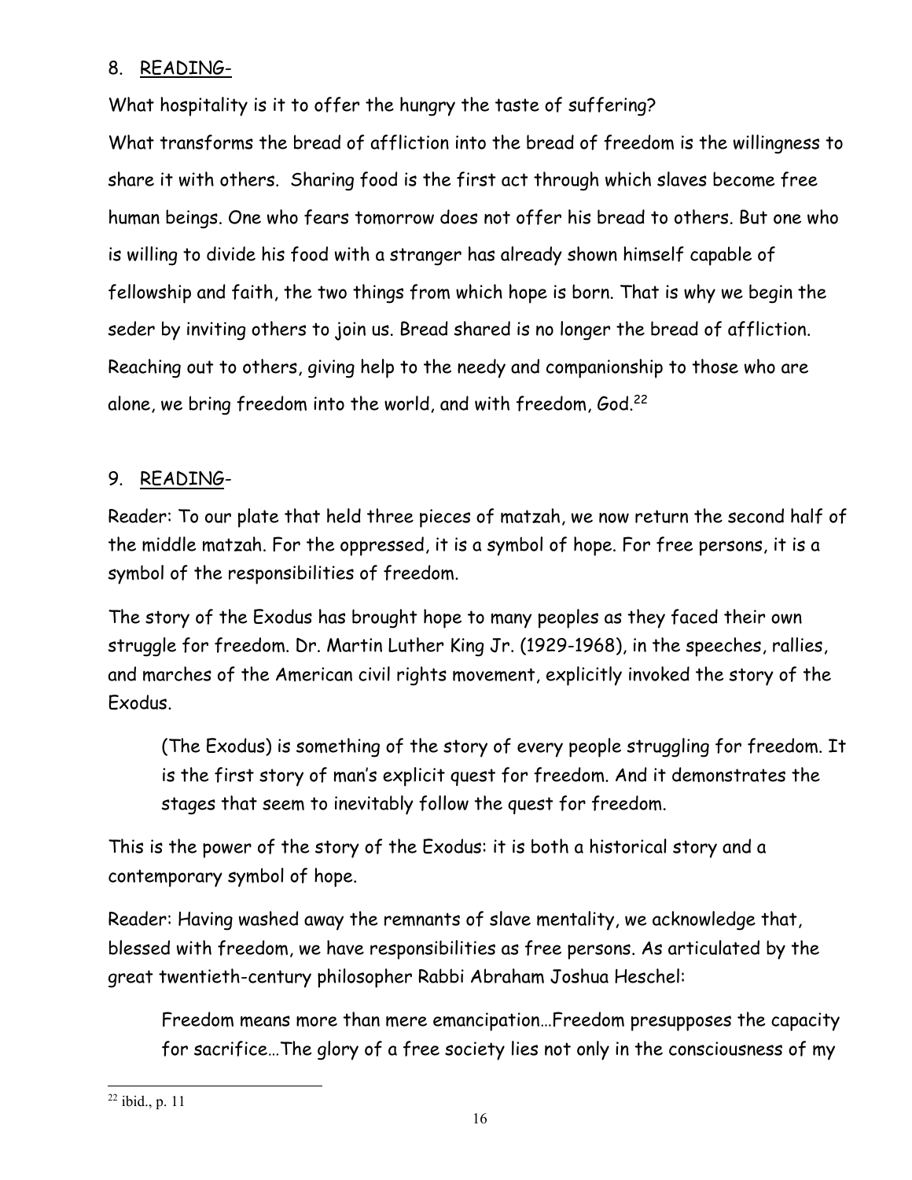8. <u>READING</u>-

What hospitality is it to offer the hungry the taste of suffering?

What transforms the bread of affliction into the bread of freedom is the willingness to share it with others. Sharing food is the first act through which slaves become free human beings. One who fears tomorrow does not offer his bread to others. But one who is willing to divide his food with a stranger has already shown himself capable of fellowship and faith, the two things from which hope is born. That is why we begin the seder by inviting others to join us. Bread shared is no longer the bread of affliction. Reaching out to others, giving help to the needy and companionship to those who are alone, we bring freedom into the world, and with freedom, God.[22]

9. <u>READING</u>-

Reader: To our plate that held three pieces of matzah, we now return the second half of the middle matzah. For the oppressed, it is a symbol of hope. For free persons, it is a symbol of the responsibilities of freedom.

The story of the Exodus has brought hope to many peoples as they faced their own struggle for freedom. Dr. Martin Luther King Jr. (1929-1968), in the speeches, rallies, and marches of the American civil rights movement, explicitly invoked the story of the Exodus.

> (The Exodus) is something of the story of every people struggling for freedom. It is the first story of man's explicit quest for freedom. And it demonstrates the stages that seem to inevitably follow the quest for freedom.

This is the power of the story of the Exodus: it is both a historical story and a contemporary symbol of hope.

Reader: Having washed away the remnants of slave mentality, we acknowledge that, blessed with freedom, we have responsibilities as free persons. As articulated by the great twentieth-century philosopher Rabbi Abraham Joshua Heschel:

> Freedom means more than mere emancipation…Freedom presupposes the capacity for sacrifice…The glory of a free society lies not only in the consciousness of my

[22] ibid., p. 11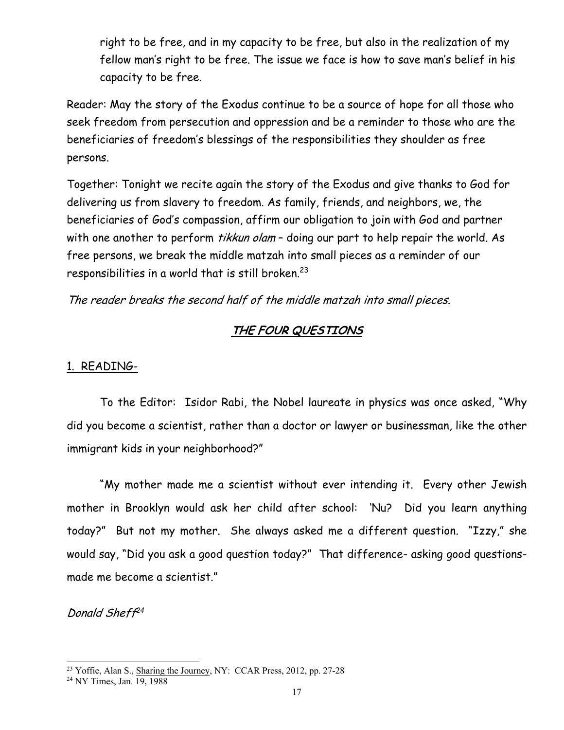right to be free, and in my capacity to be free, but also in the realization of my fellow man's right to be free. The issue we face is how to save man's belief in his capacity to be free.

Reader: May the story of the Exodus continue to be a source of hope for all those who seek freedom from persecution and oppression and be a reminder to those who are the beneficiaries of freedom's blessings of the responsibilities they shoulder as free persons.

Together: Tonight we recite again the story of the Exodus and give thanks to God for delivering us from slavery to freedom. As family, friends, and neighbors, we, the beneficiaries of God's compassion, affirm our obligation to join with God and partner with one another to perform *tikkun olam* – doing our part to help repair the world. As free persons, we break the middle matzah into small pieces as a reminder of our responsibilities in a world that is still broken.[23]

*The reader breaks the second half of the middle matzah into small pieces.*

## THE FOUR QUESTIONS

1. READING-

To the Editor: Isidor Rabi, the Nobel laureate in physics was once asked, "Why did you become a scientist, rather than a doctor or lawyer or businessman, like the other immigrant kids in your neighborhood?"

"My mother made me a scientist without ever intending it. Every other Jewish mother in Brooklyn would ask her child after school: 'Nu? Did you learn anything today?" But not my mother. She always asked me a different question. "Izzy," she would say, "Did you ask a good question today?" That difference- asking good questions- made me become a scientist."

*Donald Sheff*[24]

---

[23] Yoffie, Alan S., Sharing the Journey, NY: CCAR Press, 2012, pp. 27-28

[24] NY Times, Jan. 19, 1988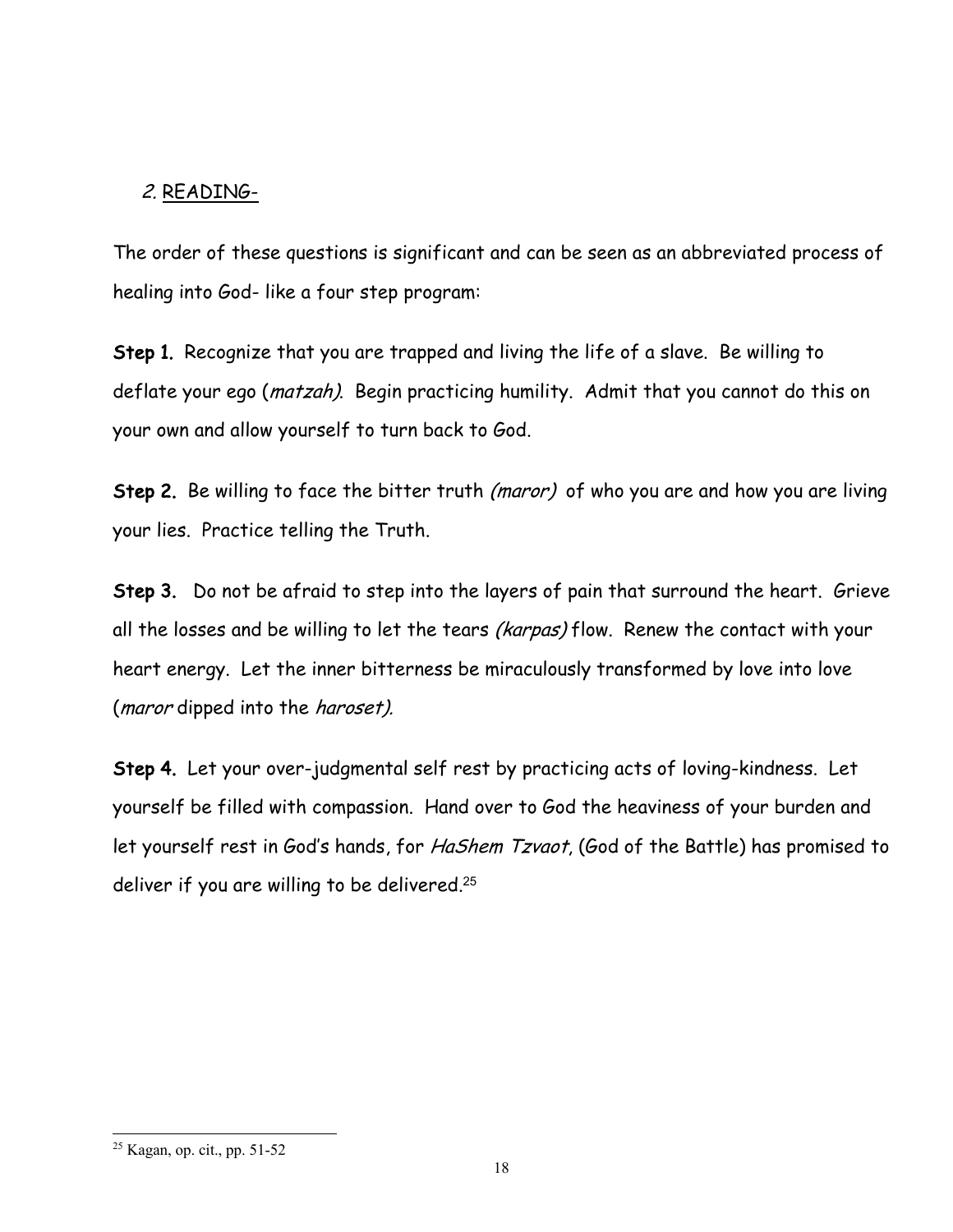*2.* <u>READING-</u>

The order of these questions is significant and can be seen as an abbreviated process of healing into God- like a four step program:

**Step 1.** Recognize that you are trapped and living the life of a slave. Be willing to deflate your ego (*matzah)*. Begin practicing humility. Admit that you cannot do this on your own and allow yourself to turn back to God.

**Step 2.** Be willing to face the bitter truth *(maror)* of who you are and how you are living your lies. Practice telling the Truth.

**Step 3.** Do not be afraid to step into the layers of pain that surround the heart. Grieve all the losses and be willing to let the tears *(karpas)* flow. Renew the contact with your heart energy. Let the inner bitterness be miraculously transformed by love into love (*maror* dipped into the *haroset).*

**Step 4.** Let your over-judgmental self rest by practicing acts of loving-kindness. Let yourself be filled with compassion. Hand over to God the heaviness of your burden and let yourself rest in God's hands, for *HaShem Tzvaot*, (God of the Battle) has promised to deliver if you are willing to be delivered.[25]

---

[25] Kagan, op. cit., pp. 51-52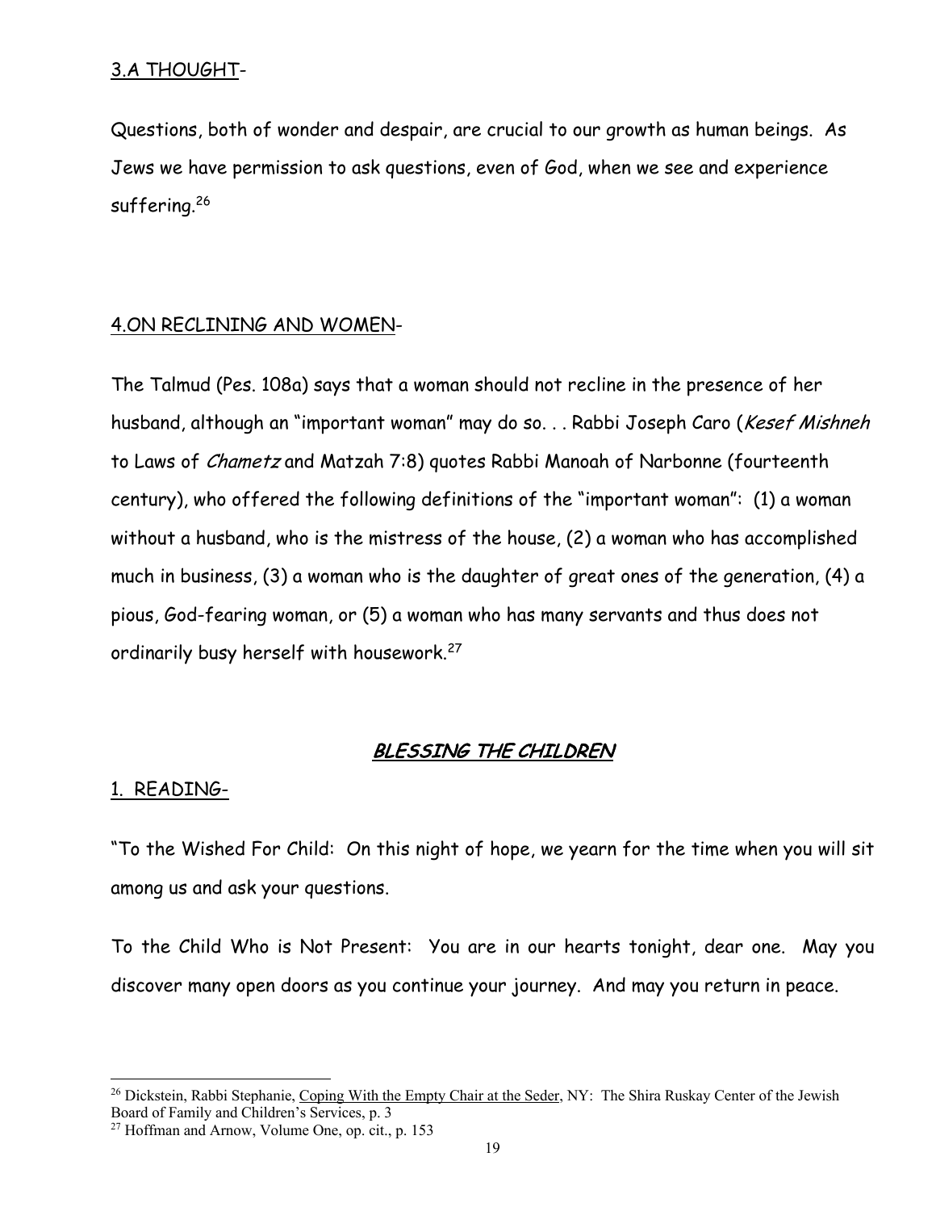3.A THOUGHT-

Questions, both of wonder and despair, are crucial to our growth as human beings. As Jews we have permission to ask questions, even of God, when we see and experience suffering.[26]

4.ON RECLINING AND WOMEN-

The Talmud (Pes. 108a) says that a woman should not recline in the presence of her husband, although an "important woman" may do so. . . Rabbi Joseph Caro (*Kesef Mishneh* to Laws of *Chametz* and Matzah 7:8) quotes Rabbi Manoah of Narbonne (fourteenth century), who offered the following definitions of the "important woman": (1) a woman without a husband, who is the mistress of the house, (2) a woman who has accomplished much in business, (3) a woman who is the daughter of great ones of the generation, (4) a pious, God-fearing woman, or (5) a woman who has many servants and thus does not ordinarily busy herself with housework.[27]

## *BLESSING THE CHILDREN*

1. READING-

"To the Wished For Child: On this night of hope, we yearn for the time when you will sit among us and ask your questions.

To the Child Who is Not Present: You are in our hearts tonight, dear one. May you discover many open doors as you continue your journey. And may you return in peace.

---

[26] Dickstein, Rabbi Stephanie, Coping With the Empty Chair at the Seder, NY: The Shira Ruskay Center of the Jewish Board of Family and Children's Services, p. 3

[27] Hoffman and Arnow, Volume One, op. cit., p. 153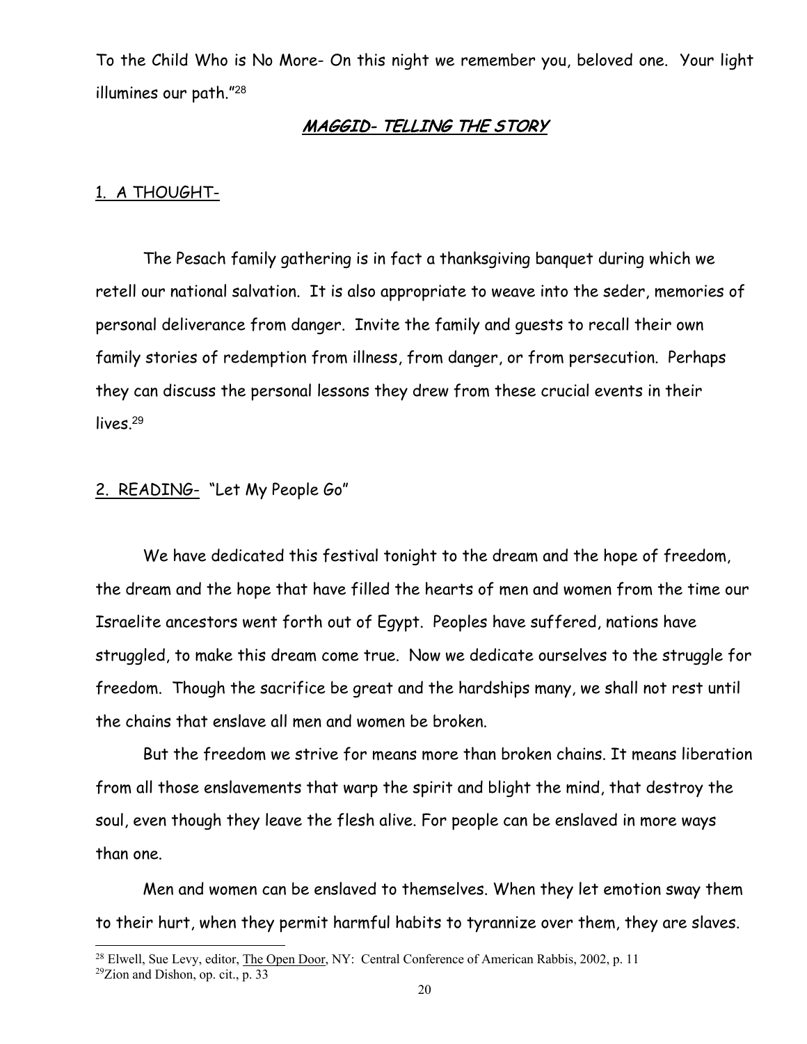To the Child Who is No More- On this night we remember you, beloved one. Your light illumines our path."[28]

## ***MAGGID- TELLING THE STORY***

1. A THOUGHT-

The Pesach family gathering is in fact a thanksgiving banquet during which we retell our national salvation. It is also appropriate to weave into the seder, memories of personal deliverance from danger. Invite the family and guests to recall their own family stories of redemption from illness, from danger, or from persecution. Perhaps they can discuss the personal lessons they drew from these crucial events in their lives.[29]

2. READING- "Let My People Go"

We have dedicated this festival tonight to the dream and the hope of freedom, the dream and the hope that have filled the hearts of men and women from the time our Israelite ancestors went forth out of Egypt. Peoples have suffered, nations have struggled, to make this dream come true. Now we dedicate ourselves to the struggle for freedom. Though the sacrifice be great and the hardships many, we shall not rest until the chains that enslave all men and women be broken.

But the freedom we strive for means more than broken chains. It means liberation from all those enslavements that warp the spirit and blight the mind, that destroy the soul, even though they leave the flesh alive. For people can be enslaved in more ways than one.

Men and women can be enslaved to themselves. When they let emotion sway them to their hurt, when they permit harmful habits to tyrannize over them, they are slaves.

---

[28] Elwell, Sue Levy, editor, The Open Door, NY: Central Conference of American Rabbis, 2002, p. 11

[29] Zion and Dishon, op. cit., p. 33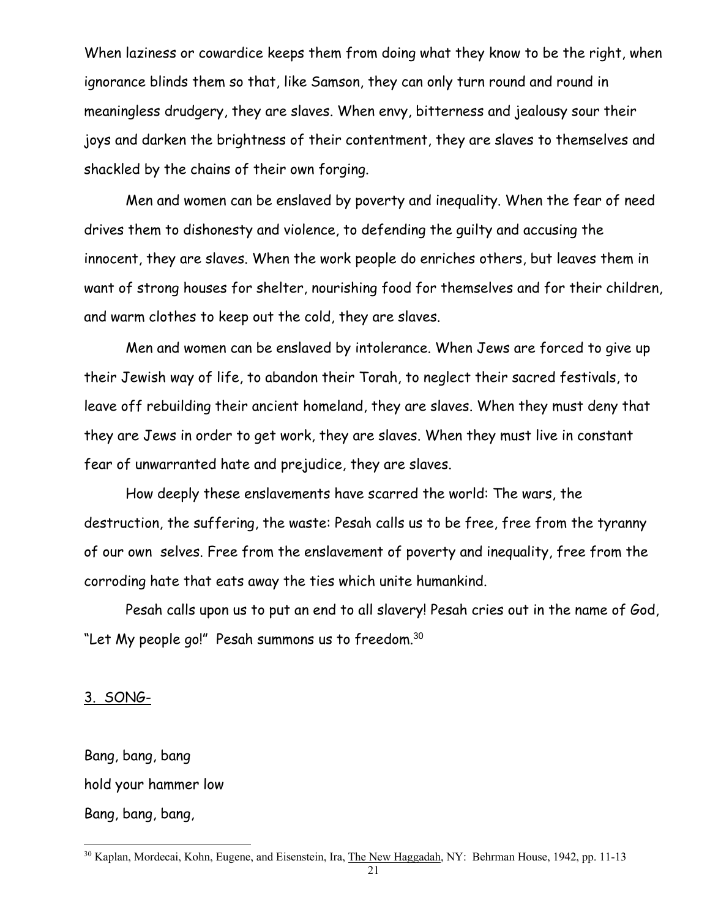When laziness or cowardice keeps them from doing what they know to be the right, when ignorance blinds them so that, like Samson, they can only turn round and round in meaningless drudgery, they are slaves. When envy, bitterness and jealousy sour their joys and darken the brightness of their contentment, they are slaves to themselves and shackled by the chains of their own forging.

Men and women can be enslaved by poverty and inequality. When the fear of need drives them to dishonesty and violence, to defending the guilty and accusing the innocent, they are slaves. When the work people do enriches others, but leaves them in want of strong houses for shelter, nourishing food for themselves and for their children, and warm clothes to keep out the cold, they are slaves.

Men and women can be enslaved by intolerance. When Jews are forced to give up their Jewish way of life, to abandon their Torah, to neglect their sacred festivals, to leave off rebuilding their ancient homeland, they are slaves. When they must deny that they are Jews in order to get work, they are slaves. When they must live in constant fear of unwarranted hate and prejudice, they are slaves.

How deeply these enslavements have scarred the world: The wars, the destruction, the suffering, the waste: Pesah calls us to be free, free from the tyranny of our own selves. Free from the enslavement of poverty and inequality, free from the corroding hate that eats away the ties which unite humankind.

Pesah calls upon us to put an end to all slavery! Pesah cries out in the name of God, "Let My people go!" Pesah summons us to freedom.[30]

3. SONG-

Bang, bang, bang
hold your hammer low
Bang, bang, bang,

[30] Kaplan, Mordecai, Kohn, Eugene, and Eisenstein, Ira, The New Haggadah, NY: Behrman House, 1942, pp. 11-13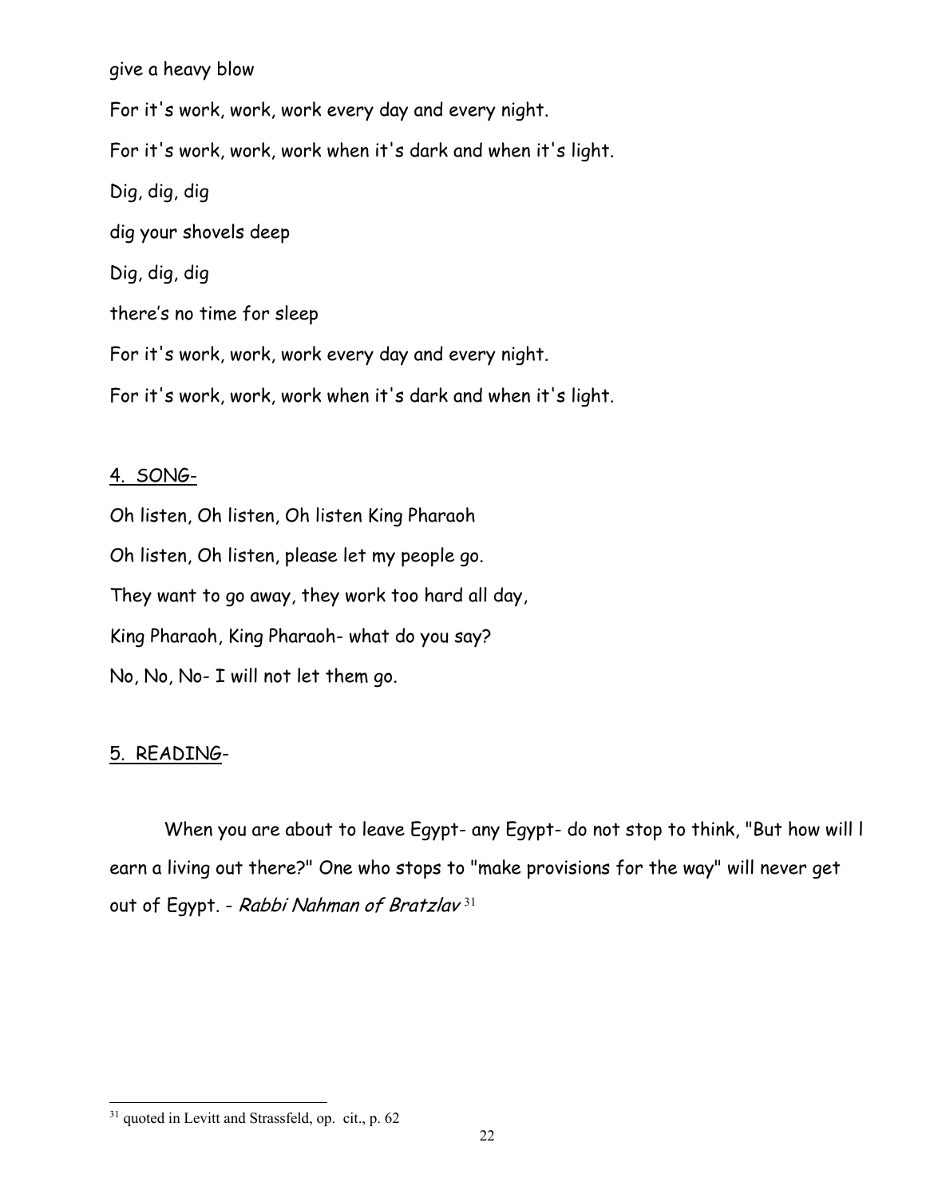give a heavy blow

For it's work, work, work every day and every night.

For it's work, work, work when it's dark and when it's light.

Dig, dig, dig

dig your shovels deep

Dig, dig, dig

there's no time for sleep

For it's work, work, work every day and every night.

For it's work, work, work when it's dark and when it's light.

4. SONG-

Oh listen, Oh listen, Oh listen King Pharaoh

Oh listen, Oh listen, please let my people go.

They want to go away, they work too hard all day,

King Pharaoh, King Pharaoh- what do you say?

No, No, No- I will not let them go.

5. READING-

When you are about to leave Egypt- any Egypt- do not stop to think, "But how will I earn a living out there?" One who stops to "make provisions for the way" will never get out of Egypt. - *Rabbi Nahman of Bratzlav* [31]

[31] quoted in Levitt and Strassfeld, op. cit., p. 62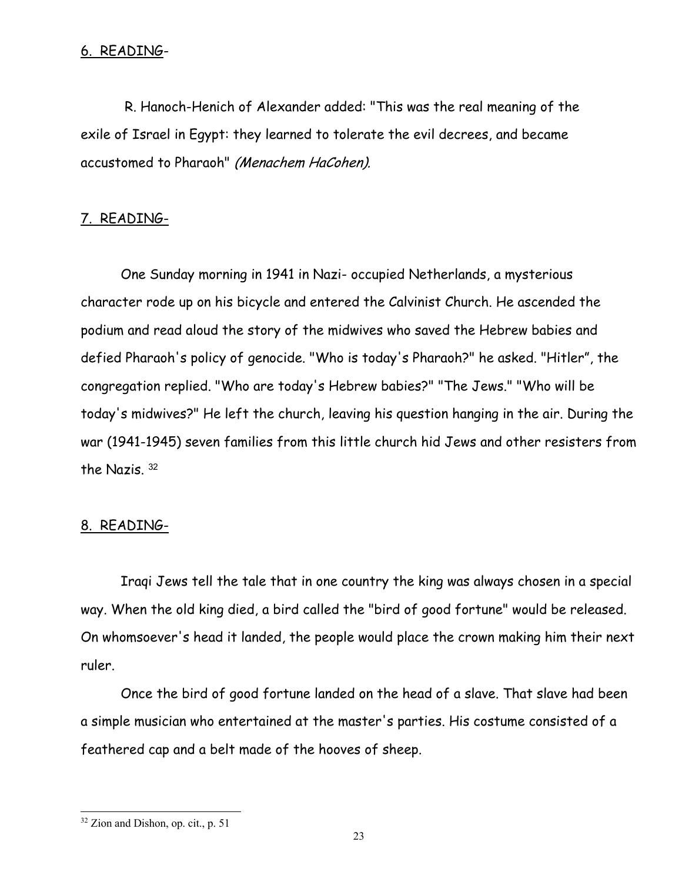6. READING-

R. Hanoch-Henich of Alexander added: "This was the real meaning of the exile of Israel in Egypt: they learned to tolerate the evil decrees, and became accustomed to Pharaoh" *(Menachem HaCohen).*

7. READING-

One Sunday morning in 1941 in Nazi- occupied Netherlands, a mysterious character rode up on his bicycle and entered the Calvinist Church. He ascended the podium and read aloud the story of the midwives who saved the Hebrew babies and defied Pharaoh's policy of genocide. "Who is today's Pharaoh?" he asked. "Hitler", the congregation replied. "Who are today's Hebrew babies?" "The Jews." "Who will be today's midwives?" He left the church, leaving his question hanging in the air. During the war (1941-1945) seven families from this little church hid Jews and other resisters from the Nazis. [32]

8. READING-

Iraqi Jews tell the tale that in one country the king was always chosen in a special way. When the old king died, a bird called the "bird of good fortune" would be released. On whomsoever's head it landed, the people would place the crown making him their next ruler.

Once the bird of good fortune landed on the head of a slave. That slave had been a simple musician who entertained at the master's parties. His costume consisted of a feathered cap and a belt made of the hooves of sheep.

[32] Zion and Dishon, op. cit., p. 51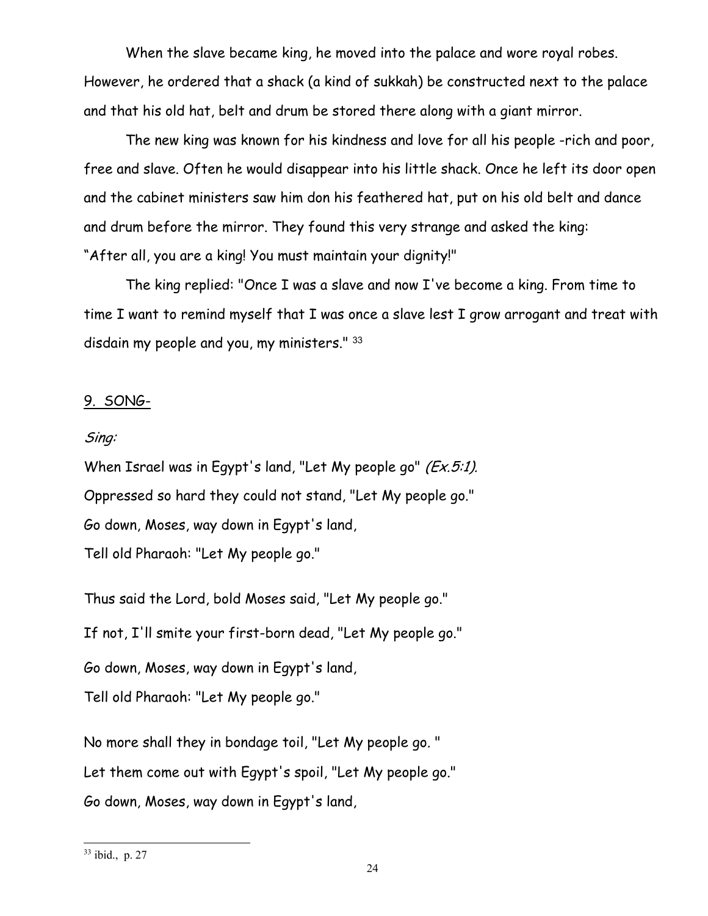When the slave became king, he moved into the palace and wore royal robes. However, he ordered that a shack (a kind of sukkah) be constructed next to the palace and that his old hat, belt and drum be stored there along with a giant mirror.

The new king was known for his kindness and love for all his people -rich and poor, free and slave. Often he would disappear into his little shack. Once he left its door open and the cabinet ministers saw him don his feathered hat, put on his old belt and dance and drum before the mirror. They found this very strange and asked the king: "After all, you are a king! You must maintain your dignity!"

The king replied: "Once I was a slave and now I've become a king. From time to time I want to remind myself that I was once a slave lest I grow arrogant and treat with disdain my people and you, my ministers." [33]

9. SONG-

*Sing:*

When Israel was in Egypt's land, "Let My people go" *(Ex.5:1).*
Oppressed so hard they could not stand, "Let My people go."
Go down, Moses, way down in Egypt's land,
Tell old Pharaoh: "Let My people go."

Thus said the Lord, bold Moses said, "Let My people go."
If not, I'll smite your first-born dead, "Let My people go."
Go down, Moses, way down in Egypt's land,
Tell old Pharaoh: "Let My people go."

No more shall they in bondage toil, "Let My people go. "
Let them come out with Egypt's spoil, "Let My people go."
Go down, Moses, way down in Egypt's land,

[33] ibid., p. 27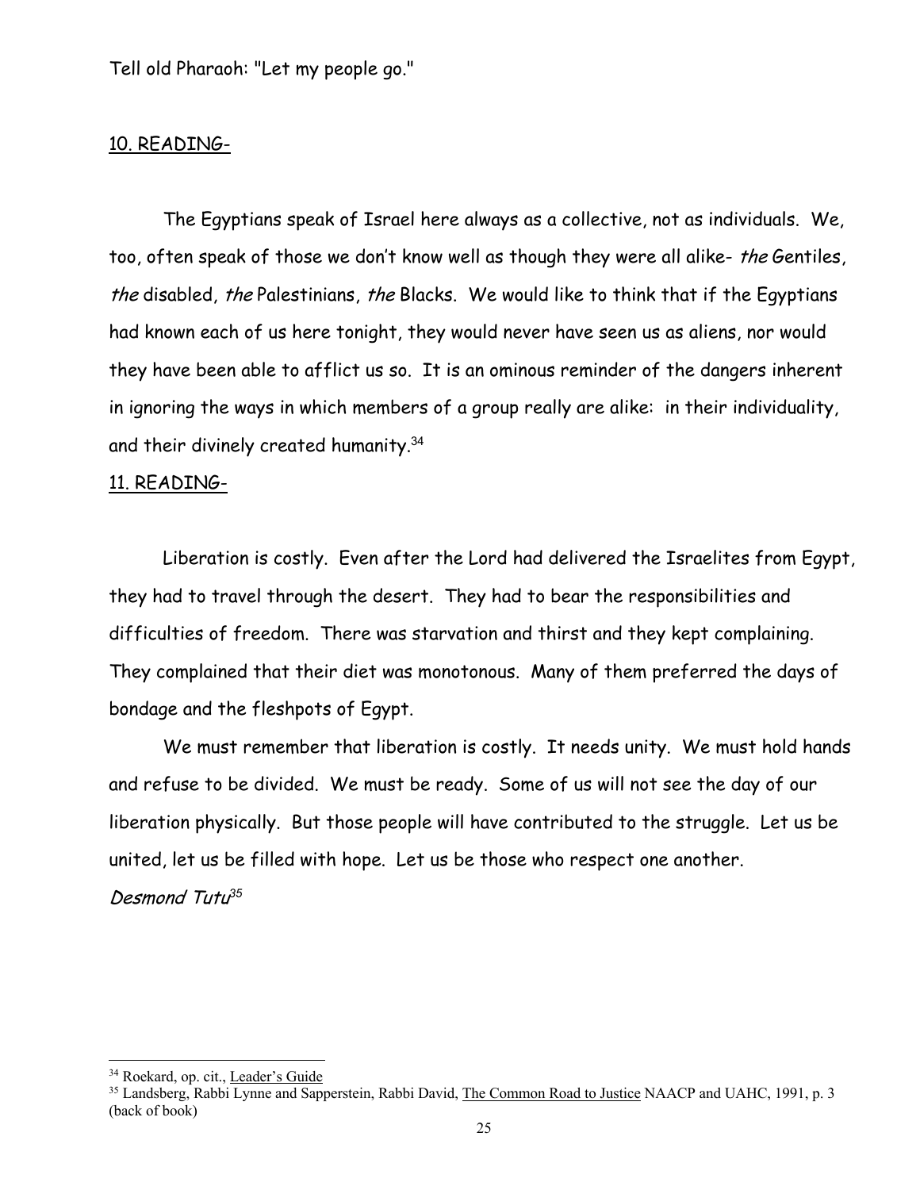Tell old Pharaoh: "Let my people go."

10. READING-

The Egyptians speak of Israel here always as a collective, not as individuals. We, too, often speak of those we don't know well as though they were all alike- *the* Gentiles, *the* disabled, *the* Palestinians, *the* Blacks. We would like to think that if the Egyptians had known each of us here tonight, they would never have seen us as aliens, nor would they have been able to afflict us so. It is an ominous reminder of the dangers inherent in ignoring the ways in which members of a group really are alike: in their individuality, and their divinely created humanity.[34]

11. READING-

Liberation is costly. Even after the Lord had delivered the Israelites from Egypt, they had to travel through the desert. They had to bear the responsibilities and difficulties of freedom. There was starvation and thirst and they kept complaining. They complained that their diet was monotonous. Many of them preferred the days of bondage and the fleshpots of Egypt.

We must remember that liberation is costly. It needs unity. We must hold hands and refuse to be divided. We must be ready. Some of us will not see the day of our liberation physically. But those people will have contributed to the struggle. Let us be united, let us be filled with hope. Let us be those who respect one another.

*Desmond Tutu*[35]

---

[34] Roekard, op. cit., Leader's Guide

[35] Landsberg, Rabbi Lynne and Sapperstein, Rabbi David, The Common Road to Justice NAACP and UAHC, 1991, p. 3 (back of book)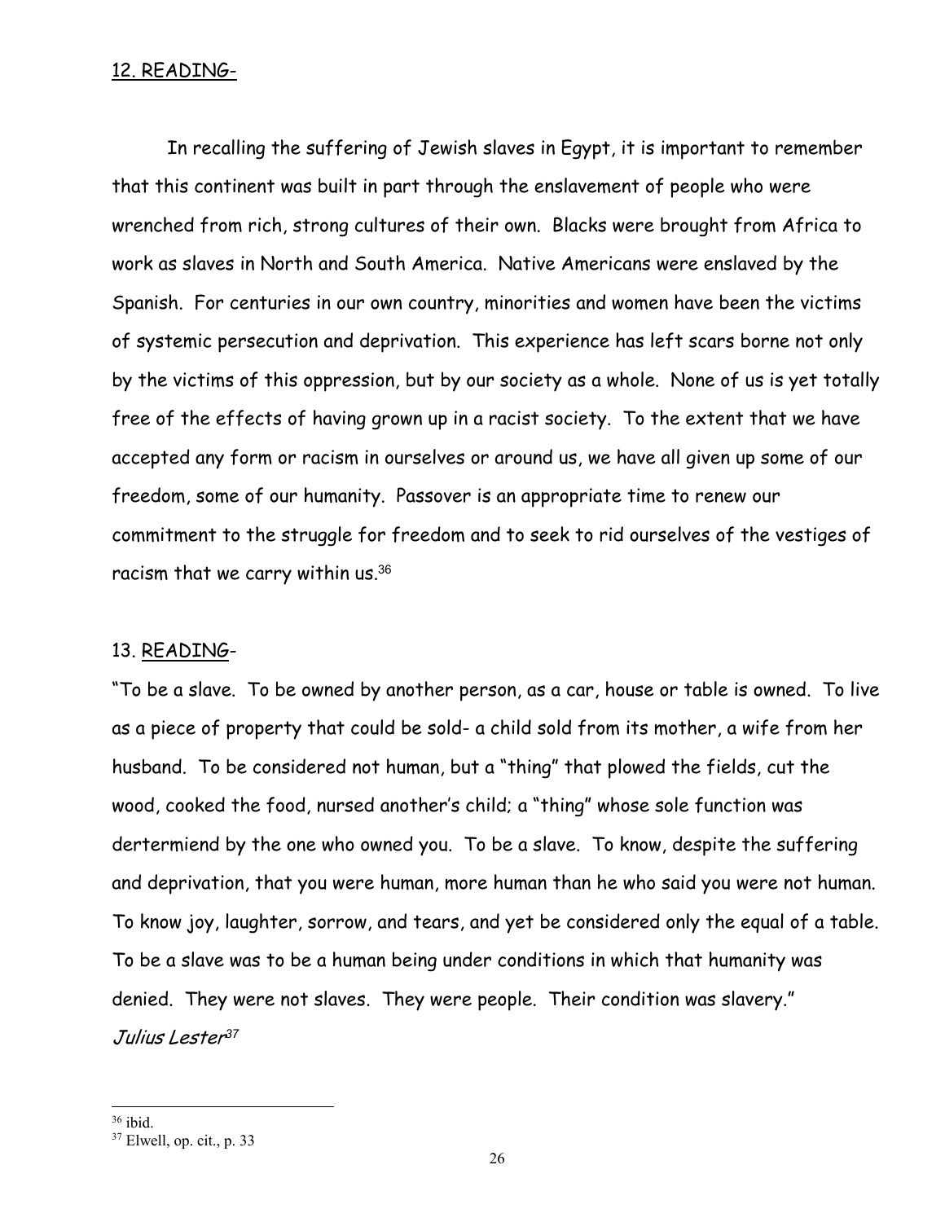12. READING-

In recalling the suffering of Jewish slaves in Egypt, it is important to remember that this continent was built in part through the enslavement of people who were wrenched from rich, strong cultures of their own. Blacks were brought from Africa to work as slaves in North and South America. Native Americans were enslaved by the Spanish. For centuries in our own country, minorities and women have been the victims of systemic persecution and deprivation. This experience has left scars borne not only by the victims of this oppression, but by our society as a whole. None of us is yet totally free of the effects of having grown up in a racist society. To the extent that we have accepted any form or racism in ourselves or around us, we have all given up some of our freedom, some of our humanity. Passover is an appropriate time to renew our commitment to the struggle for freedom and to seek to rid ourselves of the vestiges of racism that we carry within us.[36]

13. READING-

"To be a slave. To be owned by another person, as a car, house or table is owned. To live as a piece of property that could be sold- a child sold from its mother, a wife from her husband. To be considered not human, but a "thing" that plowed the fields, cut the wood, cooked the food, nursed another's child; a "thing" whose sole function was dertermiend by the one who owned you. To be a slave. To know, despite the suffering and deprivation, that you were human, more human than he who said you were not human. To know joy, laughter, sorrow, and tears, and yet be considered only the equal of a table. To be a slave was to be a human being under conditions in which that humanity was denied. They were not slaves. They were people. Their condition was slavery."

*Julius Lester*[37]

---

[36] ibid.

[37] Elwell, op. cit., p. 33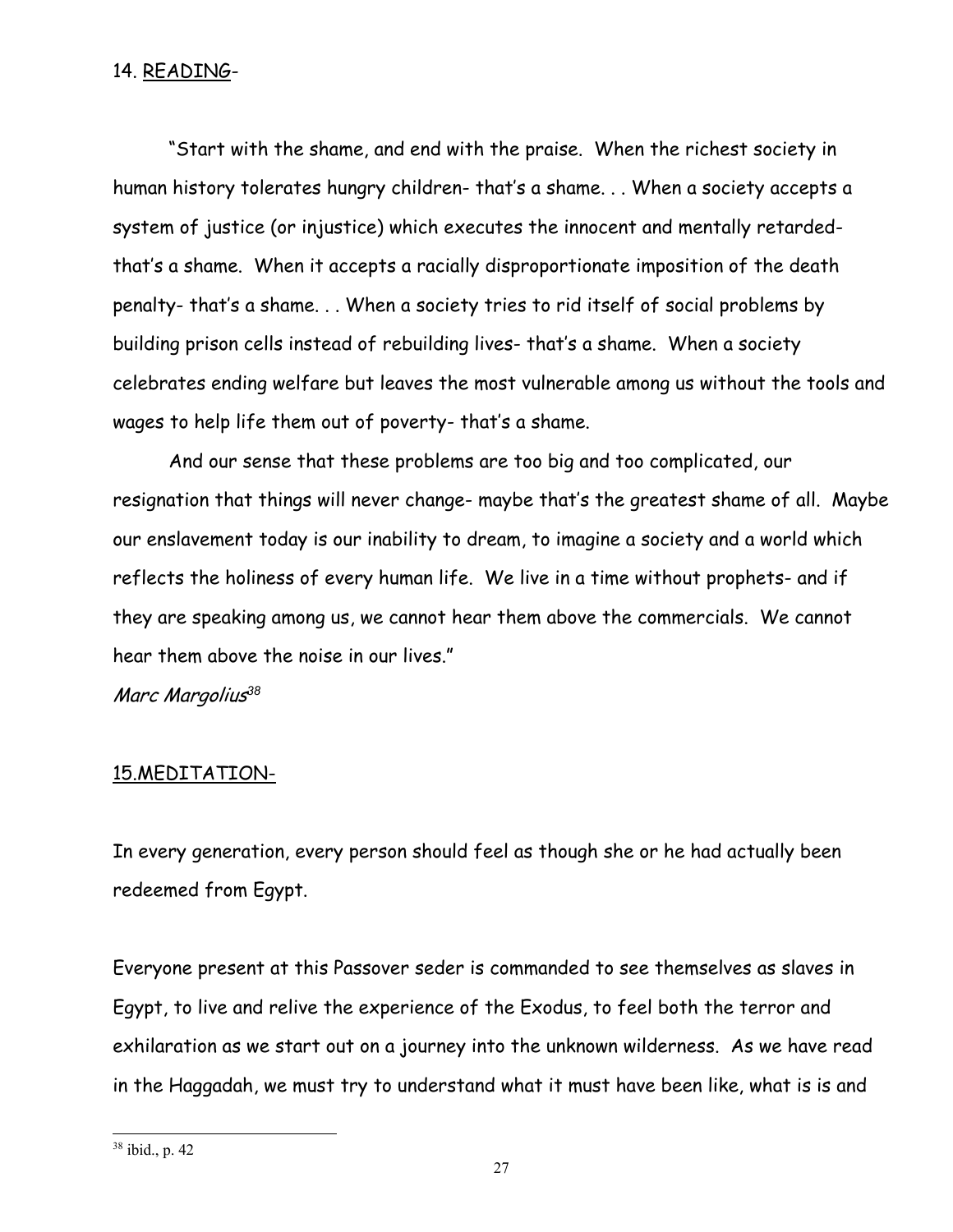14. <u>READING</u>-

"Start with the shame, and end with the praise. When the richest society in human history tolerates hungry children- that's a shame. . . When a society accepts a system of justice (or injustice) which executes the innocent and mentally retarded- that's a shame. When it accepts a racially disproportionate imposition of the death penalty- that's a shame. . . When a society tries to rid itself of social problems by building prison cells instead of rebuilding lives- that's a shame. When a society celebrates ending welfare but leaves the most vulnerable among us without the tools and wages to help life them out of poverty- that's a shame.

And our sense that these problems are too big and too complicated, our resignation that things will never change- maybe that's the greatest shame of all. Maybe our enslavement today is our inability to dream, to imagine a society and a world which reflects the holiness of every human life. We live in a time without prophets- and if they are speaking among us, we cannot hear them above the commercials. We cannot hear them above the noise in our lives."

*Marc Margolius*[38]

15.<u>MEDITATION-</u>

In every generation, every person should feel as though she or he had actually been redeemed from Egypt.

Everyone present at this Passover seder is commanded to see themselves as slaves in Egypt, to live and relive the experience of the Exodus, to feel both the terror and exhilaration as we start out on a journey into the unknown wilderness. As we have read in the Haggadah, we must try to understand what it must have been like, what is is and

[38] ibid., p. 42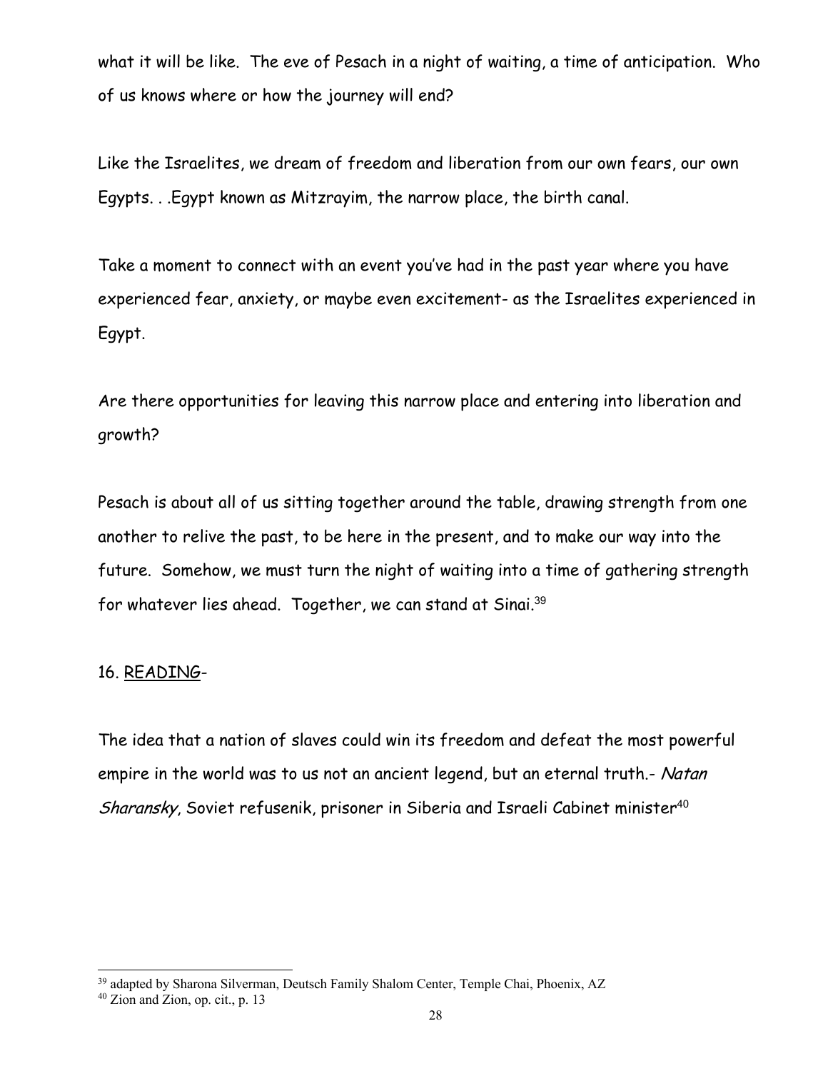what it will be like. The eve of Pesach in a night of waiting, a time of anticipation. Who of us knows where or how the journey will end?

Like the Israelites, we dream of freedom and liberation from our own fears, our own Egypts. . .Egypt known as Mitzrayim, the narrow place, the birth canal.

Take a moment to connect with an event you've had in the past year where you have experienced fear, anxiety, or maybe even excitement- as the Israelites experienced in Egypt.

Are there opportunities for leaving this narrow place and entering into liberation and growth?

Pesach is about all of us sitting together around the table, drawing strength from one another to relive the past, to be here in the present, and to make our way into the future. Somehow, we must turn the night of waiting into a time of gathering strength for whatever lies ahead. Together, we can stand at Sinai.[39]

16. READING-

The idea that a nation of slaves could win its freedom and defeat the most powerful empire in the world was to us not an ancient legend, but an eternal truth.- *Natan Sharansky*, Soviet refusenik, prisoner in Siberia and Israeli Cabinet minister[40]

---

[39] adapted by Sharona Silverman, Deutsch Family Shalom Center, Temple Chai, Phoenix, AZ

[40] Zion and Zion, op. cit., p. 13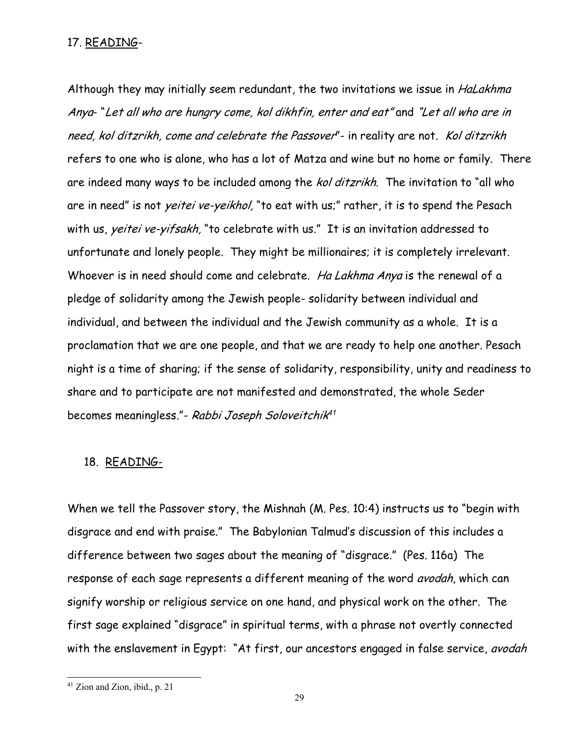17. READING-

Although they may initially seem redundant, the two invitations we issue in *HaLakhma Anya*- "*Let all who are hungry come, kol dikhfin, enter and eat"* and *"Let all who are in need, kol ditzrikh, come and celebrate the Passover*"- in reality are not. *Kol ditzrikh* refers to one who is alone, who has a lot of Matza and wine but no home or family. There are indeed many ways to be included among the *kol ditzrikh*. The invitation to "all who are in need" is not *yeitei ve-yeikhol,* "to eat with us;" rather, it is to spend the Pesach with us, *yeitei ve-yifsakh,* "to celebrate with us." It is an invitation addressed to unfortunate and lonely people. They might be millionaires; it is completely irrelevant. Whoever is in need should come and celebrate. *Ha Lakhma Anya* is the renewal of a pledge of solidarity among the Jewish people- solidarity between individual and individual, and between the individual and the Jewish community as a whole. It is a proclamation that we are one people, and that we are ready to help one another. Pesach night is a time of sharing; if the sense of solidarity, responsibility, unity and readiness to share and to participate are not manifested and demonstrated, the whole Seder becomes meaningless."- *Rabbi Joseph Soloveitchik*[41]

18. READING-

When we tell the Passover story, the Mishnah (M. Pes. 10:4) instructs us to "begin with disgrace and end with praise." The Babylonian Talmud's discussion of this includes a difference between two sages about the meaning of "disgrace." (Pes. 116a) The response of each sage represents a different meaning of the word *avodah*, which can signify worship or religious service on one hand, and physical work on the other. The first sage explained "disgrace" in spiritual terms, with a phrase not overtly connected with the enslavement in Egypt: "At first, our ancestors engaged in false service, *avodah*

[41] Zion and Zion, ibid., p. 21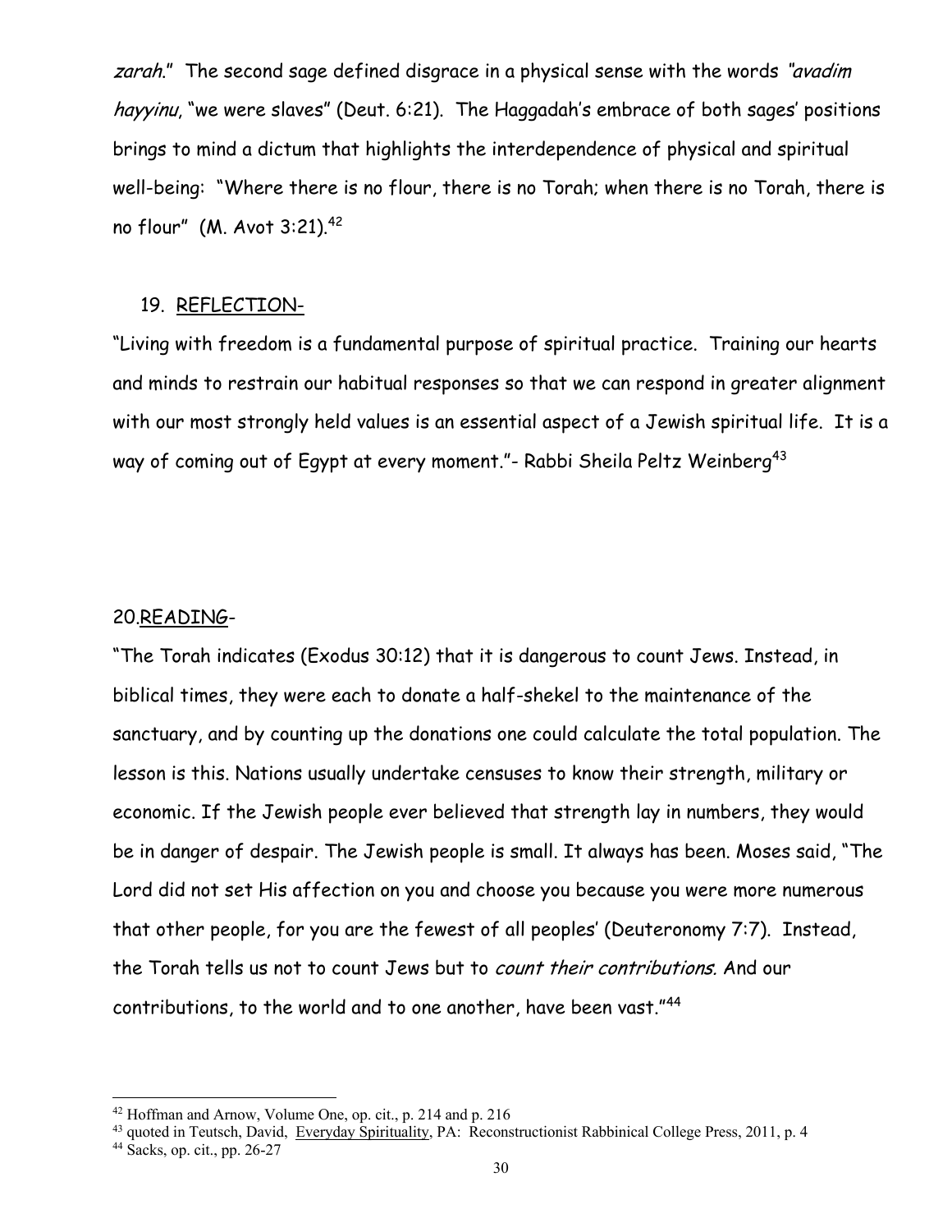*zarah*." The second sage defined disgrace in a physical sense with the words *"avadim hayyinu*, "we were slaves" (Deut. 6:21). The Haggadah's embrace of both sages' positions brings to mind a dictum that highlights the interdependence of physical and spiritual well-being: "Where there is no flour, there is no Torah; when there is no Torah, there is no flour" (M. Avot 3:21).[42]

19. <u>REFLECTION</u>-

"Living with freedom is a fundamental purpose of spiritual practice. Training our hearts and minds to restrain our habitual responses so that we can respond in greater alignment with our most strongly held values is an essential aspect of a Jewish spiritual life. It is a way of coming out of Egypt at every moment."- Rabbi Sheila Peltz Weinberg[43]

20.<u>READING</u>-

"The Torah indicates (Exodus 30:12) that it is dangerous to count Jews. Instead, in biblical times, they were each to donate a half-shekel to the maintenance of the sanctuary, and by counting up the donations one could calculate the total population. The lesson is this. Nations usually undertake censuses to know their strength, military or economic. If the Jewish people ever believed that strength lay in numbers, they would be in danger of despair. The Jewish people is small. It always has been. Moses said, "The Lord did not set His affection on you and choose you because you were more numerous that other people, for you are the fewest of all peoples' (Deuteronomy 7:7). Instead, the Torah tells us not to count Jews but to *count their contributions.* And our contributions, to the world and to one another, have been vast."[44]

---

[42] Hoffman and Arnow, Volume One, op. cit., p. 214 and p. 216

[43] quoted in Teutsch, David, <u>Everyday Spirituality</u>, PA: Reconstructionist Rabbinical College Press, 2011, p. 4

[44] Sacks, op. cit., pp. 26-27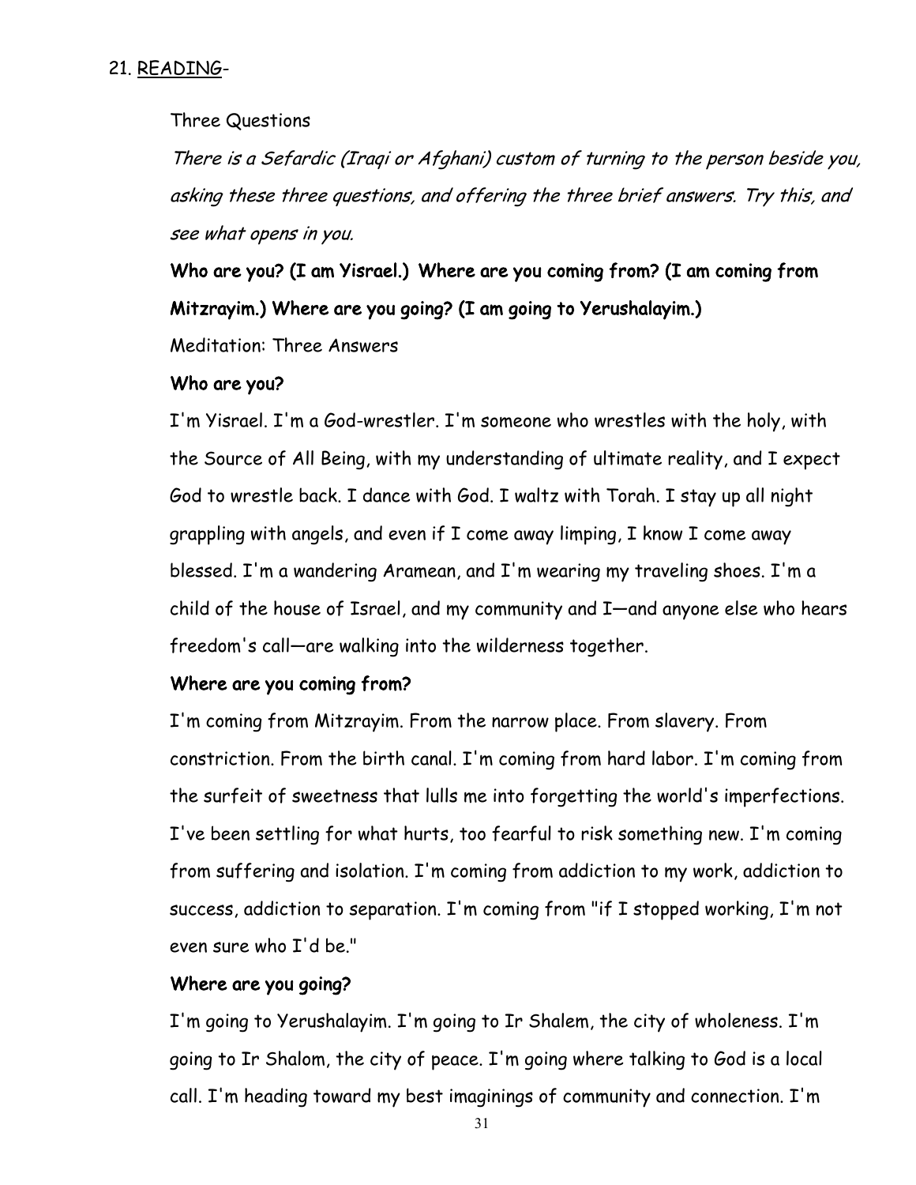## 21. <u>READING</u>-

Three Questions

*There is a Sefardic (Iraqi or Afghani) custom of turning to the person beside you, asking these three questions, and offering the three brief answers. Try this, and see what opens in you.*

**Who are you? (I am Yisrael.) Where are you coming from? (I am coming from Mitzrayim.) Where are you going? (I am going to Yerushalayim.)**

Meditation: Three Answers

**Who are you?**

I'm Yisrael. I'm a God-wrestler. I'm someone who wrestles with the holy, with the Source of All Being, with my understanding of ultimate reality, and I expect God to wrestle back. I dance with God. I waltz with Torah. I stay up all night grappling with angels, and even if I come away limping, I know I come away blessed. I'm a wandering Aramean, and I'm wearing my traveling shoes. I'm a child of the house of Israel, and my community and I—and anyone else who hears freedom's call—are walking into the wilderness together.

**Where are you coming from?**

I'm coming from Mitzrayim. From the narrow place. From slavery. From constriction. From the birth canal. I'm coming from hard labor. I'm coming from the surfeit of sweetness that lulls me into forgetting the world's imperfections. I've been settling for what hurts, too fearful to risk something new. I'm coming from suffering and isolation. I'm coming from addiction to my work, addiction to success, addiction to separation. I'm coming from "if I stopped working, I'm not even sure who I'd be."

**Where are you going?**

I'm going to Yerushalayim. I'm going to Ir Shalem, the city of wholeness. I'm going to Ir Shalom, the city of peace. I'm going where talking to God is a local call. I'm heading toward my best imaginings of community and connection. I'm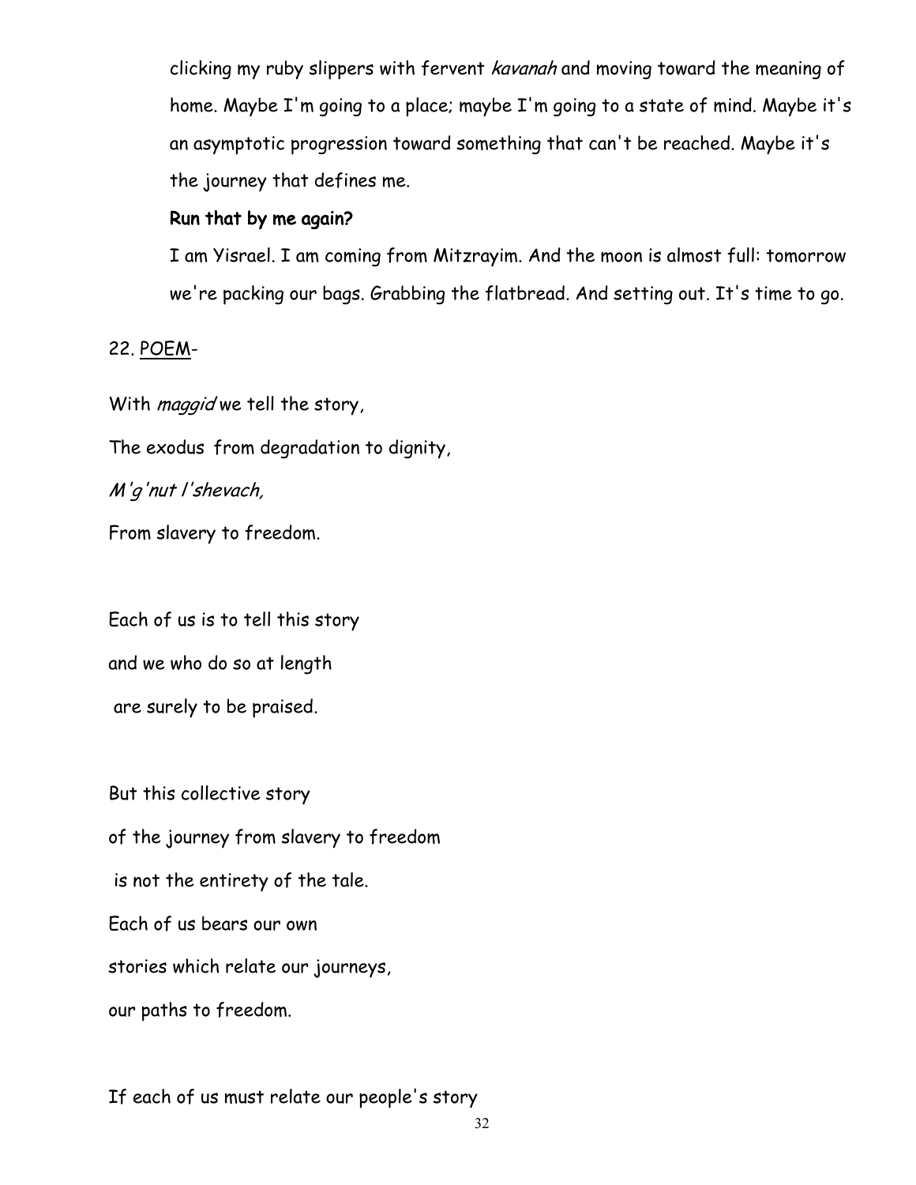clicking my ruby slippers with fervent *kavanah* and moving toward the meaning of home. Maybe I'm going to a place; maybe I'm going to a state of mind. Maybe it's an asymptotic progression toward something that can't be reached. Maybe it's the journey that defines me.

**Run that by me again?**

I am Yisrael. I am coming from Mitzrayim. And the moon is almost full: tomorrow we're packing our bags. Grabbing the flatbread. And setting out. It's time to go.

22. <u>POEM</u>-

With *maggid* we tell the story,

The exodus from degradation to dignity,

*M'g'nut l'shevach,*

From slavery to freedom.

Each of us is to tell this story

and we who do so at length

are surely to be praised.

But this collective story

of the journey from slavery to freedom

is not the entirety of the tale.

Each of us bears our own

stories which relate our journeys,

our paths to freedom.

If each of us must relate our people's story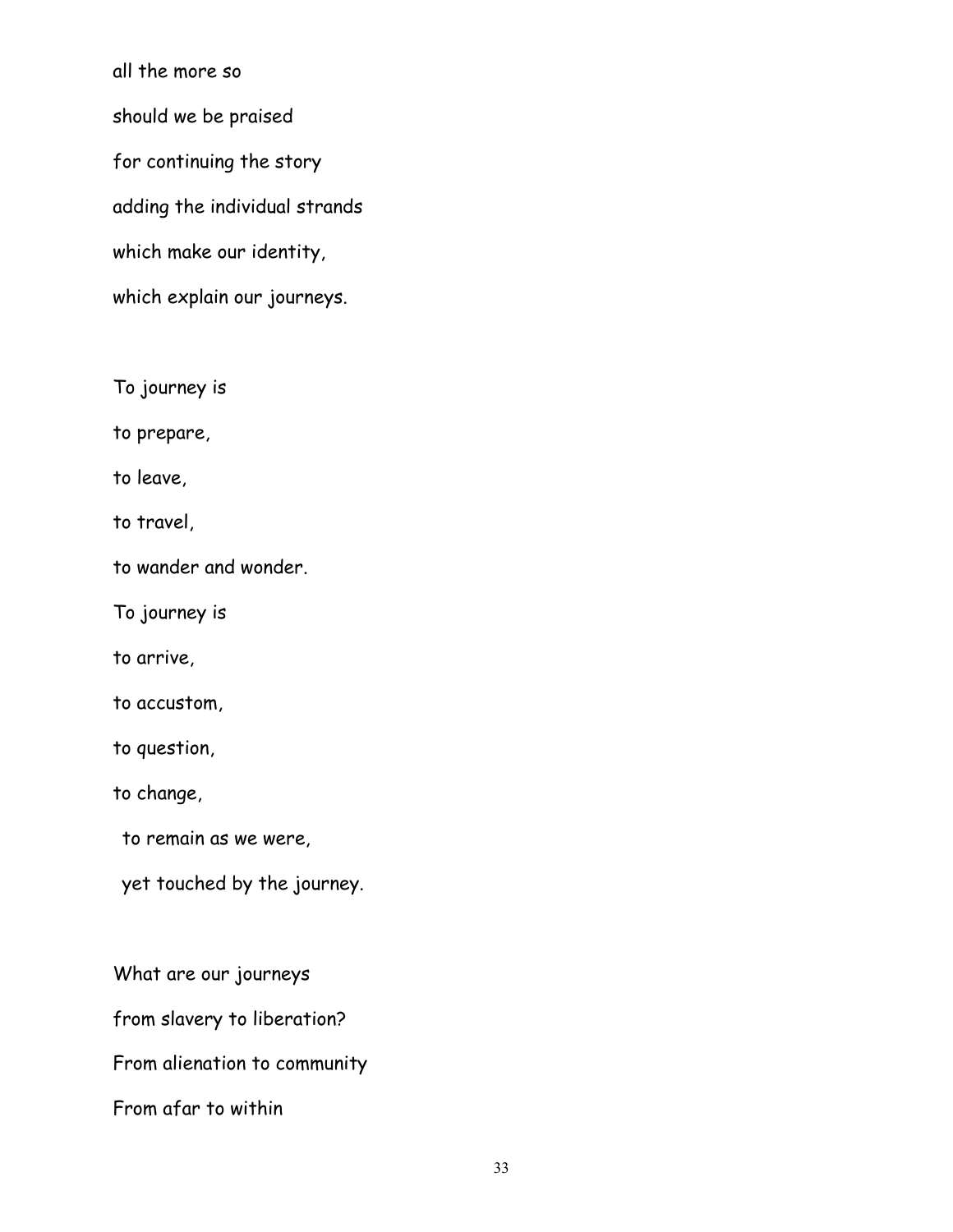all the more so

should we be praised

for continuing the story

adding the individual strands

which make our identity,

which explain our journeys.

To journey is

to prepare,

to leave,

to travel,

to wander and wonder.

To journey is

to arrive,

to accustom,

to question,

to change,

to remain as we were,

yet touched by the journey.

What are our journeys

from slavery to liberation?

From alienation to community

From afar to within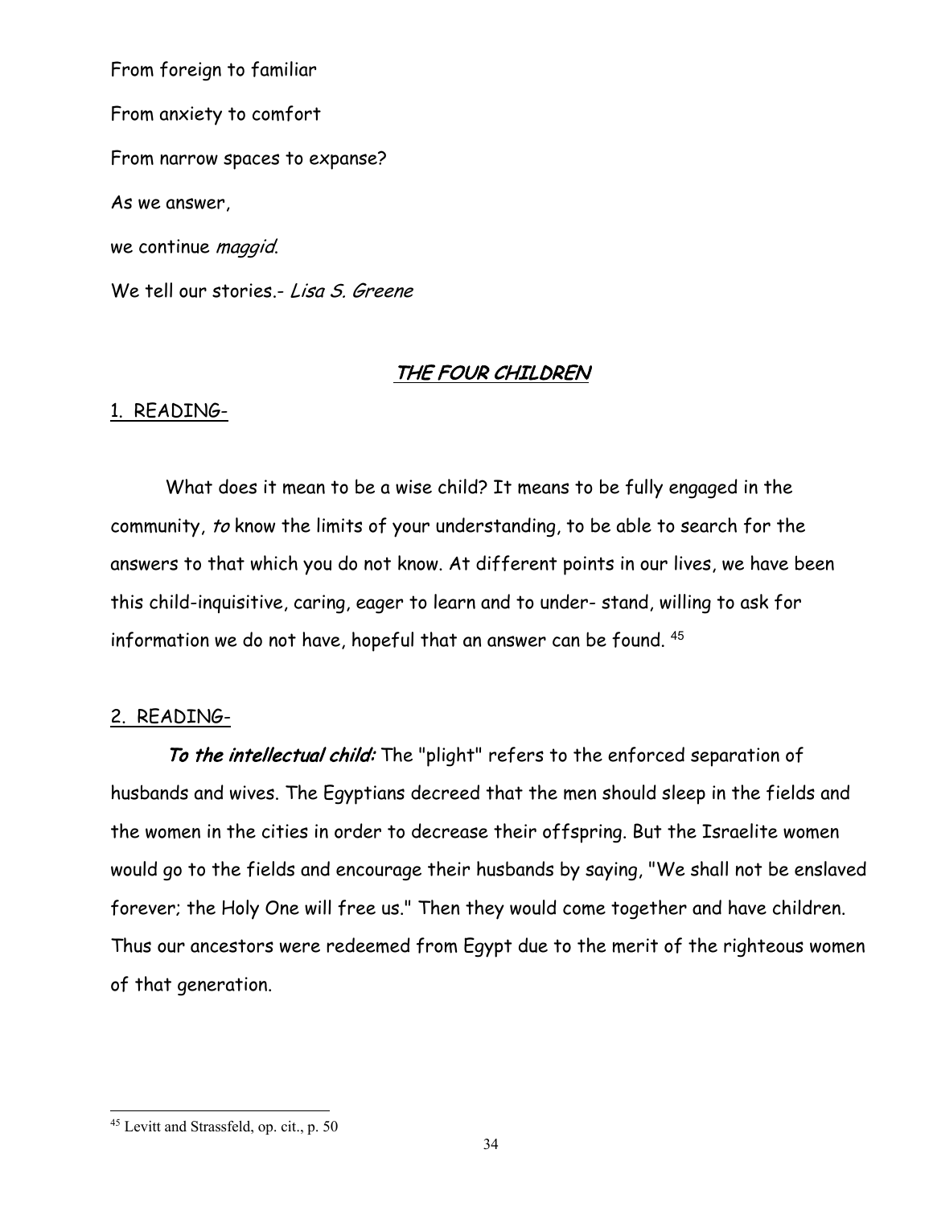From foreign to familiar

From anxiety to comfort

From narrow spaces to expanse?

As we answer,

we continue *maggid*.

We tell our stories.- *Lisa S. Greene*

## THE FOUR CHILDREN

1. READING-

What does it mean to be a wise child? It means to be fully engaged in the community, *to* know the limits of your understanding, to be able to search for the answers to that which you do not know. At different points in our lives, we have been this child-inquisitive, caring, eager to learn and to under- stand, willing to ask for information we do not have, hopeful that an answer can be found. [45]

2. READING-

***To the intellectual child:*** The "plight" refers to the enforced separation of husbands and wives. The Egyptians decreed that the men should sleep in the fields and the women in the cities in order to decrease their offspring. But the Israelite women would go to the fields and encourage their husbands by saying, "We shall not be enslaved forever; the Holy One will free us." Then they would come together and have children. Thus our ancestors were redeemed from Egypt due to the merit of the righteous women of that generation.

---

[45] Levitt and Strassfeld, op. cit., p. 50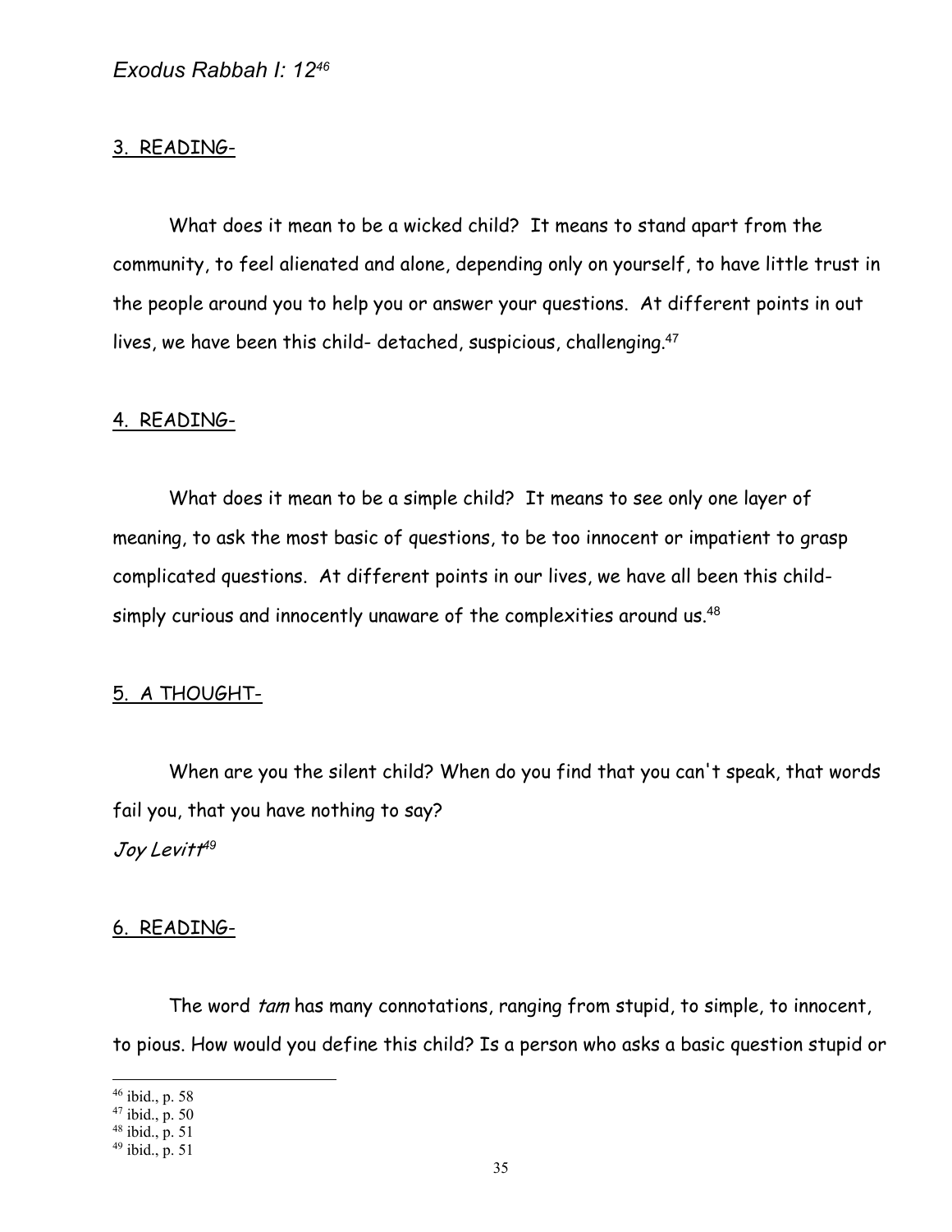*Exodus Rabbah I: 12*[46]

3. READING-

What does it mean to be a wicked child? It means to stand apart from the community, to feel alienated and alone, depending only on yourself, to have little trust in the people around you to help you or answer your questions. At different points in out lives, we have been this child- detached, suspicious, challenging.[47]

4. READING-

What does it mean to be a simple child? It means to see only one layer of meaning, to ask the most basic of questions, to be too innocent or impatient to grasp complicated questions. At different points in our lives, we have all been this child- simply curious and innocently unaware of the complexities around us.[48]

5. A THOUGHT-

When are you the silent child? When do you find that you can't speak, that words fail you, that you have nothing to say?
*Joy Levitt*[49]

6. READING-

The word *tam* has many connotations, ranging from stupid, to simple, to innocent, to pious. How would you define this child? Is a person who asks a basic question stupid or

---

[46] ibid., p. 58
[47] ibid., p. 50
[48] ibid., p. 51
[49] ibid., p. 51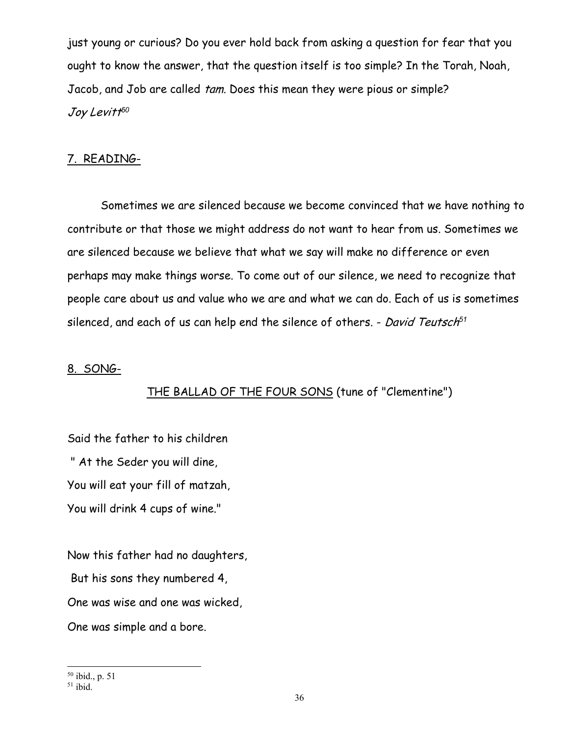just young or curious? Do you ever hold back from asking a question for fear that you ought to know the answer, that the question itself is too simple? In the Torah, Noah, Jacob, and Job are called *tam.* Does this mean they were pious or simple?
*Joy Levitt*[50]

7. READING-

Sometimes we are silenced because we become convinced that we have nothing to contribute or that those we might address do not want to hear from us. Sometimes we are silenced because we believe that what we say will make no difference or even perhaps may make things worse. To come out of our silence, we need to recognize that people care about us and value who we are and what we can do. Each of us is sometimes silenced, and each of us can help end the silence of others. - *David Teutsch*[51]

8. SONG-

THE BALLAD OF THE FOUR SONS (tune of "Clementine")

Said the father to his children
" At the Seder you will dine,
You will eat your fill of matzah,
You will drink 4 cups of wine."

Now this father had no daughters,
But his sons they numbered 4,
One was wise and one was wicked,
One was simple and a bore.

---

[50] ibid., p. 51
[51] ibid.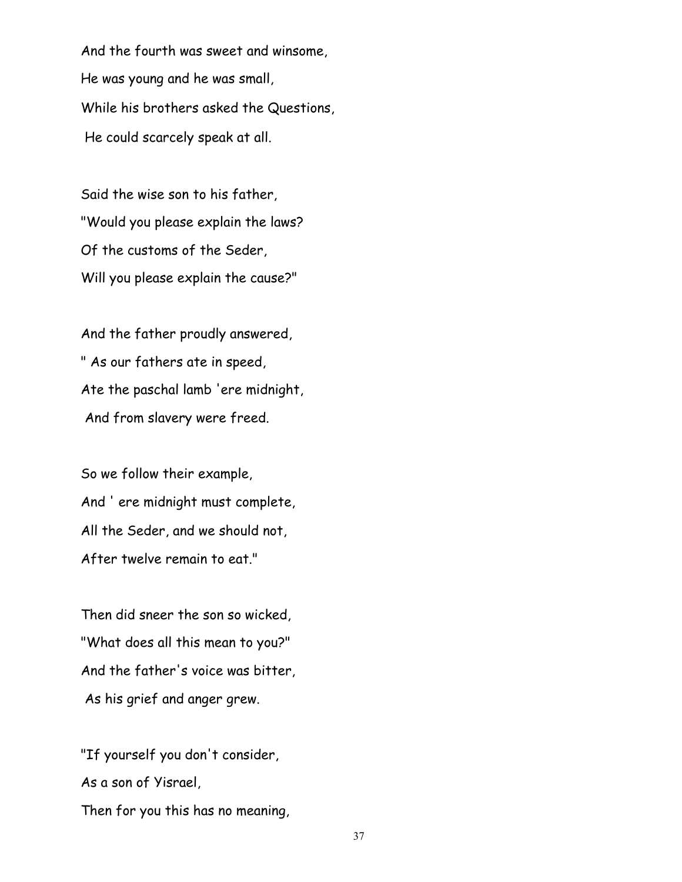And the fourth was sweet and winsome,
He was young and he was small,
While his brothers asked the Questions,
He could scarcely speak at all.

Said the wise son to his father,
"Would you please explain the laws?
Of the customs of the Seder,
Will you please explain the cause?"

And the father proudly answered,
" As our fathers ate in speed,
Ate the paschal lamb 'ere midnight,
And from slavery were freed.

So we follow their example,
And ' ere midnight must complete,
All the Seder, and we should not,
After twelve remain to eat."

Then did sneer the son so wicked,
"What does all this mean to you?"
And the father's voice was bitter,
As his grief and anger grew.

"If yourself you don't consider,
As a son of Yisrael,
Then for you this has no meaning,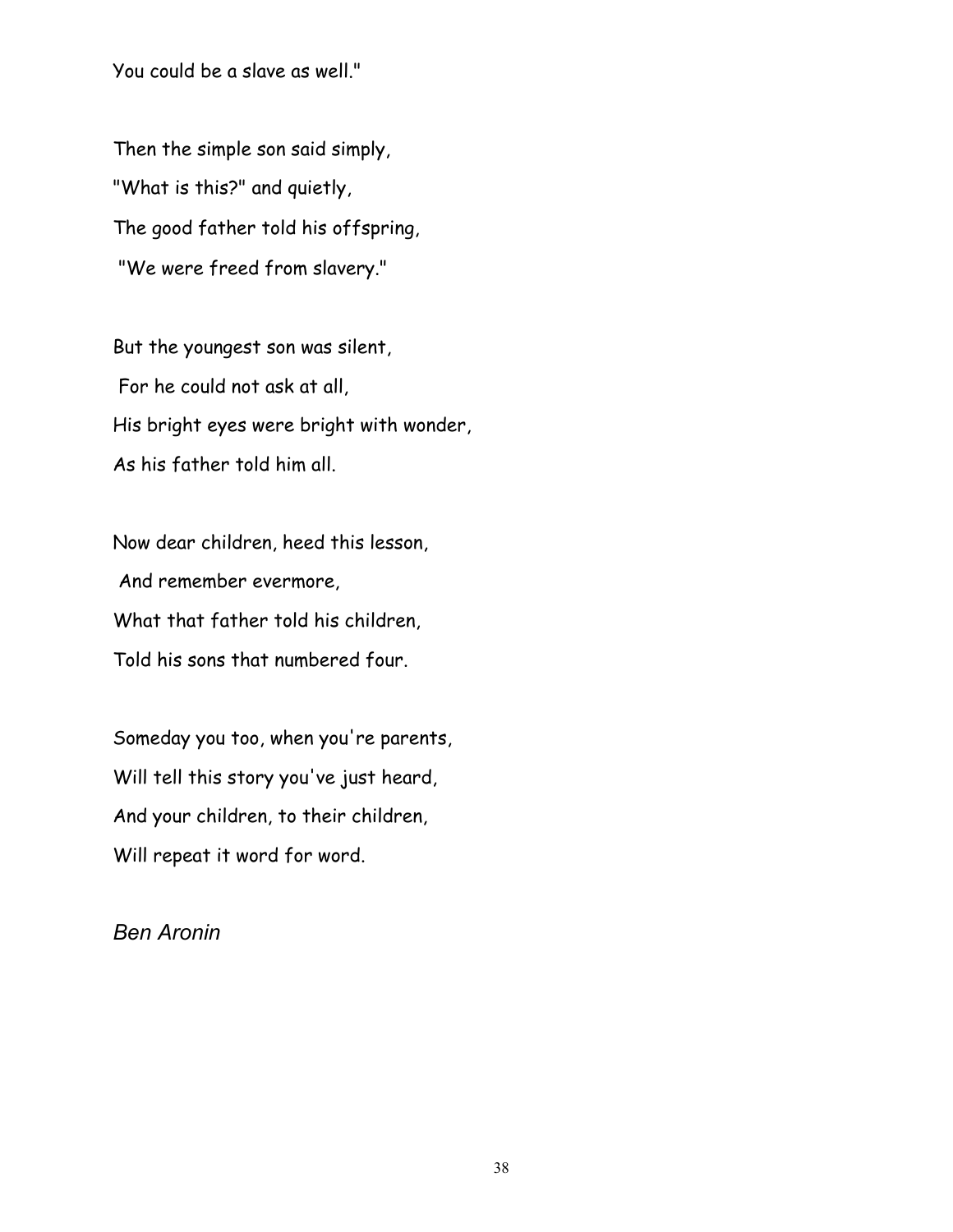You could be a slave as well."

Then the simple son said simply,  
"What is this?" and quietly,  
The good father told his offspring,  
"We were freed from slavery."

But the youngest son was silent,  
For he could not ask at all,  
His bright eyes were bright with wonder,  
As his father told him all.

Now dear children, heed this lesson,  
And remember evermore,  
What that father told his children,  
Told his sons that numbered four.

Someday you too, when you're parents,  
Will tell this story you've just heard,  
And your children, to their children,  
Will repeat it word for word.

*Ben Aronin*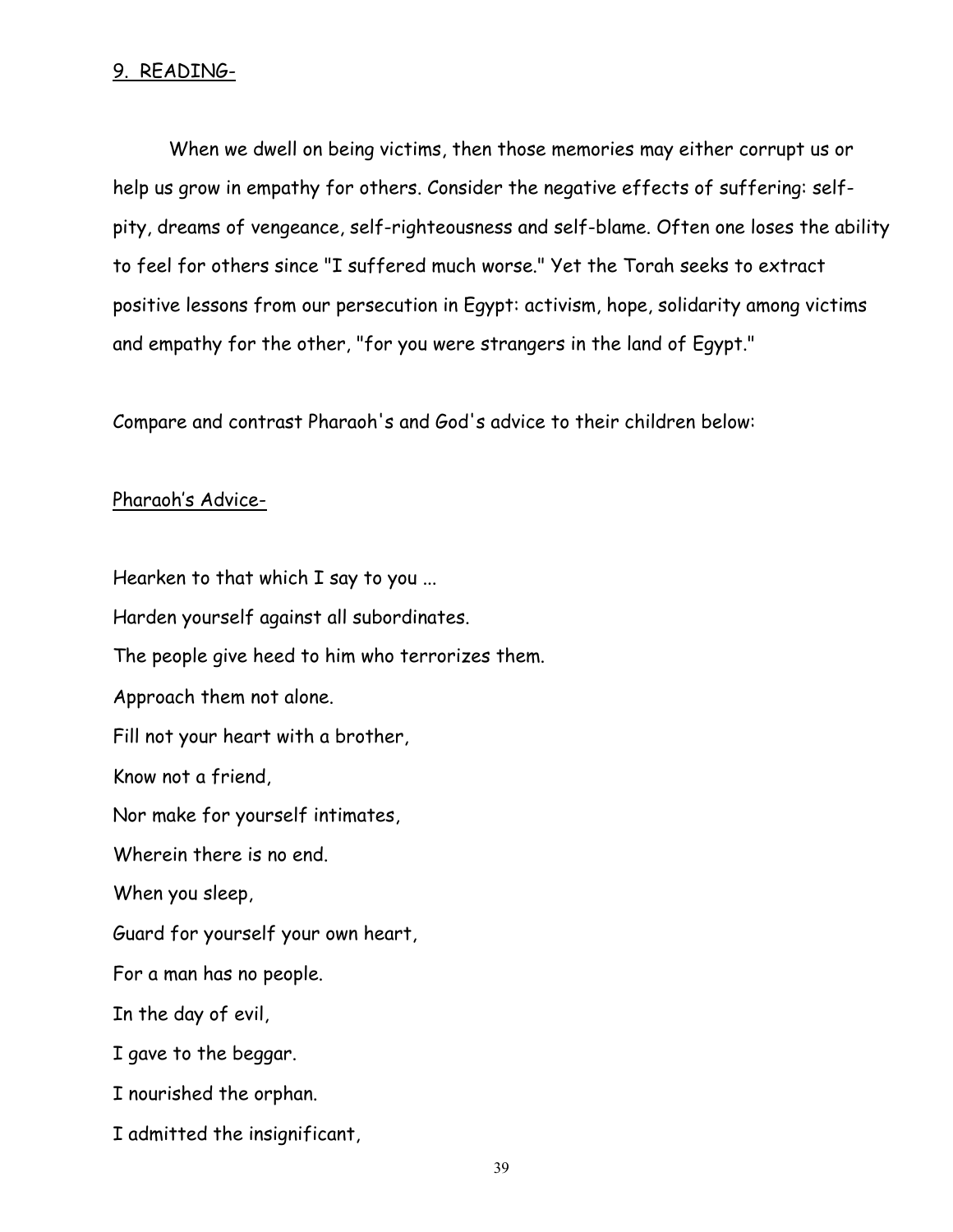9. READING-

When we dwell on being victims, then those memories may either corrupt us or help us grow in empathy for others. Consider the negative effects of suffering: self-pity, dreams of vengeance, self-righteousness and self-blame. Often one loses the ability to feel for others since "I suffered much worse." Yet the Torah seeks to extract positive lessons from our persecution in Egypt: activism, hope, solidarity among victims and empathy for the other, "for you were strangers in the land of Egypt."

Compare and contrast Pharaoh's and God's advice to their children below:

Pharaoh's Advice-

Hearken to that which I say to you ...  
Harden yourself against all subordinates.  
The people give heed to him who terrorizes them.  
Approach them not alone.  
Fill not your heart with a brother,  
Know not a friend,  
Nor make for yourself intimates,  
Wherein there is no end.  
When you sleep,  
Guard for yourself your own heart,  
For a man has no people.  
In the day of evil,  
I gave to the beggar.  
I nourished the orphan.  
I admitted the insignificant,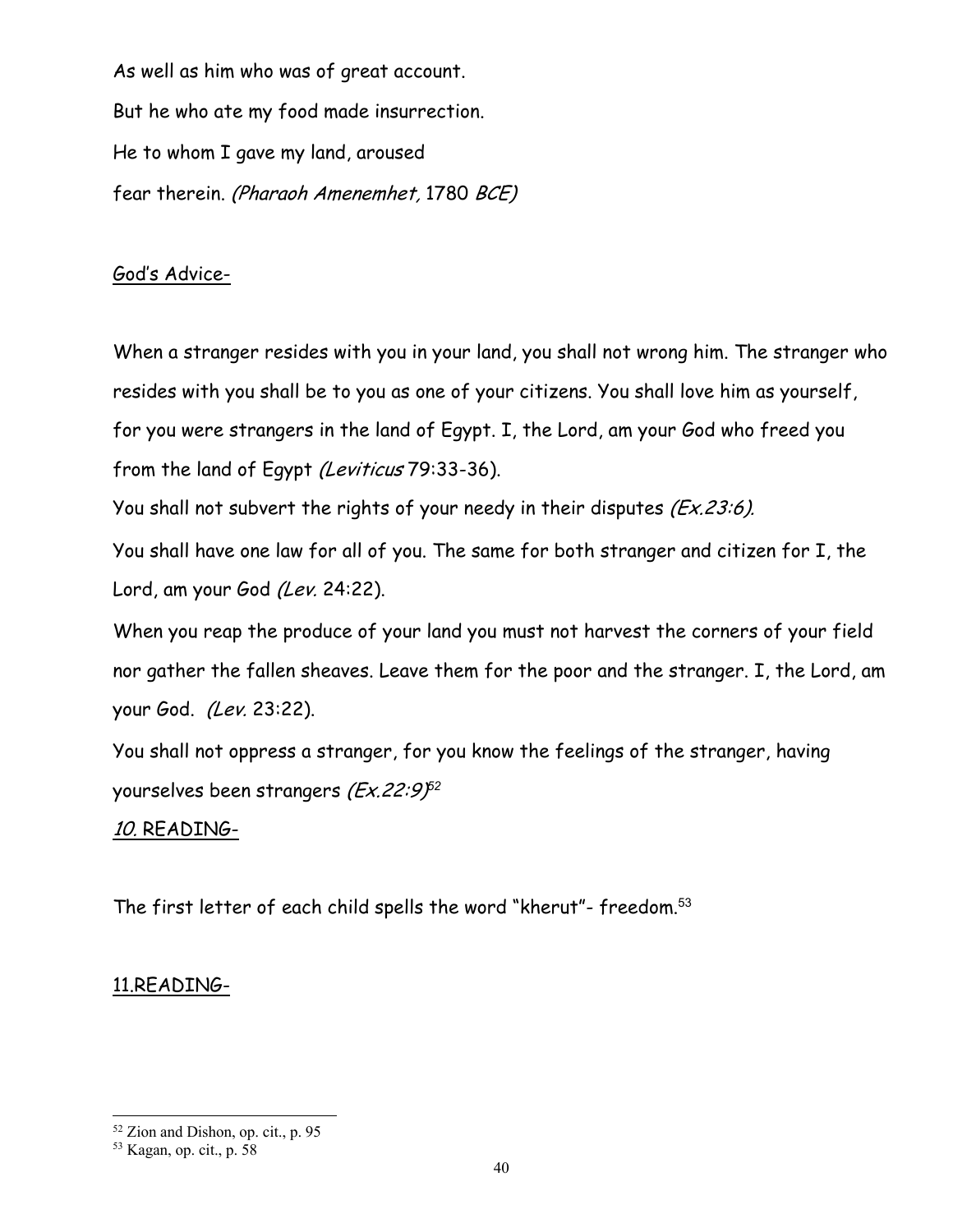As well as him who was of great account.

But he who ate my food made insurrection.

He to whom I gave my land, aroused

fear therein. *(Pharaoh Amenemhet,* 1780 *BCE)*

God's Advice-

When a stranger resides with you in your land, you shall not wrong him. The stranger who resides with you shall be to you as one of your citizens. You shall love him as yourself, for you were strangers in the land of Egypt. I, the Lord, am your God who freed you from the land of Egypt *(Leviticus* 79:33-36).

You shall not subvert the rights of your needy in their disputes *(Ex.23:6).*

You shall have one law for all of you. The same for both stranger and citizen for I, the Lord, am your God *(Lev.* 24:22).

When you reap the produce of your land you must not harvest the corners of your field nor gather the fallen sheaves. Leave them for the poor and the stranger. I, the Lord, am your God. *(Lev.* 23:22).

You shall not oppress a stranger, for you know the feelings of the stranger, having yourselves been strangers *(Ex.22:9)*[52]

*10.* READING-

The first letter of each child spells the word "kherut"- freedom.[53]

11.READING-

[52] Zion and Dishon, op. cit., p. 95

[53] Kagan, op. cit., p. 58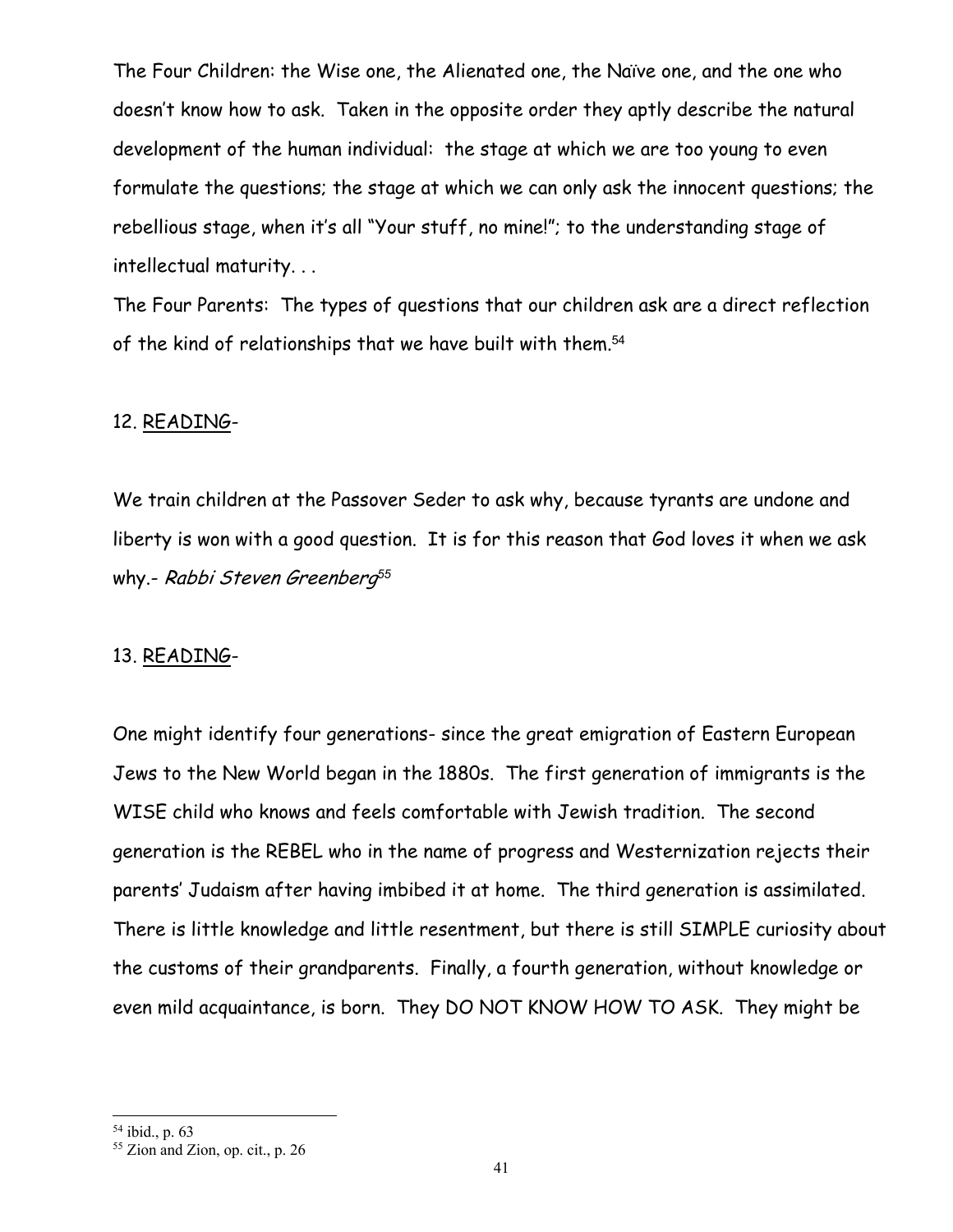The Four Children: the Wise one, the Alienated one, the Naïve one, and the one who doesn't know how to ask. Taken in the opposite order they aptly describe the natural development of the human individual: the stage at which we are too young to even formulate the questions; the stage at which we can only ask the innocent questions; the rebellious stage, when it's all "Your stuff, no mine!"; to the understanding stage of intellectual maturity. . .

The Four Parents: The types of questions that our children ask are a direct reflection of the kind of relationships that we have built with them.[54]

12. <u>READING</u>-

We train children at the Passover Seder to ask why, because tyrants are undone and liberty is won with a good question. It is for this reason that God loves it when we ask why.- *Rabbi Steven Greenberg*[55]

13. <u>READING</u>-

One might identify four generations- since the great emigration of Eastern European Jews to the New World began in the 1880s. The first generation of immigrants is the WISE child who knows and feels comfortable with Jewish tradition. The second generation is the REBEL who in the name of progress and Westernization rejects their parents' Judaism after having imbibed it at home. The third generation is assimilated. There is little knowledge and little resentment, but there is still SIMPLE curiosity about the customs of their grandparents. Finally, a fourth generation, without knowledge or even mild acquaintance, is born. They DO NOT KNOW HOW TO ASK. They might be

---

[54] ibid., p. 63

[55] Zion and Zion, op. cit., p. 26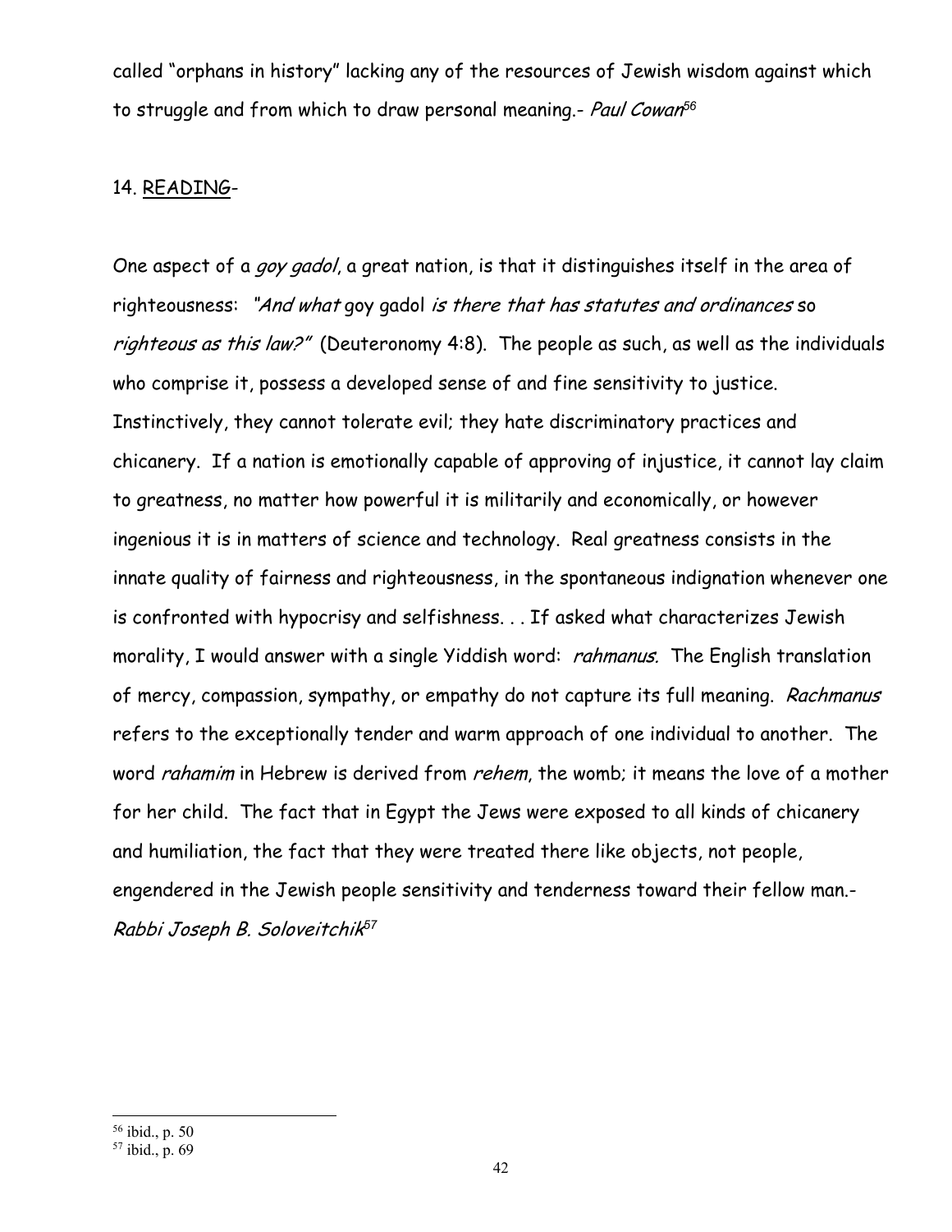called "orphans in history" lacking any of the resources of Jewish wisdom against which to struggle and from which to draw personal meaning.- *Paul Cowan*[56]

14. <u>READING</u>-

One aspect of a *goy gadol*, a great nation, is that it distinguishes itself in the area of righteousness: *"And what* goy gadol *is there that has statutes and ordinances* so *righteous as this law?"* (Deuteronomy 4:8). The people as such, as well as the individuals who comprise it, possess a developed sense of and fine sensitivity to justice. Instinctively, they cannot tolerate evil; they hate discriminatory practices and chicanery. If a nation is emotionally capable of approving of injustice, it cannot lay claim to greatness, no matter how powerful it is militarily and economically, or however ingenious it is in matters of science and technology. Real greatness consists in the innate quality of fairness and righteousness, in the spontaneous indignation whenever one is confronted with hypocrisy and selfishness. . . If asked what characterizes Jewish morality, I would answer with a single Yiddish word: *rahmanus.* The English translation of mercy, compassion, sympathy, or empathy do not capture its full meaning. *Rachmanus* refers to the exceptionally tender and warm approach of one individual to another. The word *rahamim* in Hebrew is derived from *rehem*, the womb; it means the love of a mother for her child. The fact that in Egypt the Jews were exposed to all kinds of chicanery and humiliation, the fact that they were treated there like objects, not people, engendered in the Jewish people sensitivity and tenderness toward their fellow man.- *Rabbi Joseph B. Soloveitchik*[57]

---

[56] ibid., p. 50

[57] ibid., p. 69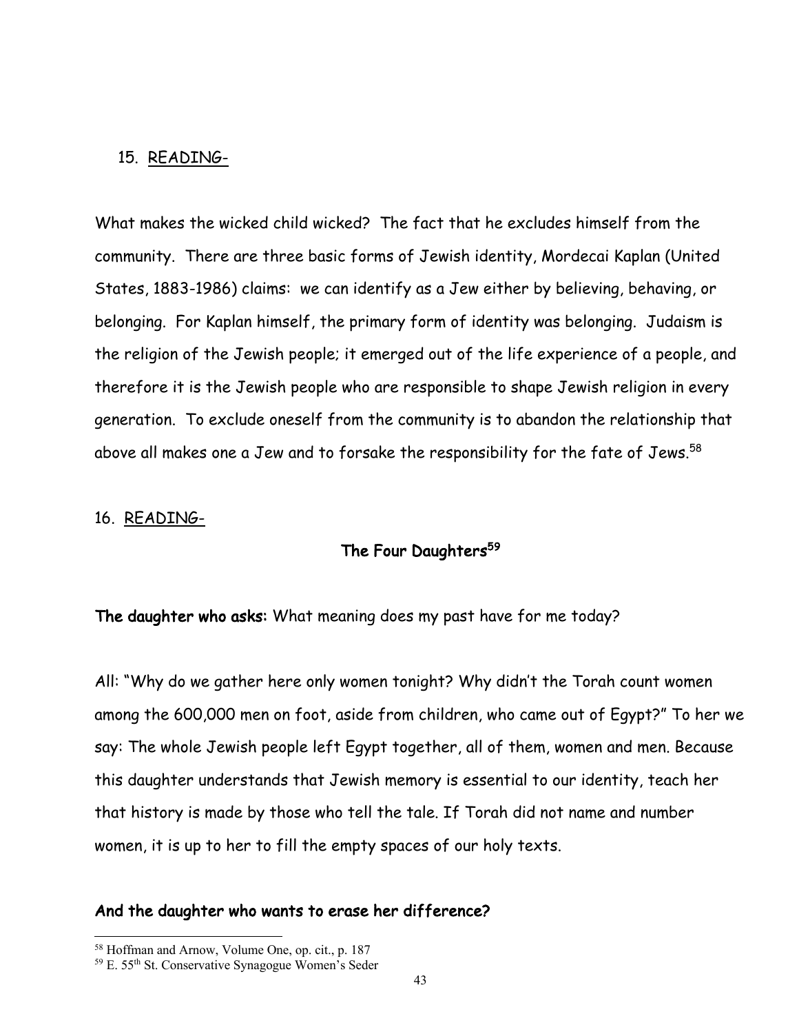15. <u>READING-</u>

What makes the wicked child wicked? The fact that he excludes himself from the community. There are three basic forms of Jewish identity, Mordecai Kaplan (United States, 1883-1986) claims: we can identify as a Jew either by believing, behaving, or belonging. For Kaplan himself, the primary form of identity was belonging. Judaism is the religion of the Jewish people; it emerged out of the life experience of a people, and therefore it is the Jewish people who are responsible to shape Jewish religion in every generation. To exclude oneself from the community is to abandon the relationship that above all makes one a Jew and to forsake the responsibility for the fate of Jews.[58]

16. <u>READING-</u>

**The Four Daughters**[59]

**The daughter who asks:** What meaning does my past have for me today?

All: "Why do we gather here only women tonight? Why didn't the Torah count women among the 600,000 men on foot, aside from children, who came out of Egypt?" To her we say: The whole Jewish people left Egypt together, all of them, women and men. Because this daughter understands that Jewish memory is essential to our identity, teach her that history is made by those who tell the tale. If Torah did not name and number women, it is up to her to fill the empty spaces of our holy texts.

**And the daughter who wants to erase her difference?**

---

[58] Hoffman and Arnow, Volume One, op. cit., p. 187

[59] E. 55th St. Conservative Synagogue Women's Seder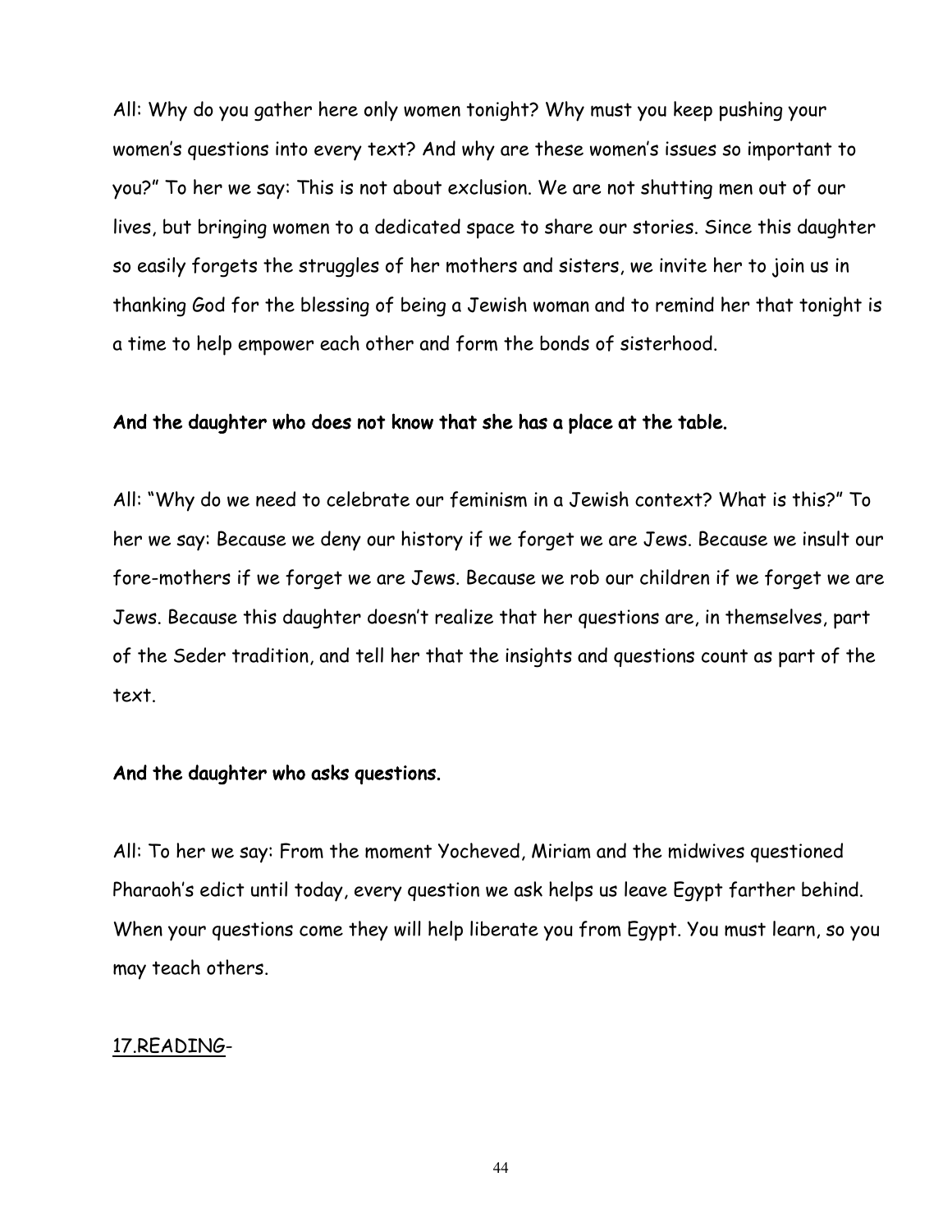All: Why do you gather here only women tonight? Why must you keep pushing your women's questions into every text? And why are these women's issues so important to you?" To her we say: This is not about exclusion. We are not shutting men out of our lives, but bringing women to a dedicated space to share our stories. Since this daughter so easily forgets the struggles of her mothers and sisters, we invite her to join us in thanking God for the blessing of being a Jewish woman and to remind her that tonight is a time to help empower each other and form the bonds of sisterhood.

**And the daughter who does not know that she has a place at the table.**

All: "Why do we need to celebrate our feminism in a Jewish context? What is this?" To her we say: Because we deny our history if we forget we are Jews. Because we insult our fore-mothers if we forget we are Jews. Because we rob our children if we forget we are Jews. Because this daughter doesn't realize that her questions are, in themselves, part of the Seder tradition, and tell her that the insights and questions count as part of the text.

**And the daughter who asks questions.**

All: To her we say: From the moment Yocheved, Miriam and the midwives questioned Pharaoh's edict until today, every question we ask helps us leave Egypt farther behind. When your questions come they will help liberate you from Egypt. You must learn, so you may teach others.

<u>17.READING</u>-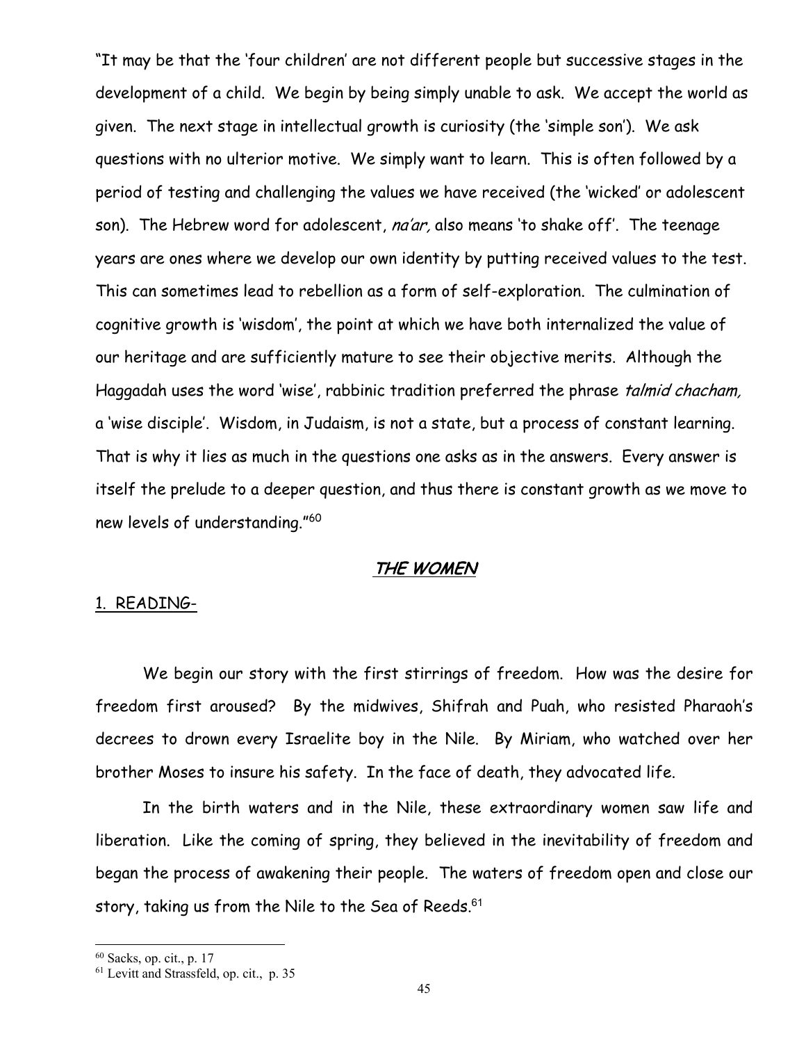"It may be that the 'four children' are not different people but successive stages in the development of a child. We begin by being simply unable to ask. We accept the world as given. The next stage in intellectual growth is curiosity (the 'simple son'). We ask questions with no ulterior motive. We simply want to learn. This is often followed by a period of testing and challenging the values we have received (the 'wicked' or adolescent son). The Hebrew word for adolescent, *na'ar,* also means 'to shake off'. The teenage years are ones where we develop our own identity by putting received values to the test. This can sometimes lead to rebellion as a form of self-exploration. The culmination of cognitive growth is 'wisdom', the point at which we have both internalized the value of our heritage and are sufficiently mature to see their objective merits. Although the Haggadah uses the word 'wise', rabbinic tradition preferred the phrase *talmid chacham,* a 'wise disciple'. Wisdom, in Judaism, is not a state, but a process of constant learning. That is why it lies as much in the questions one asks as in the answers. Every answer is itself the prelude to a deeper question, and thus there is constant growth as we move to new levels of understanding."[60]

## THE WOMEN

1. READING-

We begin our story with the first stirrings of freedom. How was the desire for freedom first aroused? By the midwives, Shifrah and Puah, who resisted Pharaoh's decrees to drown every Israelite boy in the Nile. By Miriam, who watched over her brother Moses to insure his safety. In the face of death, they advocated life.

In the birth waters and in the Nile, these extraordinary women saw life and liberation. Like the coming of spring, they believed in the inevitability of freedom and began the process of awakening their people. The waters of freedom open and close our story, taking us from the Nile to the Sea of Reeds.[61]

---

[60] Sacks, op. cit., p. 17

[61] Levitt and Strassfeld, op. cit., p. 35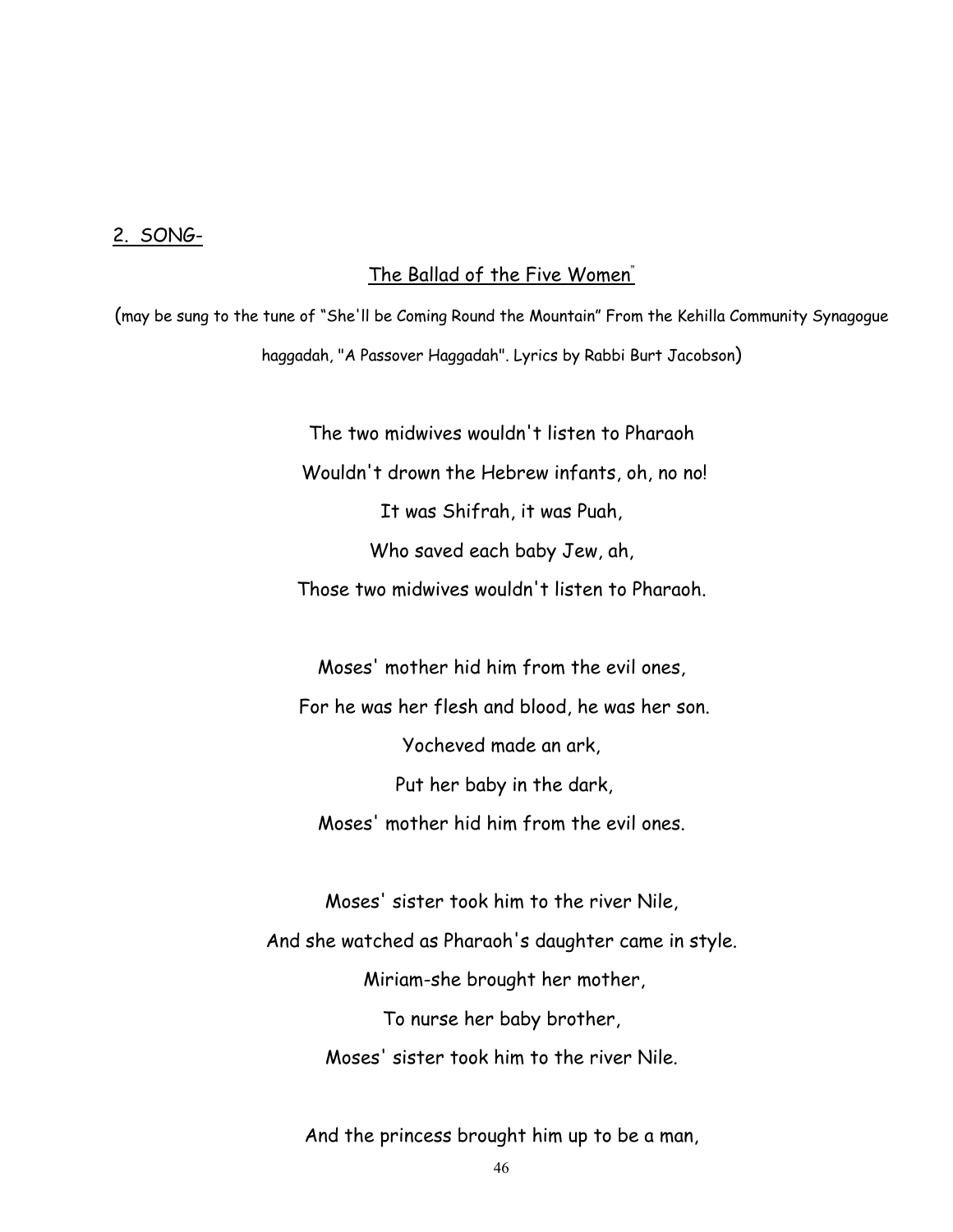2. SONG-

The Ballad of the Five Women"

(may be sung to the tune of "She'll be Coming Round the Mountain" From the Kehilla Community Synagogue haggadah, "A Passover Haggadah". Lyrics by Rabbi Burt Jacobson)

The two midwives wouldn't listen to Pharaoh  
Wouldn't drown the Hebrew infants, oh, no no!  
It was Shifrah, it was Puah,  
Who saved each baby Jew, ah,  
Those two midwives wouldn't listen to Pharaoh.

Moses' mother hid him from the evil ones,  
For he was her flesh and blood, he was her son.  
Yocheved made an ark,  
Put her baby in the dark,  
Moses' mother hid him from the evil ones.

Moses' sister took him to the river Nile,  
And she watched as Pharaoh's daughter came in style.  
Miriam-she brought her mother,  
To nurse her baby brother,  
Moses' sister took him to the river Nile.

And the princess brought him up to be a man,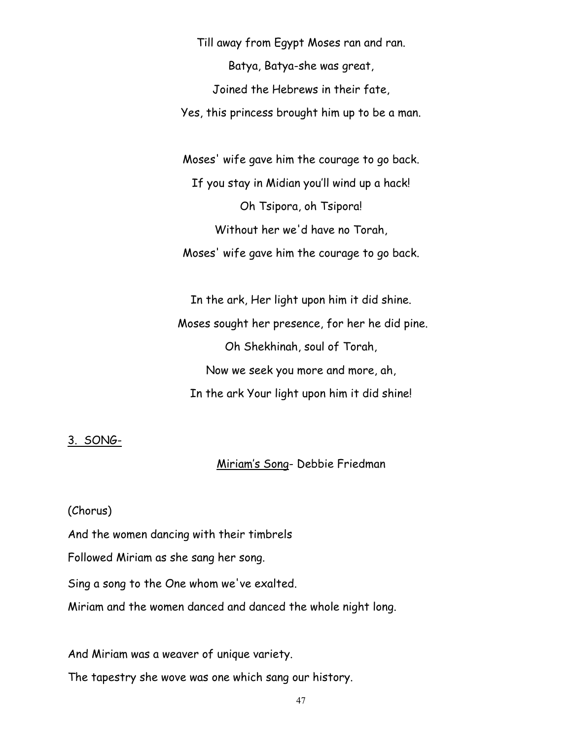Till away from Egypt Moses ran and ran.

Batya, Batya-she was great,

Joined the Hebrews in their fate,

Yes, this princess brought him up to be a man.

Moses' wife gave him the courage to go back.

If you stay in Midian you'll wind up a hack!

Oh Tsipora, oh Tsipora!

Without her we'd have no Torah,

Moses' wife gave him the courage to go back.

In the ark, Her light upon him it did shine.

Moses sought her presence, for her he did pine.

Oh Shekhinah, soul of Torah,

Now we seek you more and more, ah,

In the ark Your light upon him it did shine!

<u>3. SONG-</u>

<u>Miriam's Song</u>- Debbie Friedman

(Chorus)

And the women dancing with their timbrels

Followed Miriam as she sang her song.

Sing a song to the One whom we've exalted.

Miriam and the women danced and danced the whole night long.

And Miriam was a weaver of unique variety.

The tapestry she wove was one which sang our history.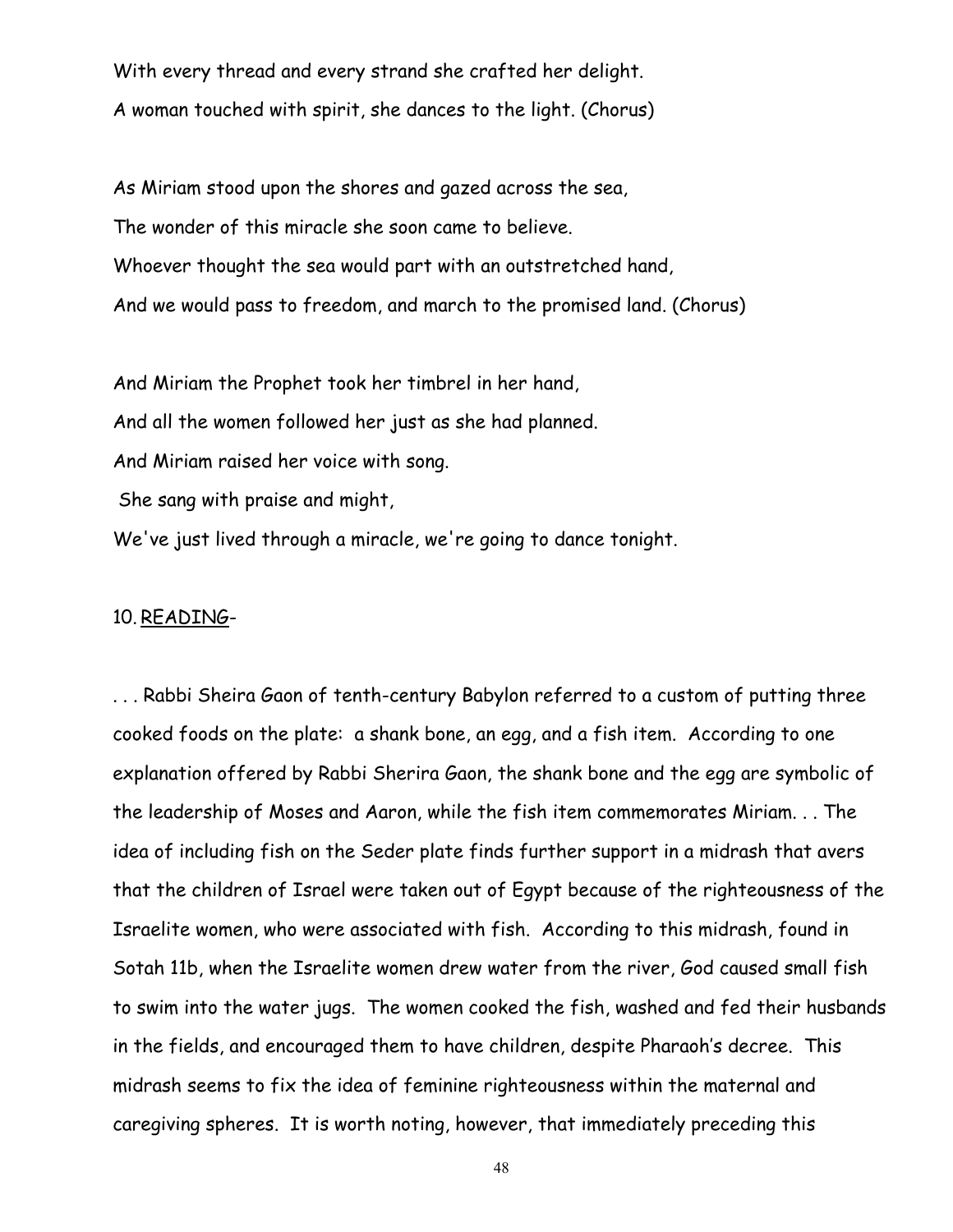With every thread and every strand she crafted her delight.
A woman touched with spirit, she dances to the light. (Chorus)

As Miriam stood upon the shores and gazed across the sea,
The wonder of this miracle she soon came to believe.
Whoever thought the sea would part with an outstretched hand,
And we would pass to freedom, and march to the promised land. (Chorus)

And Miriam the Prophet took her timbrel in her hand,
And all the women followed her just as she had planned.
And Miriam raised her voice with song.
She sang with praise and might,
We've just lived through a miracle, we're going to dance tonight.

10. <u>READING</u>-

. . . Rabbi Sheira Gaon of tenth-century Babylon referred to a custom of putting three cooked foods on the plate: a shank bone, an egg, and a fish item. According to one explanation offered by Rabbi Sherira Gaon, the shank bone and the egg are symbolic of the leadership of Moses and Aaron, while the fish item commemorates Miriam. . . The idea of including fish on the Seder plate finds further support in a midrash that avers that the children of Israel were taken out of Egypt because of the righteousness of the Israelite women, who were associated with fish. According to this midrash, found in Sotah 11b, when the Israelite women drew water from the river, God caused small fish to swim into the water jugs. The women cooked the fish, washed and fed their husbands in the fields, and encouraged them to have children, despite Pharaoh's decree. This midrash seems to fix the idea of feminine righteousness within the maternal and caregiving spheres. It is worth noting, however, that immediately preceding this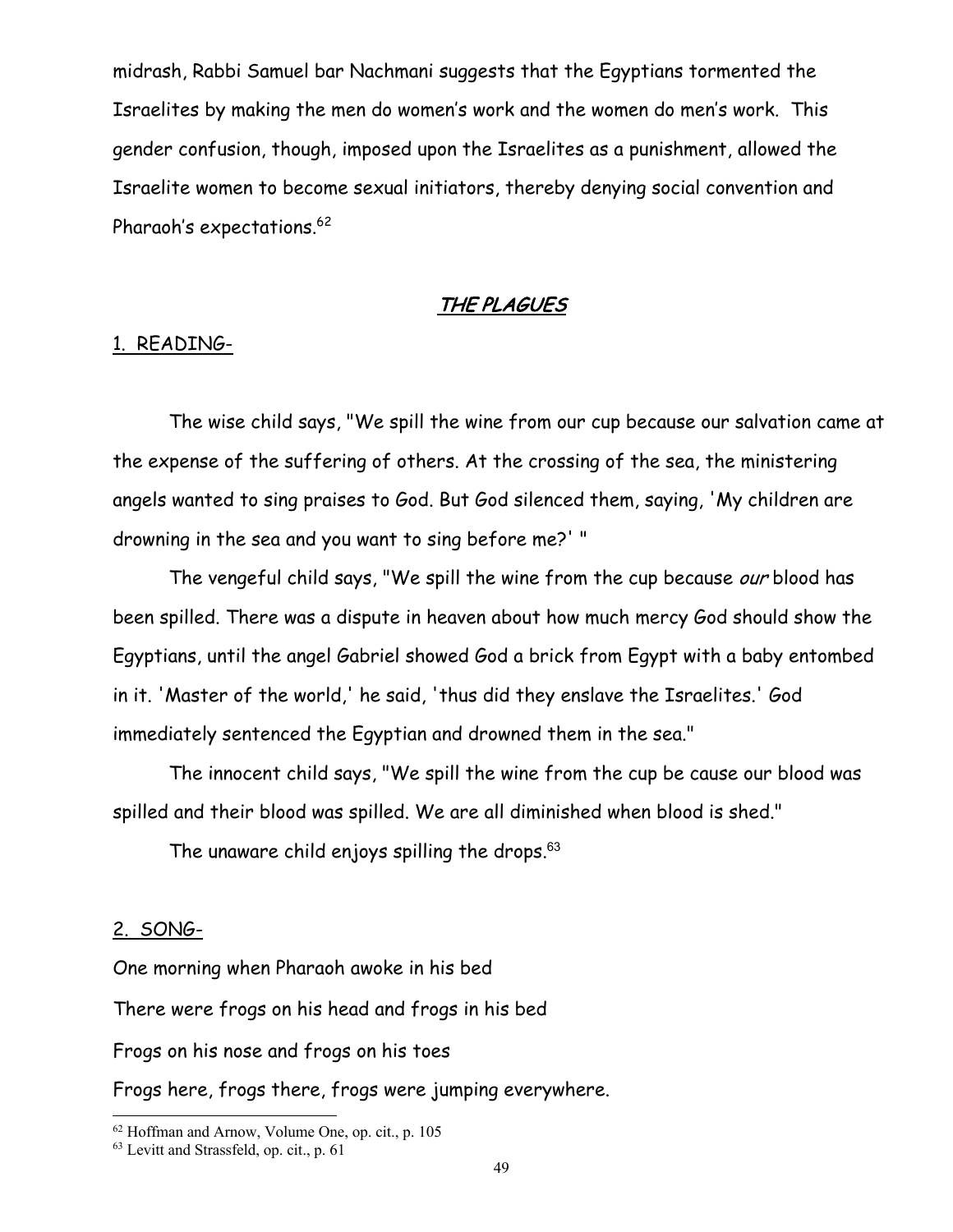midrash, Rabbi Samuel bar Nachmani suggests that the Egyptians tormented the Israelites by making the men do women's work and the women do men's work. This gender confusion, though, imposed upon the Israelites as a punishment, allowed the Israelite women to become sexual initiators, thereby denying social convention and Pharaoh's expectations.[62]

## ***THE PLAGUES***

1. READING-

The wise child says, "We spill the wine from our cup because our salvation came at the expense of the suffering of others. At the crossing of the sea, the ministering angels wanted to sing praises to God. But God silenced them, saying, 'My children are drowning in the sea and you want to sing before me?' "

The vengeful child says, "We spill the wine from the cup because *our* blood has been spilled. There was a dispute in heaven about how much mercy God should show the Egyptians, until the angel Gabriel showed God a brick from Egypt with a baby entombed in it. 'Master of the world,' he said, 'thus did they enslave the Israelites.' God immediately sentenced the Egyptian and drowned them in the sea."

The innocent child says, "We spill the wine from the cup be cause our blood was spilled and their blood was spilled. We are all diminished when blood is shed."

The unaware child enjoys spilling the drops.[63]

2. SONG-

One morning when Pharaoh awoke in his bed
There were frogs on his head and frogs in his bed
Frogs on his nose and frogs on his toes
Frogs here, frogs there, frogs were jumping everywhere.

---

[62] Hoffman and Arnow, Volume One, op. cit., p. 105

[63] Levitt and Strassfeld, op. cit., p. 61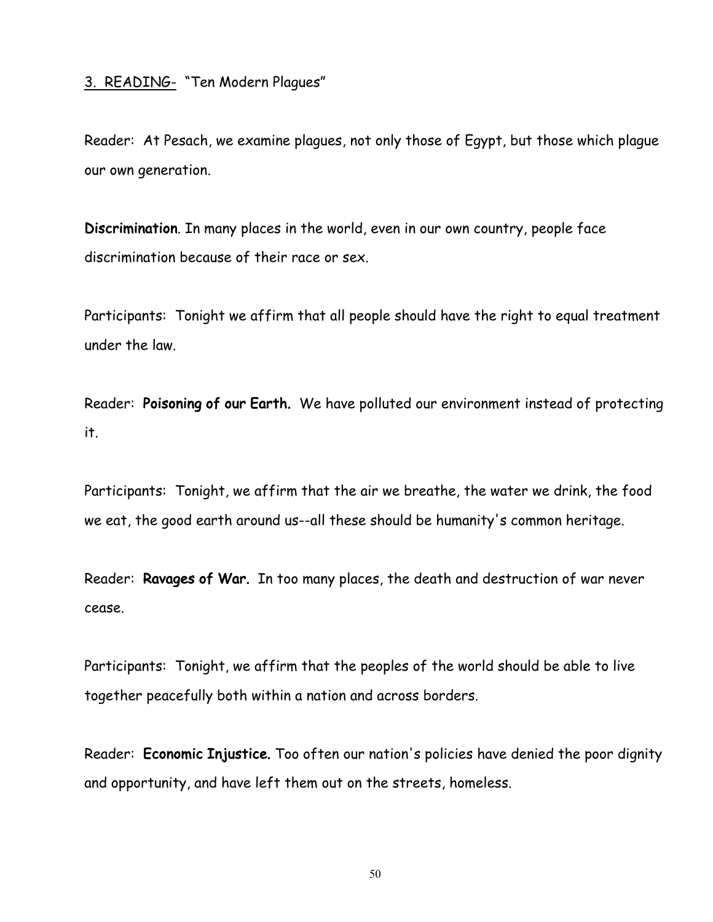3. <u>READING-</u> "Ten Modern Plagues"

Reader: At Pesach, we examine plagues, not only those of Egypt, but those which plague our own generation.

**Discrimination**. In many places in the world, even in our own country, people face discrimination because of their race or sex.

Participants: Tonight we affirm that all people should have the right to equal treatment under the law.

Reader: **Poisoning of our Earth.** We have polluted our environment instead of protecting it.

Participants: Tonight, we affirm that the air we breathe, the water we drink, the food we eat, the good earth around us--all these should be humanity's common heritage.

Reader: **Ravages of War.** In too many places, the death and destruction of war never cease.

Participants: Tonight, we affirm that the peoples of the world should be able to live together peacefully both within a nation and across borders.

Reader: **Economic Injustice.** Too often our nation's policies have denied the poor dignity and opportunity, and have left them out on the streets, homeless.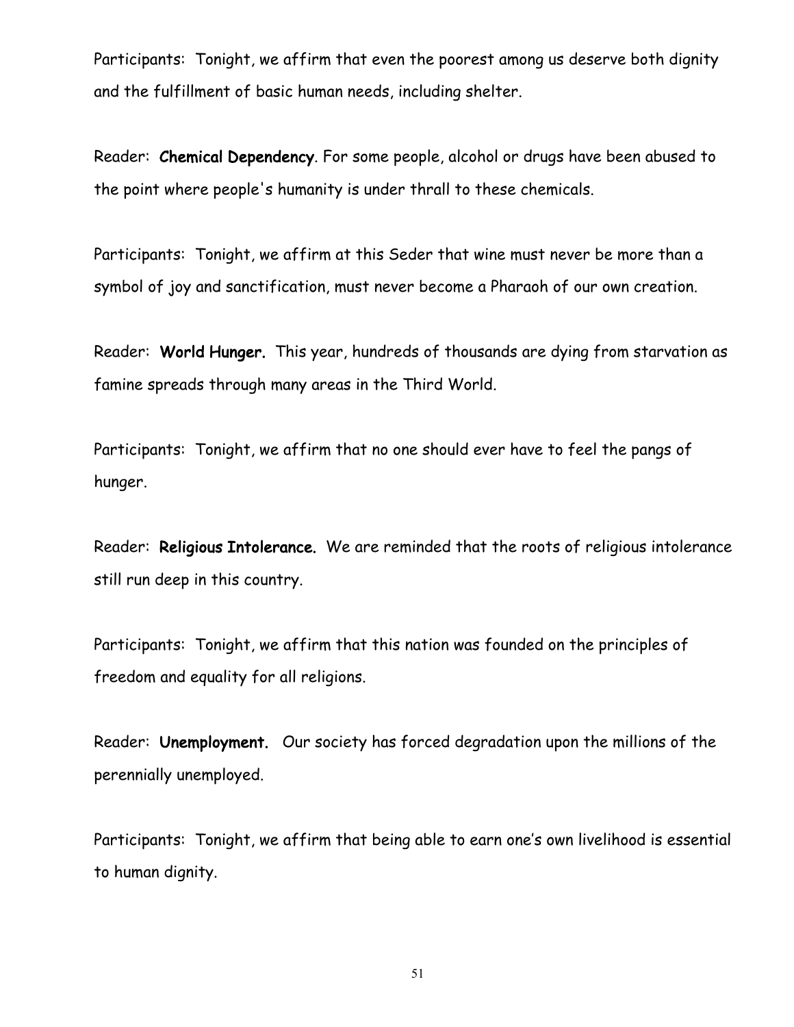Participants: Tonight, we affirm that even the poorest among us deserve both dignity and the fulfillment of basic human needs, including shelter.

Reader: **Chemical Dependency**. For some people, alcohol or drugs have been abused to the point where people's humanity is under thrall to these chemicals.

Participants: Tonight, we affirm at this Seder that wine must never be more than a symbol of joy and sanctification, must never become a Pharaoh of our own creation.

Reader: **World Hunger.** This year, hundreds of thousands are dying from starvation as famine spreads through many areas in the Third World.

Participants: Tonight, we affirm that no one should ever have to feel the pangs of hunger.

Reader: **Religious Intolerance.** We are reminded that the roots of religious intolerance still run deep in this country.

Participants: Tonight, we affirm that this nation was founded on the principles of freedom and equality for all religions.

Reader: **Unemployment.** Our society has forced degradation upon the millions of the perennially unemployed.

Participants: Tonight, we affirm that being able to earn one's own livelihood is essential to human dignity.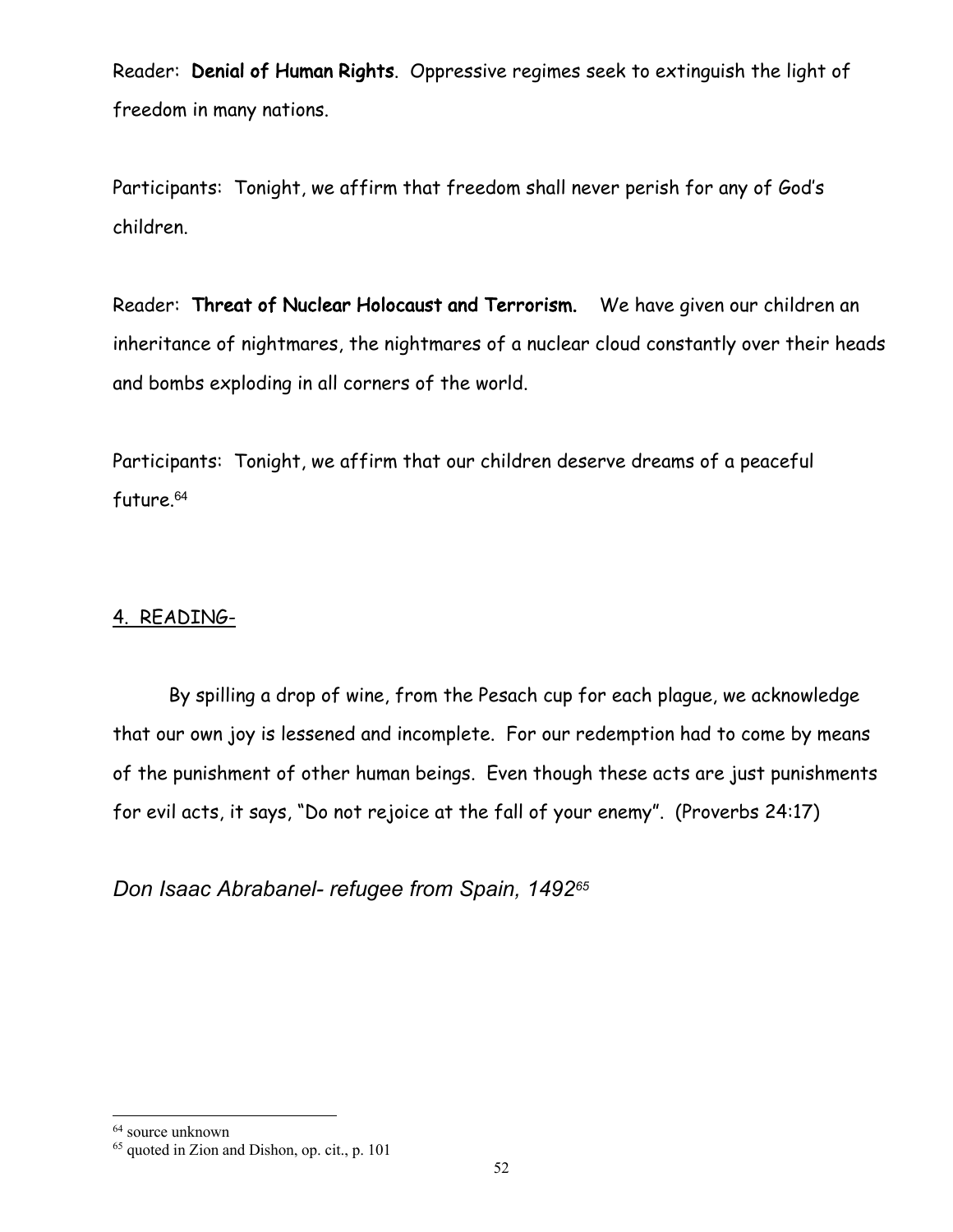Reader: **Denial of Human Rights**. Oppressive regimes seek to extinguish the light of freedom in many nations.

Participants: Tonight, we affirm that freedom shall never perish for any of God's children.

Reader: **Threat of Nuclear Holocaust and Terrorism.** We have given our children an inheritance of nightmares, the nightmares of a nuclear cloud constantly over their heads and bombs exploding in all corners of the world.

Participants: Tonight, we affirm that our children deserve dreams of a peaceful future.[64]

4. READING-

By spilling a drop of wine, from the Pesach cup for each plague, we acknowledge that our own joy is lessened and incomplete. For our redemption had to come by means of the punishment of other human beings. Even though these acts are just punishments for evil acts, it says, "Do not rejoice at the fall of your enemy". (Proverbs 24:17)

*Don Isaac Abrabanel- refugee from Spain, 1492*[65]

---

[64] source unknown

[65] quoted in Zion and Dishon, op. cit., p. 101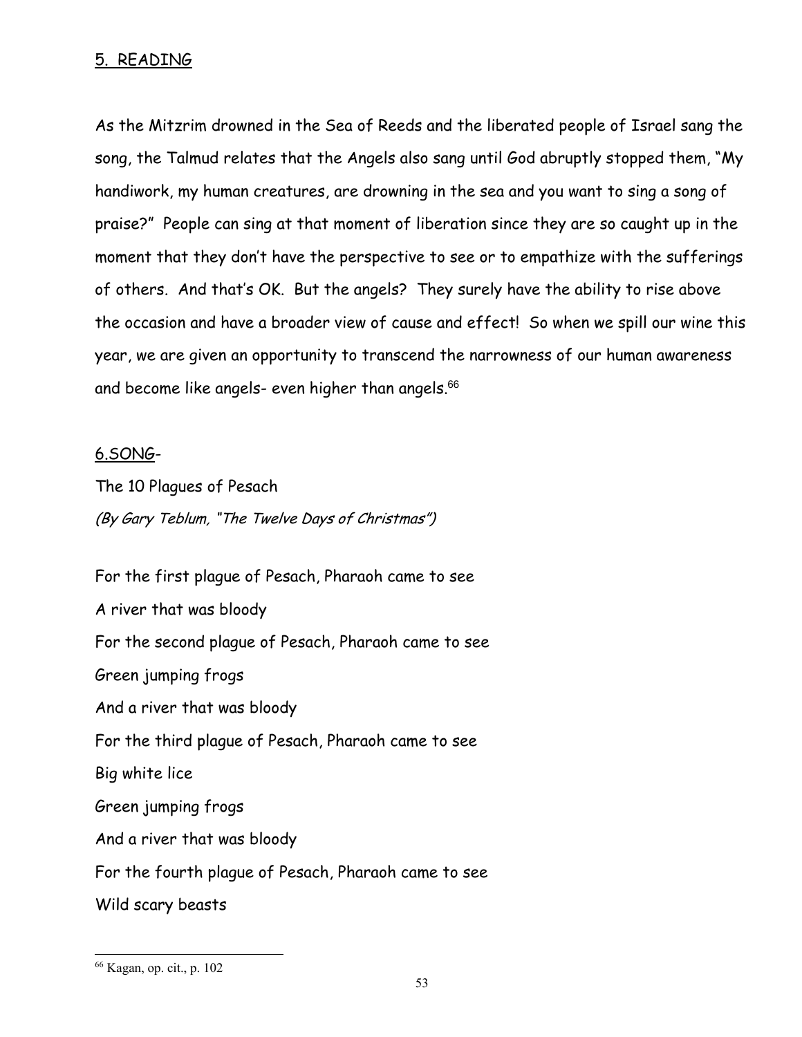## 5. READING

As the Mitzrim drowned in the Sea of Reeds and the liberated people of Israel sang the song, the Talmud relates that the Angels also sang until God abruptly stopped them, "My handiwork, my human creatures, are drowning in the sea and you want to sing a song of praise?" People can sing at that moment of liberation since they are so caught up in the moment that they don't have the perspective to see or to empathize with the sufferings of others. And that's OK. But the angels? They surely have the ability to rise above the occasion and have a broader view of cause and effect! So when we spill our wine this year, we are given an opportunity to transcend the narrowness of our human awareness and become like angels- even higher than angels.[66]

## 6.SONG-

The 10 Plagues of Pesach

*(By Gary Teblum, "The Twelve Days of Christmas")*

For the first plague of Pesach, Pharaoh came to see
A river that was bloody
For the second plague of Pesach, Pharaoh came to see
Green jumping frogs
And a river that was bloody
For the third plague of Pesach, Pharaoh came to see
Big white lice
Green jumping frogs
And a river that was bloody
For the fourth plague of Pesach, Pharaoh came to see
Wild scary beasts

---

[66] Kagan, op. cit., p. 102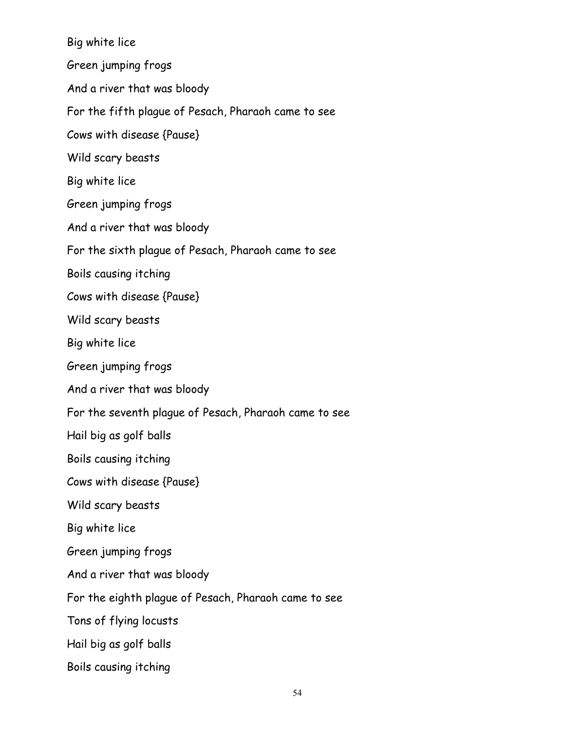Big white lice

Green jumping frogs

And a river that was bloody

For the fifth plague of Pesach, Pharaoh came to see

Cows with disease {Pause}

Wild scary beasts

Big white lice

Green jumping frogs

And a river that was bloody

For the sixth plague of Pesach, Pharaoh came to see

Boils causing itching

Cows with disease {Pause}

Wild scary beasts

Big white lice

Green jumping frogs

And a river that was bloody

For the seventh plague of Pesach, Pharaoh came to see

Hail big as golf balls

Boils causing itching

Cows with disease {Pause}

Wild scary beasts

Big white lice

Green jumping frogs

And a river that was bloody

For the eighth plague of Pesach, Pharaoh came to see

Tons of flying locusts

Hail big as golf balls

Boils causing itching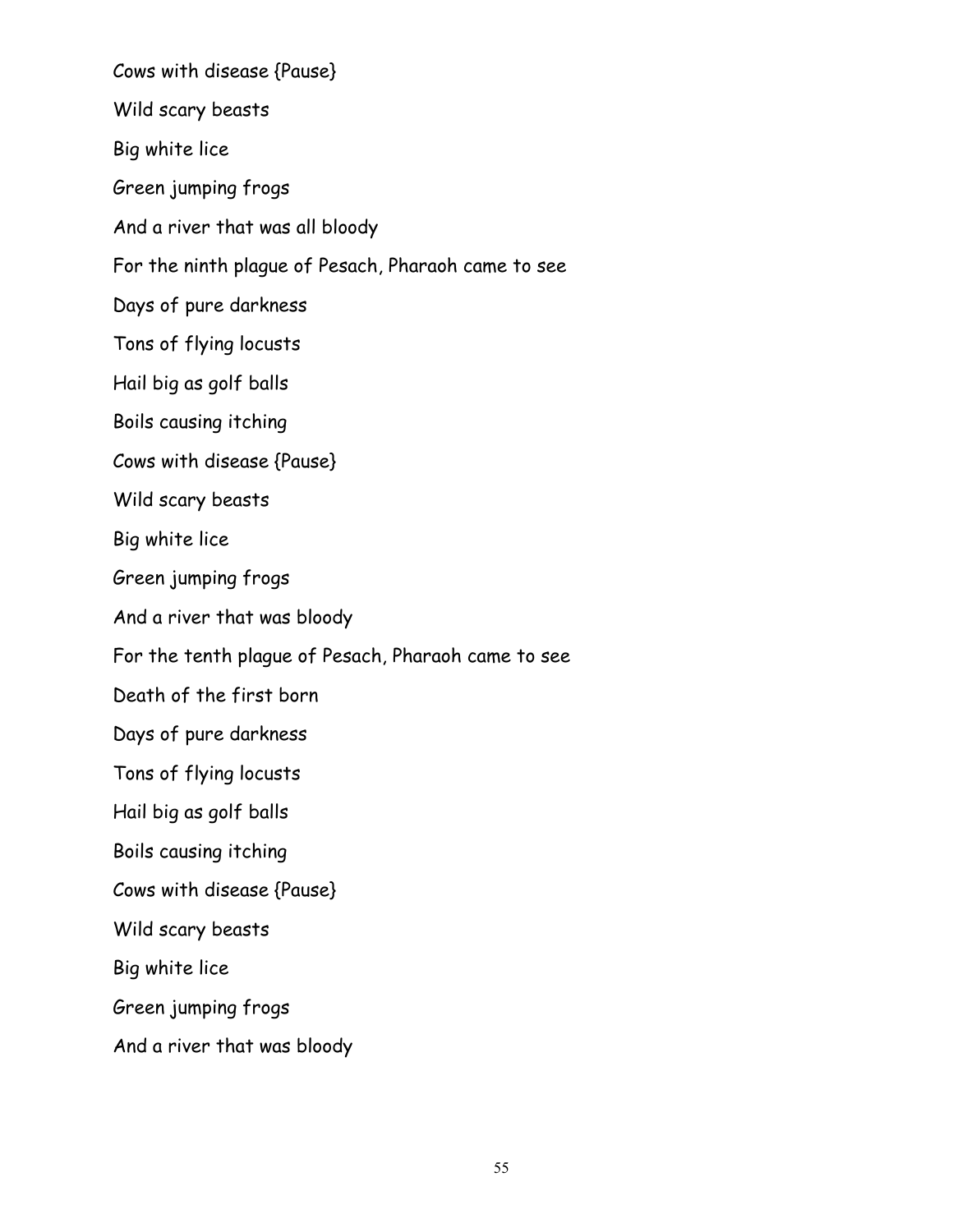Cows with disease {Pause}

Wild scary beasts

Big white lice

Green jumping frogs

And a river that was all bloody

For the ninth plague of Pesach, Pharaoh came to see

Days of pure darkness

Tons of flying locusts

Hail big as golf balls

Boils causing itching

Cows with disease {Pause}

Wild scary beasts

Big white lice

Green jumping frogs

And a river that was bloody

For the tenth plague of Pesach, Pharaoh came to see

Death of the first born

Days of pure darkness

Tons of flying locusts

Hail big as golf balls

Boils causing itching

Cows with disease {Pause}

Wild scary beasts

Big white lice

Green jumping frogs

And a river that was bloody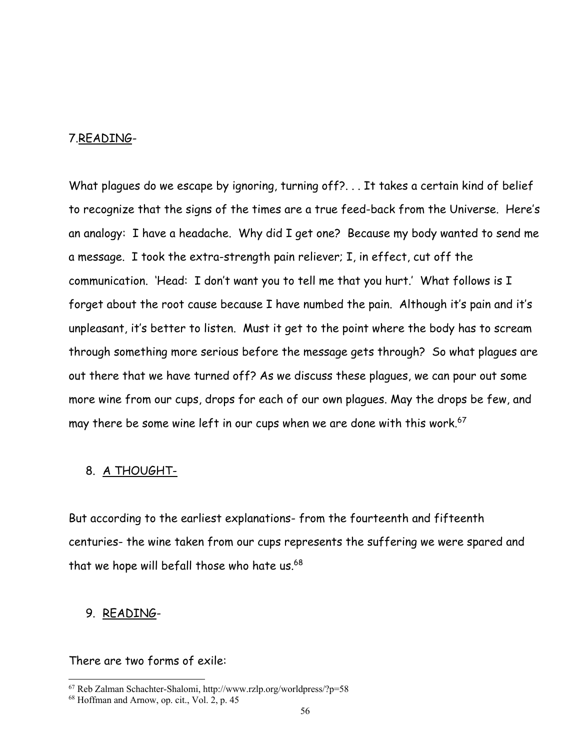7. <u>READING</u>-

What plagues do we escape by ignoring, turning off?. . . It takes a certain kind of belief to recognize that the signs of the times are a true feed-back from the Universe. Here's an analogy: I have a headache. Why did I get one? Because my body wanted to send me a message. I took the extra-strength pain reliever; I, in effect, cut off the communication. 'Head: I don't want you to tell me that you hurt.' What follows is I forget about the root cause because I have numbed the pain. Although it's pain and it's unpleasant, it's better to listen. Must it get to the point where the body has to scream through something more serious before the message gets through? So what plagues are out there that we have turned off? As we discuss these plagues, we can pour out some more wine from our cups, drops for each of our own plagues. May the drops be few, and may there be some wine left in our cups when we are done with this work.[67]

8. <u>A THOUGHT-</u>

But according to the earliest explanations- from the fourteenth and fifteenth centuries- the wine taken from our cups represents the suffering we were spared and that we hope will befall those who hate us.[68]

9. <u>READING</u>-

There are two forms of exile:

---

[67] Reb Zalman Schachter-Shalomi, http://www.rzlp.org/worldpress/?p=58

[68] Hoffman and Arnow, op. cit., Vol. 2, p. 45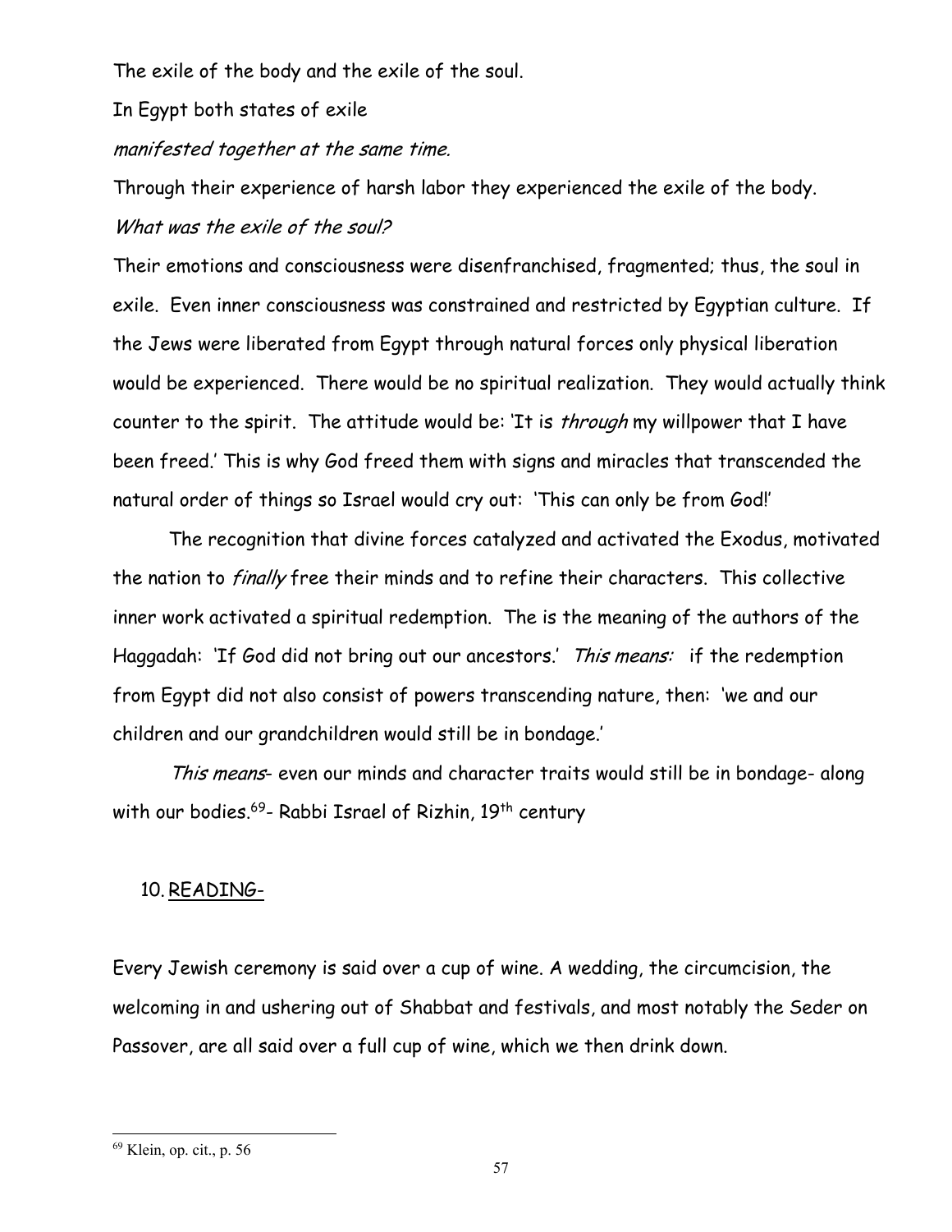The exile of the body and the exile of the soul.

In Egypt both states of exile

*manifested together at the same time.*

Through their experience of harsh labor they experienced the exile of the body.

*What was the exile of the soul?*

Their emotions and consciousness were disenfranchised, fragmented; thus, the soul in exile. Even inner consciousness was constrained and restricted by Egyptian culture. If the Jews were liberated from Egypt through natural forces only physical liberation would be experienced. There would be no spiritual realization. They would actually think counter to the spirit. The attitude would be: 'It is *through* my willpower that I have been freed.' This is why God freed them with signs and miracles that transcended the natural order of things so Israel would cry out: 'This can only be from God!'

The recognition that divine forces catalyzed and activated the Exodus, motivated the nation to *finally* free their minds and to refine their characters. This collective inner work activated a spiritual redemption. The is the meaning of the authors of the Haggadah: 'If God did not bring out our ancestors.' *This means:* if the redemption from Egypt did not also consist of powers transcending nature, then: 'we and our children and our grandchildren would still be in bondage.'

*This means*- even our minds and character traits would still be in bondage- along with our bodies.[69]- Rabbi Israel of Rizhin, 19th century

10. READING-

Every Jewish ceremony is said over a cup of wine. A wedding, the circumcision, the welcoming in and ushering out of Shabbat and festivals, and most notably the Seder on Passover, are all said over a full cup of wine, which we then drink down.

---

[69] Klein, op. cit., p. 56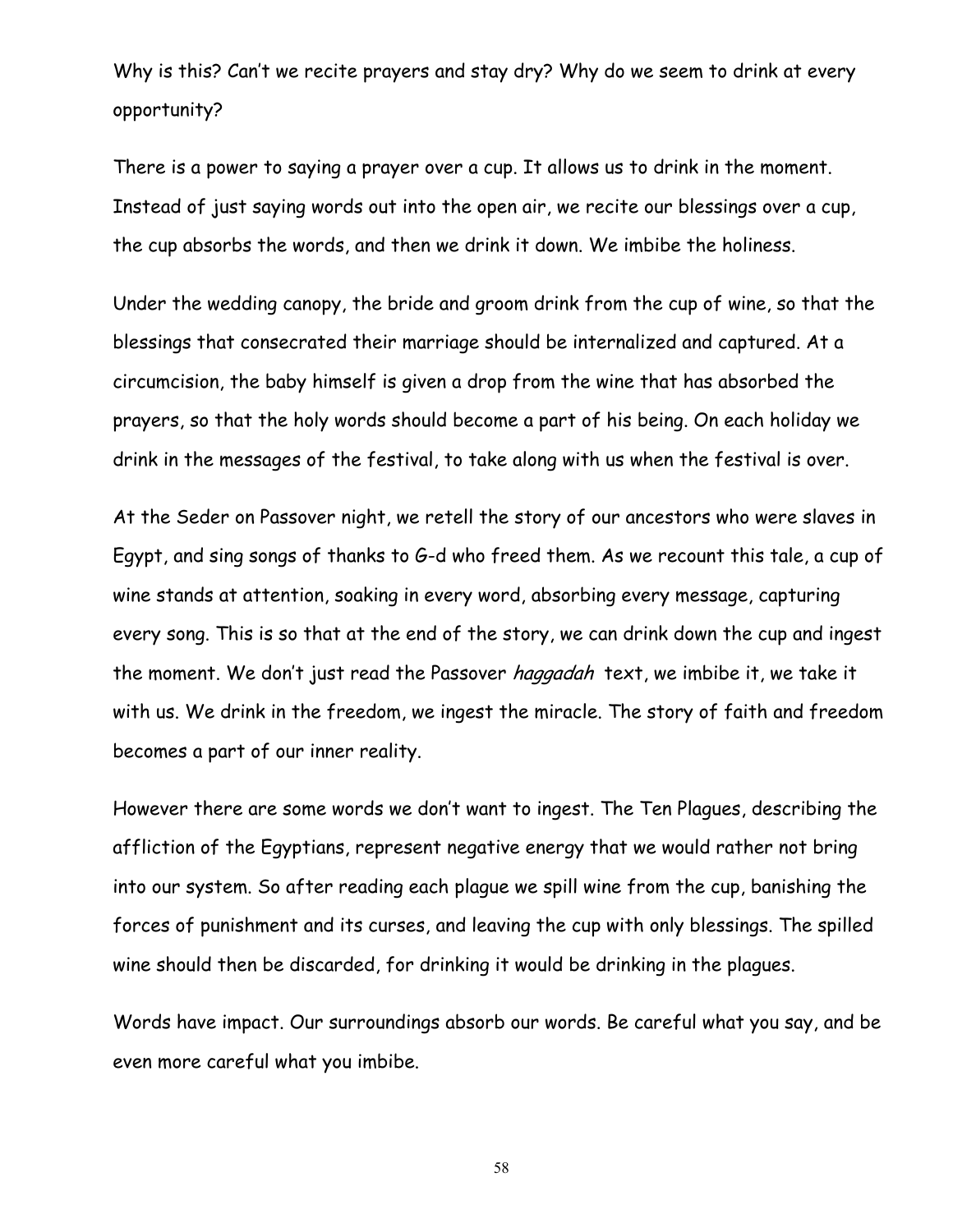Why is this? Can't we recite prayers and stay dry? Why do we seem to drink at every opportunity?

There is a power to saying a prayer over a cup. It allows us to drink in the moment. Instead of just saying words out into the open air, we recite our blessings over a cup, the cup absorbs the words, and then we drink it down. We imbibe the holiness.

Under the wedding canopy, the bride and groom drink from the cup of wine, so that the blessings that consecrated their marriage should be internalized and captured. At a circumcision, the baby himself is given a drop from the wine that has absorbed the prayers, so that the holy words should become a part of his being. On each holiday we drink in the messages of the festival, to take along with us when the festival is over.

At the Seder on Passover night, we retell the story of our ancestors who were slaves in Egypt, and sing songs of thanks to G-d who freed them. As we recount this tale, a cup of wine stands at attention, soaking in every word, absorbing every message, capturing every song. This is so that at the end of the story, we can drink down the cup and ingest the moment. We don't just read the Passover *haggadah* text, we imbibe it, we take it with us. We drink in the freedom, we ingest the miracle. The story of faith and freedom becomes a part of our inner reality.

However there are some words we don't want to ingest. The Ten Plagues, describing the affliction of the Egyptians, represent negative energy that we would rather not bring into our system. So after reading each plague we spill wine from the cup, banishing the forces of punishment and its curses, and leaving the cup with only blessings. The spilled wine should then be discarded, for drinking it would be drinking in the plagues.

Words have impact. Our surroundings absorb our words. Be careful what you say, and be even more careful what you imbibe.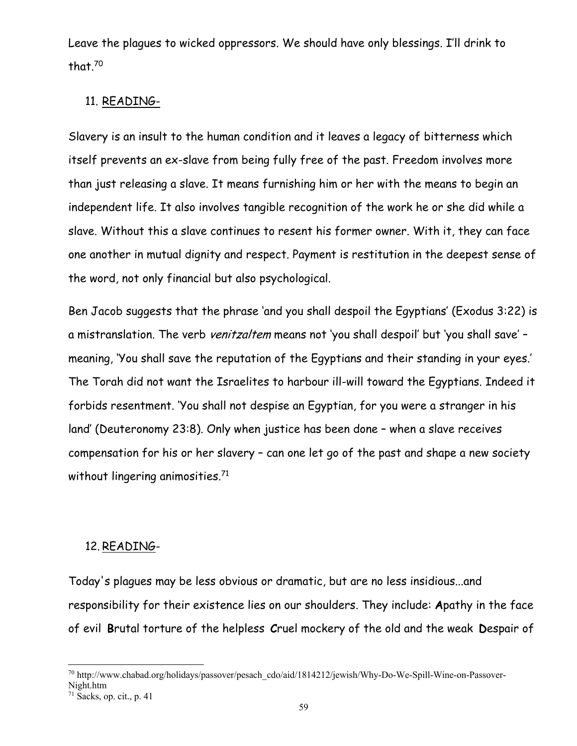Leave the plagues to wicked oppressors. We should have only blessings. I'll drink to that.[70]

11. <u>READING</u>-

Slavery is an insult to the human condition and it leaves a legacy of bitterness which itself prevents an ex-slave from being fully free of the past. Freedom involves more than just releasing a slave. It means furnishing him or her with the means to begin an independent life. It also involves tangible recognition of the work he or she did while a slave. Without this a slave continues to resent his former owner. With it, they can face one another in mutual dignity and respect. Payment is restitution in the deepest sense of the word, not only financial but also psychological.

Ben Jacob suggests that the phrase 'and you shall despoil the Egyptians' (Exodus 3:22) is a mistranslation. The verb *venitzaltem* means not 'you shall despoil' but 'you shall save' – meaning, 'You shall save the reputation of the Egyptians and their standing in your eyes.' The Torah did not want the Israelites to harbour ill-will toward the Egyptians. Indeed it forbids resentment. 'You shall not despise an Egyptian, for you were a stranger in his land' (Deuteronomy 23:8). Only when justice has been done – when a slave receives compensation for his or her slavery – can one let go of the past and shape a new society without lingering animosities.[71]

12. <u>READING</u>-

Today's plagues may be less obvious or dramatic, but are no less insidious...and responsibility for their existence lies on our shoulders. They include: **A**pathy in the face of evil **B**rutal torture of the helpless **C**ruel mockery of the old and the weak **D**espair of

---

[70] http://www.chabad.org/holidays/passover/pesach_cdo/aid/1814212/jewish/Why-Do-We-Spill-Wine-on-Passover-Night.htm

[71] Sacks, op. cit., p. 41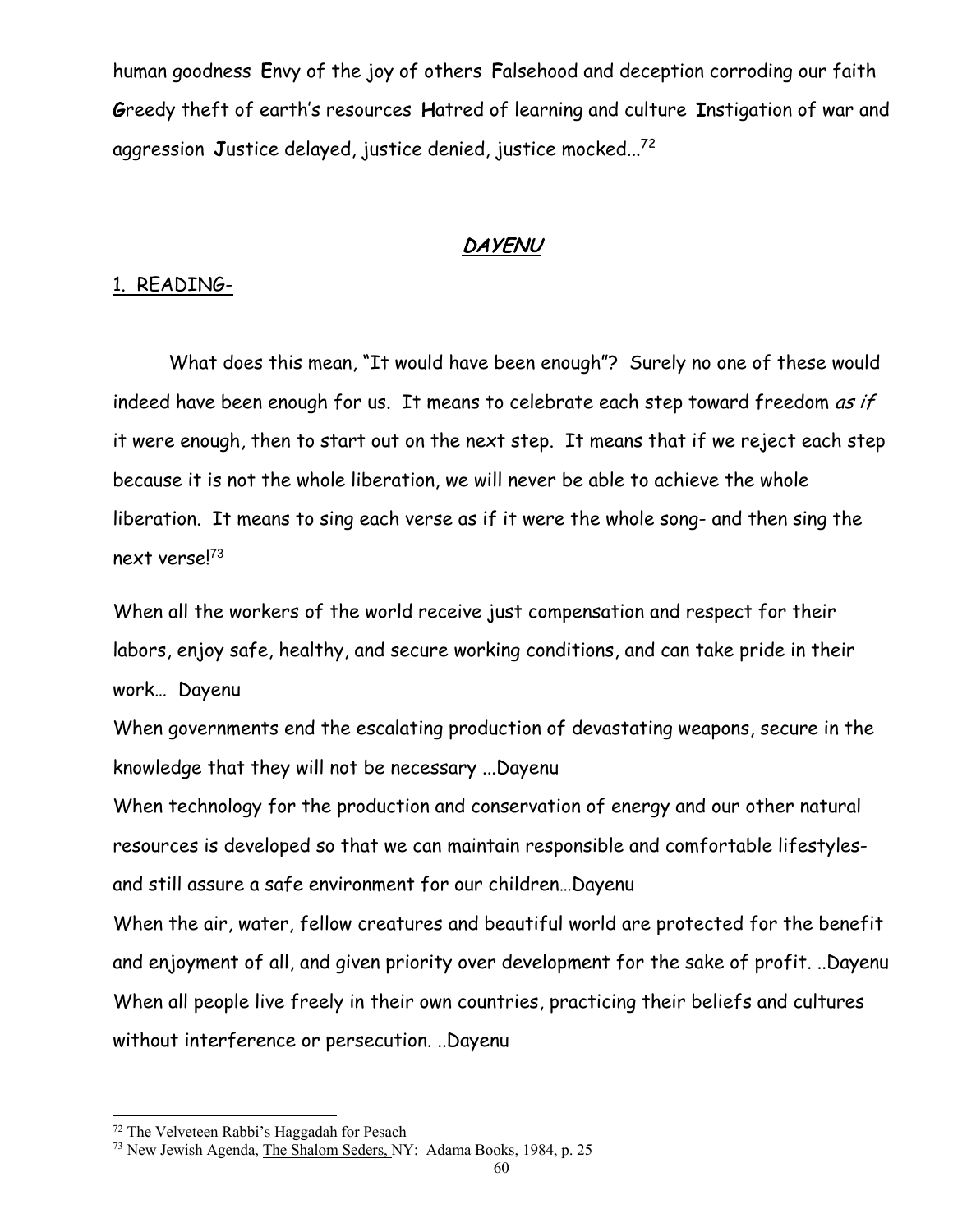human goodness **E**nvy of the joy of others **F**alsehood and deception corroding our faith **G**reedy theft of earth's resources **H**atred of learning and culture **I**nstigation of war and aggression **J**ustice delayed, justice denied, justice mocked...[72]

## ***DAYENU***

1. READING-

What does this mean, "It would have been enough"? Surely no one of these would indeed have been enough for us. It means to celebrate each step toward freedom *as if* it were enough, then to start out on the next step. It means that if we reject each step because it is not the whole liberation, we will never be able to achieve the whole liberation. It means to sing each verse as if it were the whole song- and then sing the next verse![73]

When all the workers of the world receive just compensation and respect for their labors, enjoy safe, healthy, and secure working conditions, and can take pride in their work… Dayenu

When governments end the escalating production of devastating weapons, secure in the knowledge that they will not be necessary ...Dayenu

When technology for the production and conservation of energy and our other natural resources is developed so that we can maintain responsible and comfortable lifestyles- and still assure a safe environment for our children…Dayenu

When the air, water, fellow creatures and beautiful world are protected for the benefit and enjoyment of all, and given priority over development for the sake of profit. ..Dayenu

When all people live freely in their own countries, practicing their beliefs and cultures without interference or persecution. ..Dayenu

---

[72] The Velveteen Rabbi's Haggadah for Pesach

[73] New Jewish Agenda, The Shalom Seders, NY: Adama Books, 1984, p. 25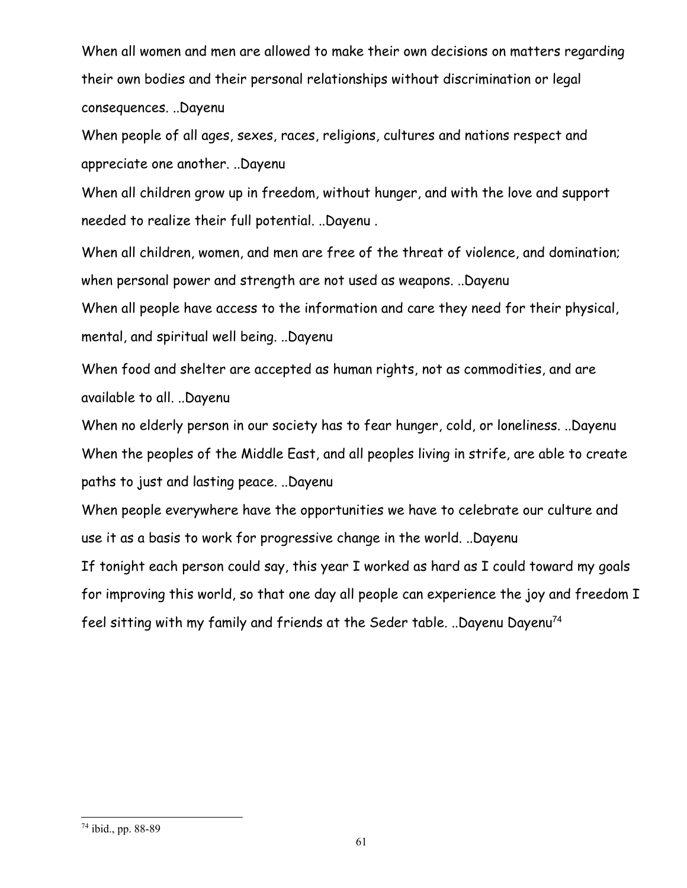When all women and men are allowed to make their own decisions on matters regarding their own bodies and their personal relationships without discrimination or legal consequences. ..Dayenu

When people of all ages, sexes, races, religions, cultures and nations respect and appreciate one another. ..Dayenu

When all children grow up in freedom, without hunger, and with the love and support needed to realize their full potential. ..Dayenu .

When all children, women, and men are free of the threat of violence, and domination; when personal power and strength are not used as weapons. ..Dayenu

When all people have access to the information and care they need for their physical, mental, and spiritual well being. ..Dayenu

When food and shelter are accepted as human rights, not as commodities, and are available to all. ..Dayenu

When no elderly person in our society has to fear hunger, cold, or loneliness. ..Dayenu

When the peoples of the Middle East, and all peoples living in strife, are able to create paths to just and lasting peace. ..Dayenu

When people everywhere have the opportunities we have to celebrate our culture and use it as a basis to work for progressive change in the world. ..Dayenu

If tonight each person could say, this year I worked as hard as I could toward my goals for improving this world, so that one day all people can experience the joy and freedom I feel sitting with my family and friends at the Seder table. ..Dayenu Dayenu[74]

---

[74] ibid., pp. 88-89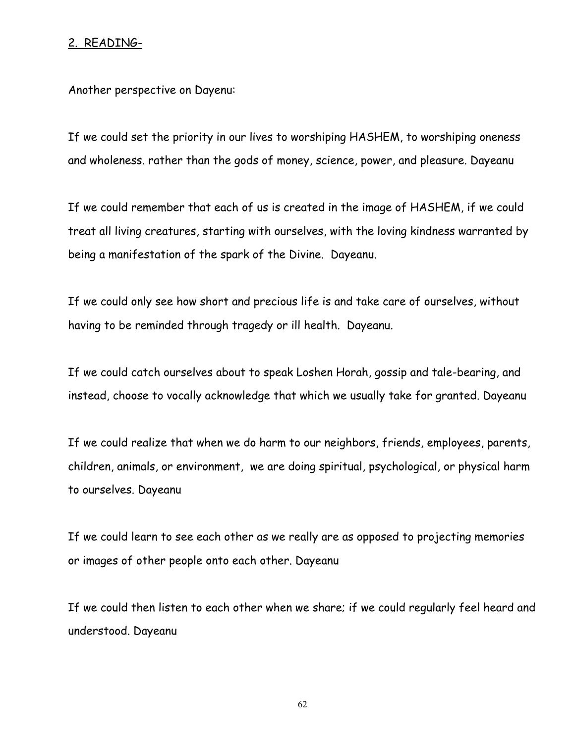2. READING-

Another perspective on Dayenu:

If we could set the priority in our lives to worshiping HASHEM, to worshiping oneness and wholeness. rather than the gods of money, science, power, and pleasure. Dayeanu

If we could remember that each of us is created in the image of HASHEM, if we could treat all living creatures, starting with ourselves, with the loving kindness warranted by being a manifestation of the spark of the Divine. Dayeanu.

If we could only see how short and precious life is and take care of ourselves, without having to be reminded through tragedy or ill health. Dayeanu.

If we could catch ourselves about to speak Loshen Horah, gossip and tale-bearing, and instead, choose to vocally acknowledge that which we usually take for granted. Dayeanu

If we could realize that when we do harm to our neighbors, friends, employees, parents, children, animals, or environment, we are doing spiritual, psychological, or physical harm to ourselves. Dayeanu

If we could learn to see each other as we really are as opposed to projecting memories or images of other people onto each other. Dayeanu

If we could then listen to each other when we share; if we could regularly feel heard and understood. Dayeanu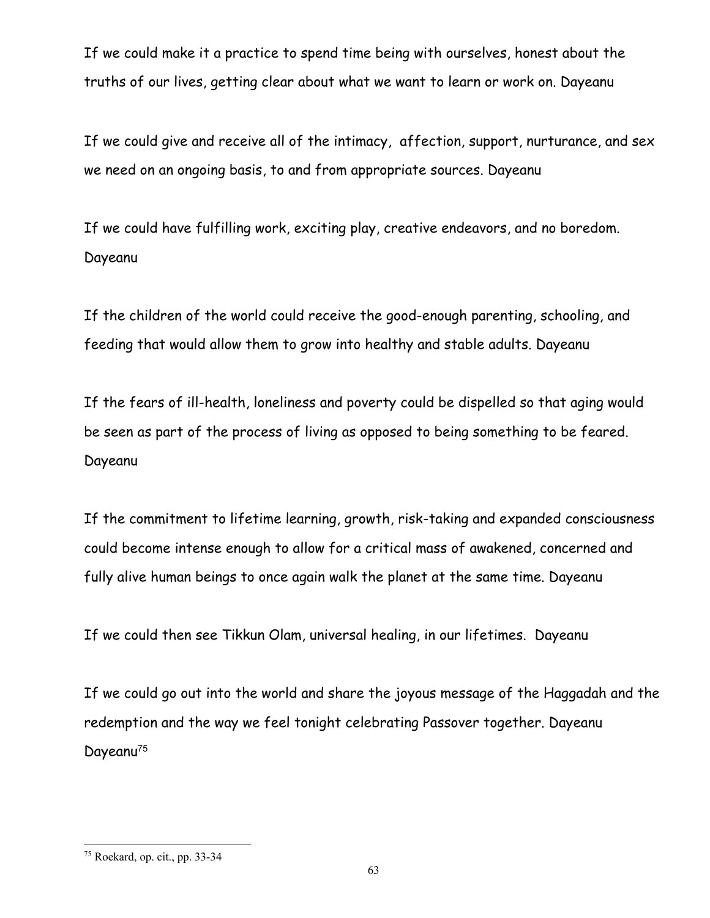If we could make it a practice to spend time being with ourselves, honest about the truths of our lives, getting clear about what we want to learn or work on. Dayeanu

If we could give and receive all of the intimacy, affection, support, nurturance, and sex we need on an ongoing basis, to and from appropriate sources. Dayeanu

If we could have fulfilling work, exciting play, creative endeavors, and no boredom. Dayeanu

If the children of the world could receive the good-enough parenting, schooling, and feeding that would allow them to grow into healthy and stable adults. Dayeanu

If the fears of ill-health, loneliness and poverty could be dispelled so that aging would be seen as part of the process of living as opposed to being something to be feared. Dayeanu

If the commitment to lifetime learning, growth, risk-taking and expanded consciousness could become intense enough to allow for a critical mass of awakened, concerned and fully alive human beings to once again walk the planet at the same time. Dayeanu

If we could then see Tikkun Olam, universal healing, in our lifetimes. Dayeanu

If we could go out into the world and share the joyous message of the Haggadah and the redemption and the way we feel tonight celebrating Passover together. Dayeanu Dayeanu[75]

---

[75] Roekard, op. cit., pp. 33-34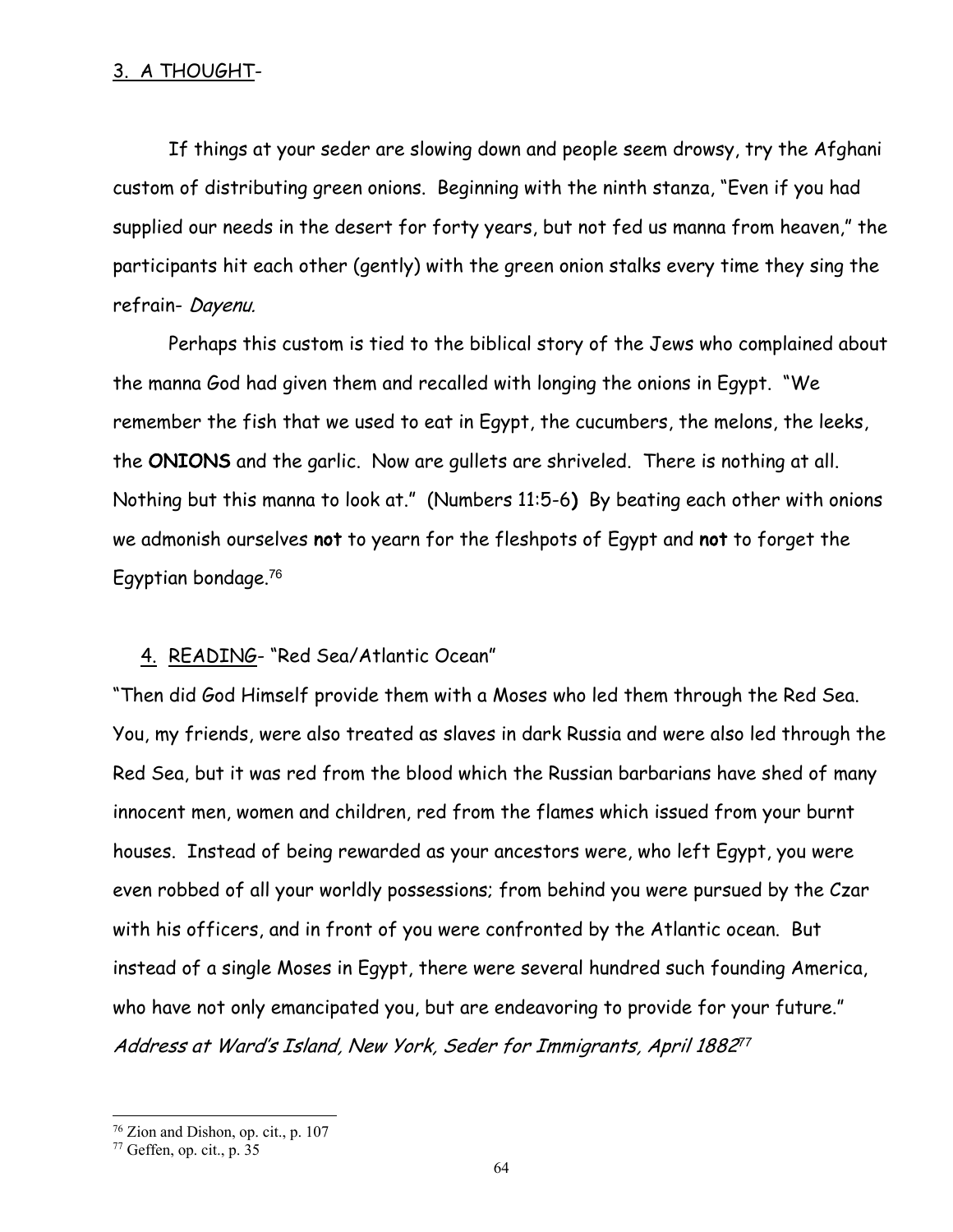3. A THOUGHT-

If things at your seder are slowing down and people seem drowsy, try the Afghani custom of distributing green onions. Beginning with the ninth stanza, "Even if you had supplied our needs in the desert for forty years, but not fed us manna from heaven," the participants hit each other (gently) with the green onion stalks every time they sing the refrain- *Dayenu.*

Perhaps this custom is tied to the biblical story of the Jews who complained about the manna God had given them and recalled with longing the onions in Egypt. "We remember the fish that we used to eat in Egypt, the cucumbers, the melons, the leeks, the **ONIONS** and the garlic. Now are gullets are shriveled. There is nothing at all. Nothing but this manna to look at." (Numbers 11:5-6**)** By beating each other with onions we admonish ourselves **not** to yearn for the fleshpots of Egypt and **not** to forget the Egyptian bondage.[76]

4. READING- "Red Sea/Atlantic Ocean"

"Then did God Himself provide them with a Moses who led them through the Red Sea. You, my friends, were also treated as slaves in dark Russia and were also led through the Red Sea, but it was red from the blood which the Russian barbarians have shed of many innocent men, women and children, red from the flames which issued from your burnt houses. Instead of being rewarded as your ancestors were, who left Egypt, you were even robbed of all your worldly possessions; from behind you were pursued by the Czar with his officers, and in front of you were confronted by the Atlantic ocean. But instead of a single Moses in Egypt, there were several hundred such founding America, who have not only emancipated you, but are endeavoring to provide for your future."
*Address at Ward's Island, New York, Seder for Immigrants, April 1882*[77]

[76] Zion and Dishon, op. cit., p. 107

[77] Geffen, op. cit., p. 35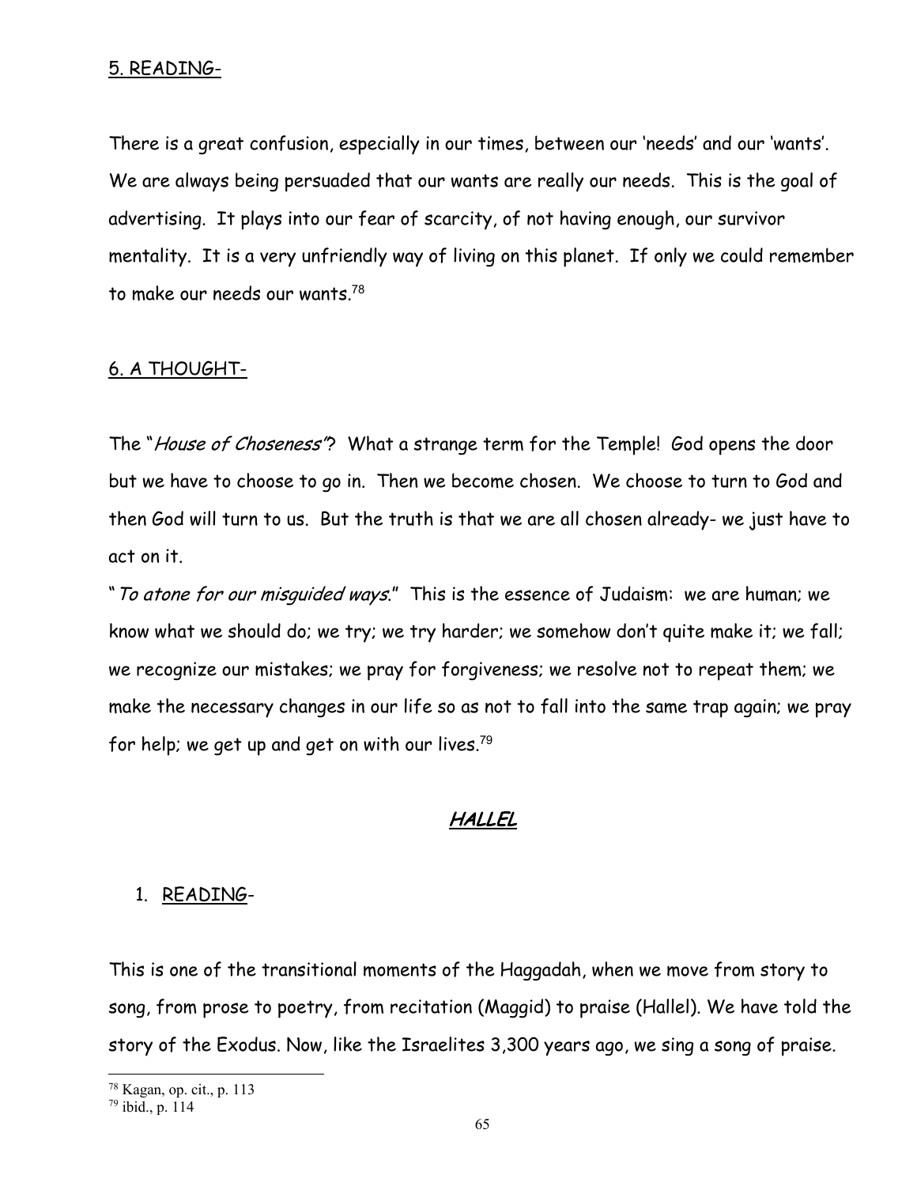5. READING-

There is a great confusion, especially in our times, between our 'needs' and our 'wants'. We are always being persuaded that our wants are really our needs. This is the goal of advertising. It plays into our fear of scarcity, of not having enough, our survivor mentality. It is a very unfriendly way of living on this planet. If only we could remember to make our needs our wants.[78]

6. A THOUGHT-

The "*House of Choseness*"? What a strange term for the Temple! God opens the door but we have to choose to go in. Then we become chosen. We choose to turn to God and then God will turn to us. But the truth is that we are all chosen already- we just have to act on it.

"*To atone for our misguided ways*." This is the essence of Judaism: we are human; we know what we should do; we try; we try harder; we somehow don't quite make it; we fall; we recognize our mistakes; we pray for forgiveness; we resolve not to repeat them; we make the necessary changes in our life so as not to fall into the same trap again; we pray for help; we get up and get on with our lives.[79]

## ***HALLEL***

1. READING-

This is one of the transitional moments of the Haggadah, when we move from story to song, from prose to poetry, from recitation (Maggid) to praise (Hallel). We have told the story of the Exodus. Now, like the Israelites 3,300 years ago, we sing a song of praise.

---

[78] Kagan, op. cit., p. 113

[79] ibid., p. 114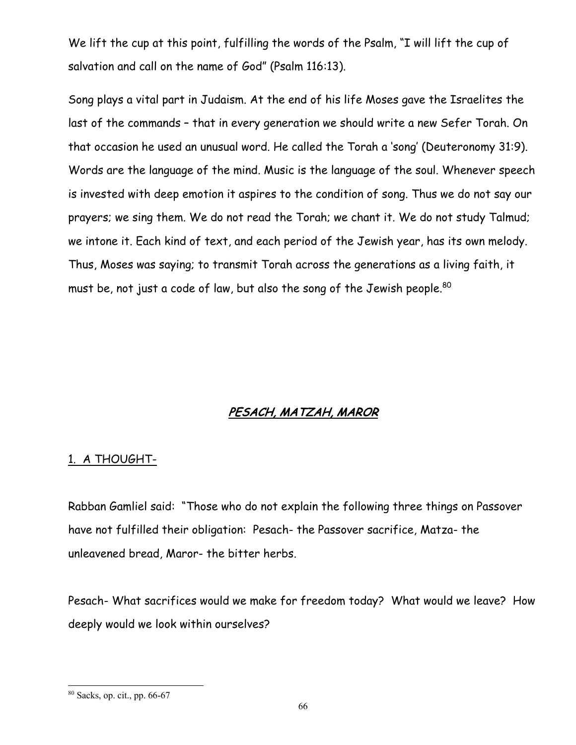We lift the cup at this point, fulfilling the words of the Psalm, "I will lift the cup of salvation and call on the name of God" (Psalm 116:13).

Song plays a vital part in Judaism. At the end of his life Moses gave the Israelites the last of the commands – that in every generation we should write a new Sefer Torah. On that occasion he used an unusual word. He called the Torah a 'song' (Deuteronomy 31:9). Words are the language of the mind. Music is the language of the soul. Whenever speech is invested with deep emotion it aspires to the condition of song. Thus we do not say our prayers; we sing them. We do not read the Torah; we chant it. We do not study Talmud; we intone it. Each kind of text, and each period of the Jewish year, has its own melody. Thus, Moses was saying; to transmit Torah across the generations as a living faith, it must be, not just a code of law, but also the song of the Jewish people.[80]

## ***PESACH, MATZAH, MAROR***

### 1. A THOUGHT-

Rabban Gamliel said: "Those who do not explain the following three things on Passover have not fulfilled their obligation: Pesach- the Passover sacrifice, Matza- the unleavened bread, Maror- the bitter herbs.

Pesach- What sacrifices would we make for freedom today? What would we leave? How deeply would we look within ourselves?

---

[80] Sacks, op. cit., pp. 66-67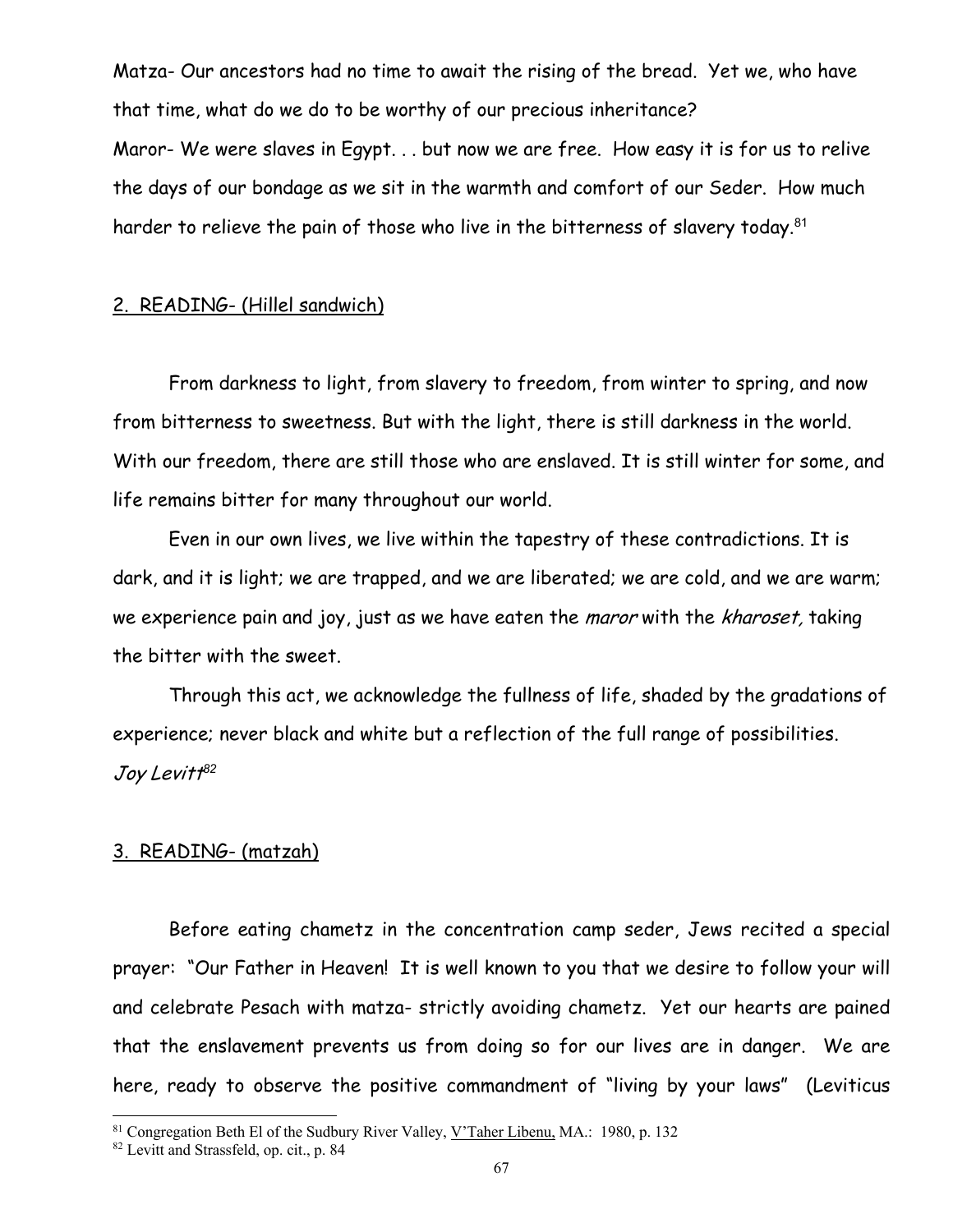Matza- Our ancestors had no time to await the rising of the bread. Yet we, who have that time, what do we do to be worthy of our precious inheritance?

Maror- We were slaves in Egypt. . . but now we are free. How easy it is for us to relive the days of our bondage as we sit in the warmth and comfort of our Seder. How much harder to relieve the pain of those who live in the bitterness of slavery today.[81]

<u>2. READING- (Hillel sandwich)</u>

From darkness to light, from slavery to freedom, from winter to spring, and now from bitterness to sweetness. But with the light, there is still darkness in the world. With our freedom, there are still those who are enslaved. It is still winter for some, and life remains bitter for many throughout our world.

Even in our own lives, we live within the tapestry of these contradictions. It is dark, and it is light; we are trapped, and we are liberated; we are cold, and we are warm; we experience pain and joy, just as we have eaten the *maror* with the *kharoset,* taking the bitter with the sweet.

Through this act, we acknowledge the fullness of life, shaded by the gradations of experience; never black and white but a reflection of the full range of possibilities.

*Joy Levitt*[82]

<u>3. READING- (matzah)</u>

Before eating chametz in the concentration camp seder, Jews recited a special prayer: "Our Father in Heaven! It is well known to you that we desire to follow your will and celebrate Pesach with matza- strictly avoiding chametz. Yet our hearts are pained that the enslavement prevents us from doing so for our lives are in danger. We are here, ready to observe the positive commandment of "living by your laws" (Leviticus

---

[81] Congregation Beth El of the Sudbury River Valley, <u>V'Taher Libenu,</u> MA.: 1980, p. 132

[82] Levitt and Strassfeld, op. cit., p. 84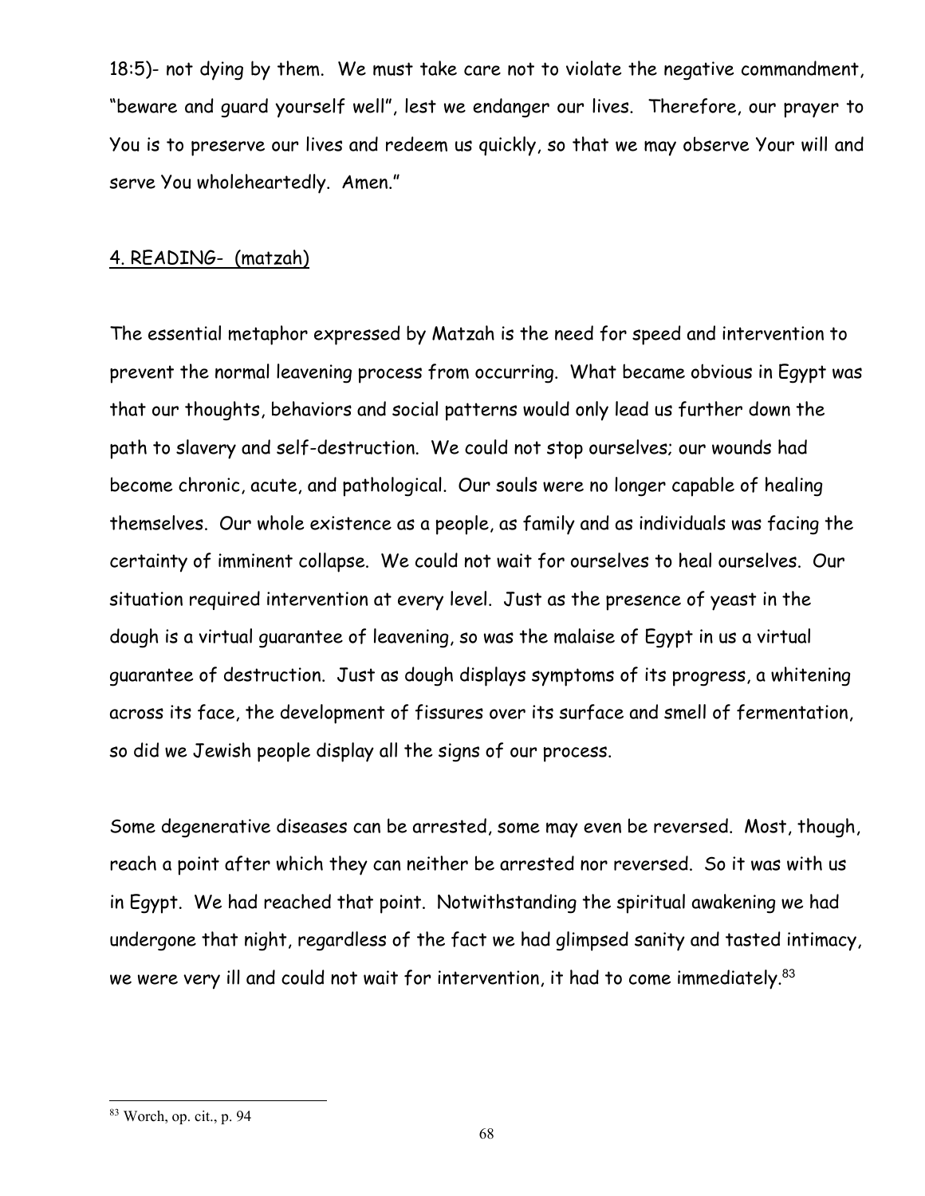18:5)- not dying by them. We must take care not to violate the negative commandment, "beware and guard yourself well", lest we endanger our lives. Therefore, our prayer to You is to preserve our lives and redeem us quickly, so that we may observe Your will and serve You wholeheartedly. Amen."

4. READING- (matzah)

The essential metaphor expressed by Matzah is the need for speed and intervention to prevent the normal leavening process from occurring. What became obvious in Egypt was that our thoughts, behaviors and social patterns would only lead us further down the path to slavery and self-destruction. We could not stop ourselves; our wounds had become chronic, acute, and pathological. Our souls were no longer capable of healing themselves. Our whole existence as a people, as family and as individuals was facing the certainty of imminent collapse. We could not wait for ourselves to heal ourselves. Our situation required intervention at every level. Just as the presence of yeast in the dough is a virtual guarantee of leavening, so was the malaise of Egypt in us a virtual guarantee of destruction. Just as dough displays symptoms of its progress, a whitening across its face, the development of fissures over its surface and smell of fermentation, so did we Jewish people display all the signs of our process.

Some degenerative diseases can be arrested, some may even be reversed. Most, though, reach a point after which they can neither be arrested nor reversed. So it was with us in Egypt. We had reached that point. Notwithstanding the spiritual awakening we had undergone that night, regardless of the fact we had glimpsed sanity and tasted intimacy, we were very ill and could not wait for intervention, it had to come immediately.[83]

[83] Worch, op. cit., p. 94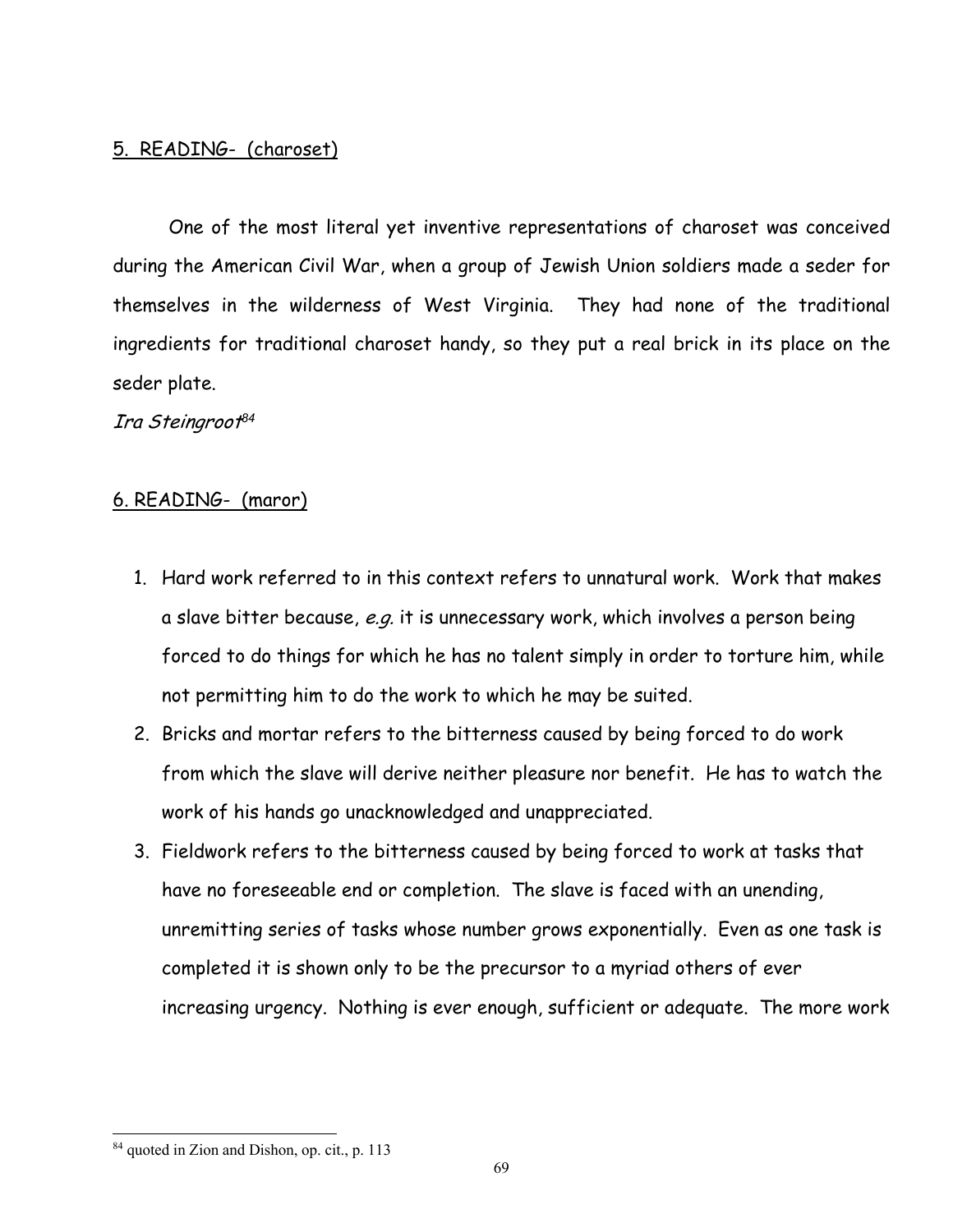5. READING- (charoset)

One of the most literal yet inventive representations of charoset was conceived during the American Civil War, when a group of Jewish Union soldiers made a seder for themselves in the wilderness of West Virginia. They had none of the traditional ingredients for traditional charoset handy, so they put a real brick in its place on the seder plate.

*Ira Steingroot*[84]

6. READING- (maror)

1. Hard work referred to in this context refers to unnatural work. Work that makes a slave bitter because, *e.g.* it is unnecessary work, which involves a person being forced to do things for which he has no talent simply in order to torture him, while not permitting him to do the work to which he may be suited.
2. Bricks and mortar refers to the bitterness caused by being forced to do work from which the slave will derive neither pleasure nor benefit. He has to watch the work of his hands go unacknowledged and unappreciated.
3. Fieldwork refers to the bitterness caused by being forced to work at tasks that have no foreseeable end or completion. The slave is faced with an unending, unremitting series of tasks whose number grows exponentially. Even as one task is completed it is shown only to be the precursor to a myriad others of ever increasing urgency. Nothing is ever enough, sufficient or adequate. The more work

[84] quoted in Zion and Dishon, op. cit., p. 113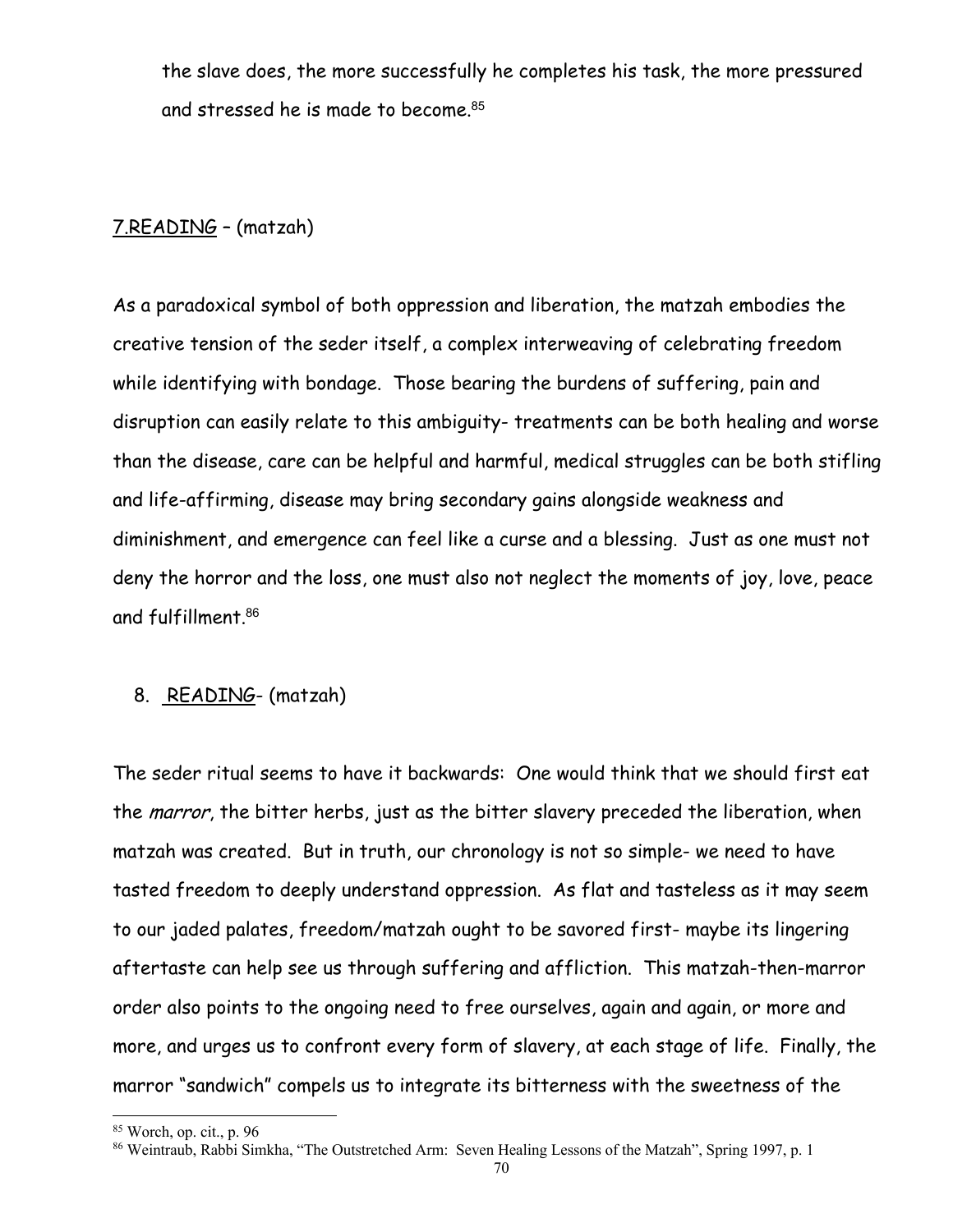the slave does, the more successfully he completes his task, the more pressured and stressed he is made to become.[85]

7.READING – (matzah)

As a paradoxical symbol of both oppression and liberation, the matzah embodies the creative tension of the seder itself, a complex interweaving of celebrating freedom while identifying with bondage. Those bearing the burdens of suffering, pain and disruption can easily relate to this ambiguity- treatments can be both healing and worse than the disease, care can be helpful and harmful, medical struggles can be both stifling and life-affirming, disease may bring secondary gains alongside weakness and diminishment, and emergence can feel like a curse and a blessing. Just as one must not deny the horror and the loss, one must also not neglect the moments of joy, love, peace and fulfillment.[86]

8. READING- (matzah)

The seder ritual seems to have it backwards: One would think that we should first eat the *marror*, the bitter herbs, just as the bitter slavery preceded the liberation, when matzah was created. But in truth, our chronology is not so simple- we need to have tasted freedom to deeply understand oppression. As flat and tasteless as it may seem to our jaded palates, freedom/matzah ought to be savored first- maybe its lingering aftertaste can help see us through suffering and affliction. This matzah-then-marror order also points to the ongoing need to free ourselves, again and again, or more and more, and urges us to confront every form of slavery, at each stage of life. Finally, the marror "sandwich" compels us to integrate its bitterness with the sweetness of the

---

[85] Worch, op. cit., p. 96

[86] Weintraub, Rabbi Simkha, "The Outstretched Arm: Seven Healing Lessons of the Matzah", Spring 1997, p. 1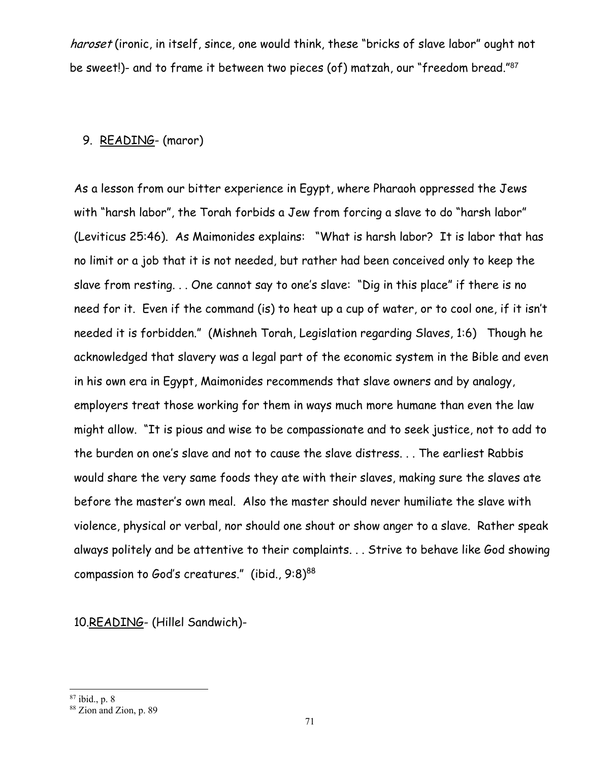*haroset* (ironic, in itself, since, one would think, these "bricks of slave labor" ought not be sweet!)- and to frame it between two pieces (of) matzah, our "freedom bread."[87]

9. READING- (maror)

As a lesson from our bitter experience in Egypt, where Pharaoh oppressed the Jews with "harsh labor", the Torah forbids a Jew from forcing a slave to do "harsh labor" (Leviticus 25:46). As Maimonides explains: "What is harsh labor? It is labor that has no limit or a job that it is not needed, but rather had been conceived only to keep the slave from resting. . . One cannot say to one's slave: "Dig in this place" if there is no need for it. Even if the command (is) to heat up a cup of water, or to cool one, if it isn't needed it is forbidden." (Mishneh Torah, Legislation regarding Slaves, 1:6) Though he acknowledged that slavery was a legal part of the economic system in the Bible and even in his own era in Egypt, Maimonides recommends that slave owners and by analogy, employers treat those working for them in ways much more humane than even the law might allow. "It is pious and wise to be compassionate and to seek justice, not to add to the burden on one's slave and not to cause the slave distress. . . The earliest Rabbis would share the very same foods they ate with their slaves, making sure the slaves ate before the master's own meal. Also the master should never humiliate the slave with violence, physical or verbal, nor should one shout or show anger to a slave. Rather speak always politely and be attentive to their complaints. . . Strive to behave like God showing compassion to God's creatures." (ibid., 9:8)[88]

10. READING- (Hillel Sandwich)-

---

[87] ibid., p. 8

[88] Zion and Zion, p. 89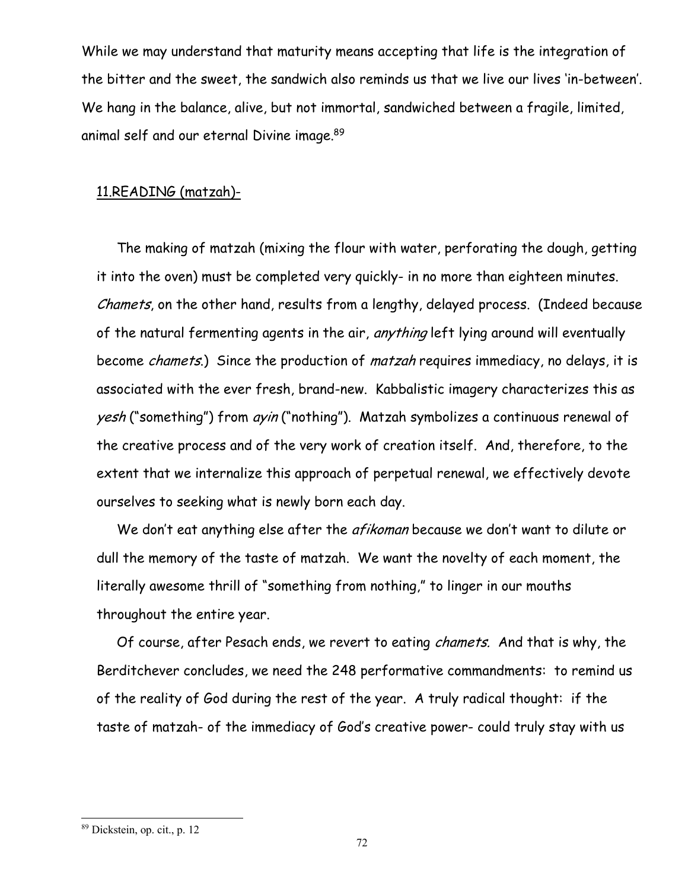While we may understand that maturity means accepting that life is the integration of the bitter and the sweet, the sandwich also reminds us that we live our lives 'in-between'. We hang in the balance, alive, but not immortal, sandwiched between a fragile, limited, animal self and our eternal Divine image.[89]

11.READING (matzah)-

The making of matzah (mixing the flour with water, perforating the dough, getting it into the oven) must be completed very quickly- in no more than eighteen minutes. *Chamets*, on the other hand, results from a lengthy, delayed process. (Indeed because of the natural fermenting agents in the air, *anything* left lying around will eventually become *chamets*.) Since the production of *matzah* requires immediacy, no delays, it is associated with the ever fresh, brand-new. Kabbalistic imagery characterizes this as *yesh* ("something") from *ayin* ("nothing"). Matzah symbolizes a continuous renewal of the creative process and of the very work of creation itself. And, therefore, to the extent that we internalize this approach of perpetual renewal, we effectively devote ourselves to seeking what is newly born each day.

We don't eat anything else after the *afikoman* because we don't want to dilute or dull the memory of the taste of matzah. We want the novelty of each moment, the literally awesome thrill of "something from nothing," to linger in our mouths throughout the entire year.

Of course, after Pesach ends, we revert to eating *chamets*. And that is why, the Berditchever concludes, we need the 248 performative commandments: to remind us of the reality of God during the rest of the year. A truly radical thought: if the taste of matzah- of the immediacy of God's creative power- could truly stay with us

---

[89] Dickstein, op. cit., p. 12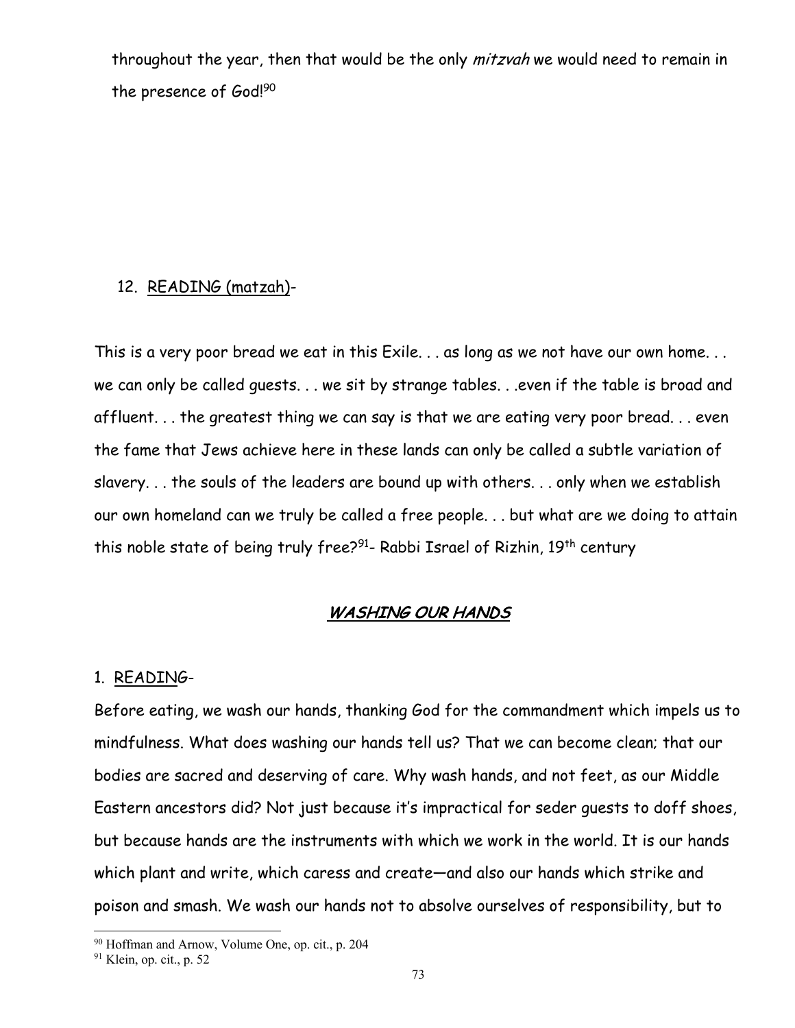throughout the year, then that would be the only *mitzvah* we would need to remain in the presence of God![90]

12. READING (matzah)-

This is a very poor bread we eat in this Exile. . . as long as we not have our own home. . . we can only be called guests. . . we sit by strange tables. . .even if the table is broad and affluent. . . the greatest thing we can say is that we are eating very poor bread. . . even the fame that Jews achieve here in these lands can only be called a subtle variation of slavery. . . the souls of the leaders are bound up with others. . . only when we establish our own homeland can we truly be called a free people. . . but what are we doing to attain this noble state of being truly free?[91]- Rabbi Israel of Rizhin, 19th century

## ***WASHING OUR HANDS***

1. READING-

Before eating, we wash our hands, thanking God for the commandment which impels us to mindfulness. What does washing our hands tell us? That we can become clean; that our bodies are sacred and deserving of care. Why wash hands, and not feet, as our Middle Eastern ancestors did? Not just because it's impractical for seder guests to doff shoes, but because hands are the instruments with which we work in the world. It is our hands which plant and write, which caress and create—and also our hands which strike and poison and smash. We wash our hands not to absolve ourselves of responsibility, but to

[90] Hoffman and Arnow, Volume One, op. cit., p. 204

[91] Klein, op. cit., p. 52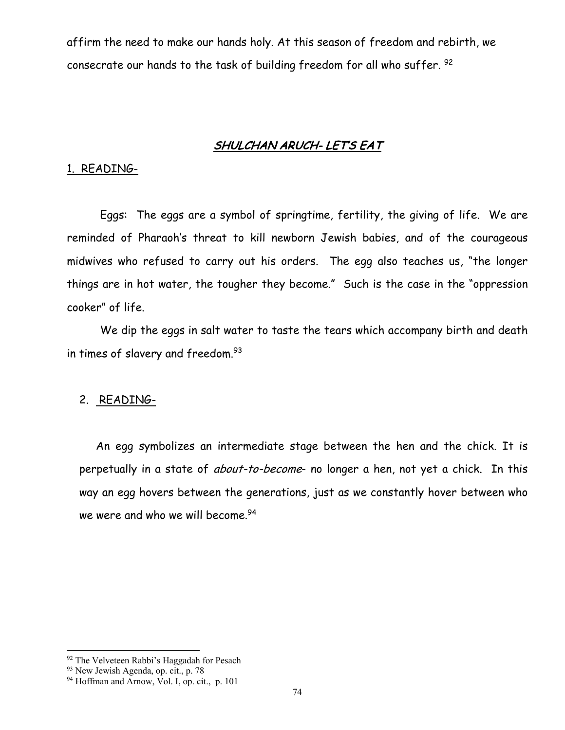affirm the need to make our hands holy. At this season of freedom and rebirth, we consecrate our hands to the task of building freedom for all who suffer. [92]

## ***SHULCHAN ARUCH- LET'S EAT***

1. READING-

Eggs: The eggs are a symbol of springtime, fertility, the giving of life. We are reminded of Pharaoh's threat to kill newborn Jewish babies, and of the courageous midwives who refused to carry out his orders. The egg also teaches us, "the longer things are in hot water, the tougher they become." Such is the case in the "oppression cooker" of life.

We dip the eggs in salt water to taste the tears which accompany birth and death in times of slavery and freedom.[93]

2. READING-

An egg symbolizes an intermediate stage between the hen and the chick. It is perpetually in a state of *about-to-become*- no longer a hen, not yet a chick. In this way an egg hovers between the generations, just as we constantly hover between who we were and who we will become.[94]

---

[92] The Velveteen Rabbi's Haggadah for Pesach
[93] New Jewish Agenda, op. cit., p. 78
[94] Hoffman and Arnow, Vol. I, op. cit., p. 101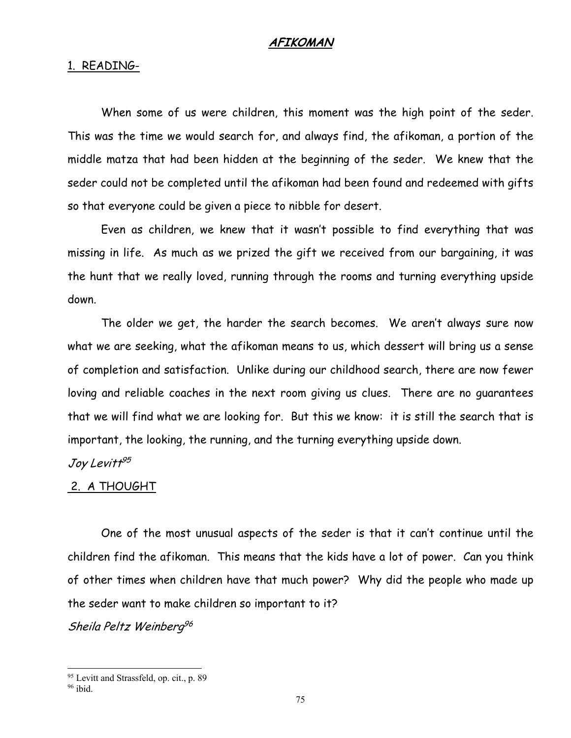# ***AFIKOMAN***

## 1. READING-

When some of us were children, this moment was the high point of the seder. This was the time we would search for, and always find, the afikoman, a portion of the middle matza that had been hidden at the beginning of the seder. We knew that the seder could not be completed until the afikoman had been found and redeemed with gifts so that everyone could be given a piece to nibble for desert.

Even as children, we knew that it wasn't possible to find everything that was missing in life. As much as we prized the gift we received from our bargaining, it was the hunt that we really loved, running through the rooms and turning everything upside down.

The older we get, the harder the search becomes. We aren't always sure now what we are seeking, what the afikoman means to us, which dessert will bring us a sense of completion and satisfaction. Unlike during our childhood search, there are now fewer loving and reliable coaches in the next room giving us clues. There are no guarantees that we will find what we are looking for. But this we know: it is still the search that is important, the looking, the running, and the turning everything upside down.

*Joy Levitt*[95]

## 2. A THOUGHT

One of the most unusual aspects of the seder is that it can't continue until the children find the afikoman. This means that the kids have a lot of power. Can you think of other times when children have that much power? Why did the people who made up the seder want to make children so important to it?

*Sheila Peltz Weinberg*[96]

---

[95] Levitt and Strassfeld, op. cit., p. 89

[96] ibid.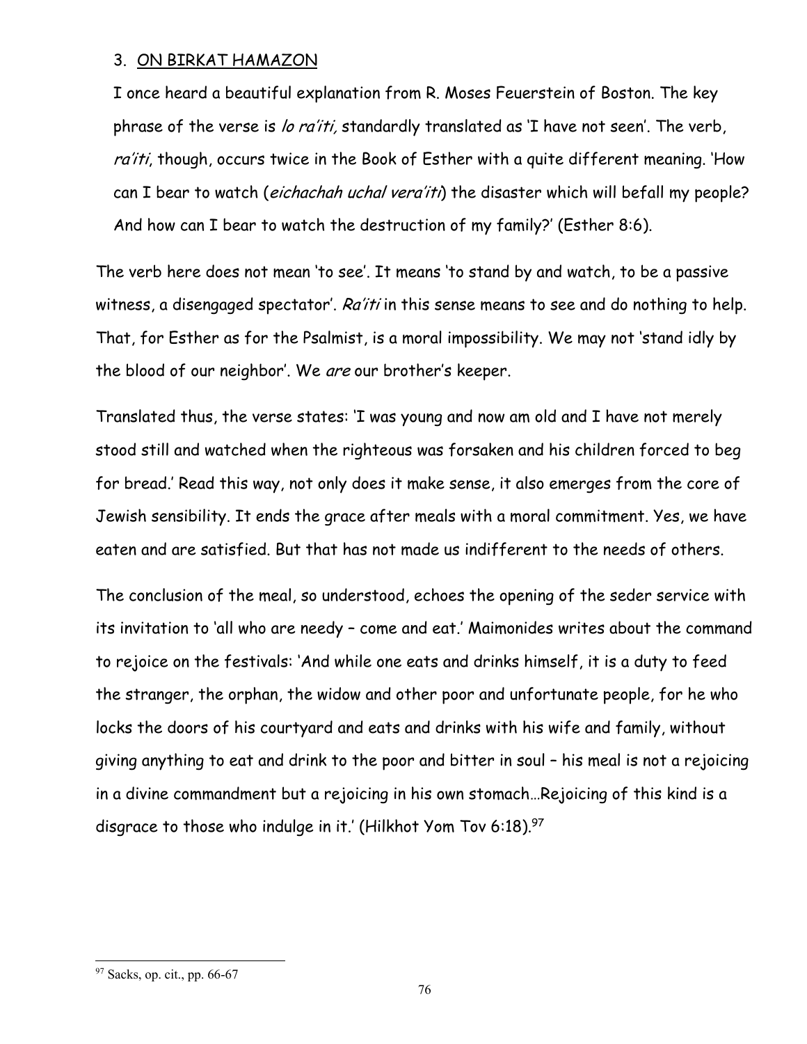3. <u>ON BIRKAT HAMAZON</u>

I once heard a beautiful explanation from R. Moses Feuerstein of Boston. The key phrase of the verse is *lo ra'iti,* standardly translated as 'I have not seen'. The verb, *ra'iti*, though, occurs twice in the Book of Esther with a quite different meaning. 'How can I bear to watch (*eichachah uchal vera'iti*) the disaster which will befall my people? And how can I bear to watch the destruction of my family?' (Esther 8:6).

The verb here does not mean 'to see'. It means 'to stand by and watch, to be a passive witness, a disengaged spectator'. *Ra'iti* in this sense means to see and do nothing to help. That, for Esther as for the Psalmist, is a moral impossibility. We may not 'stand idly by the blood of our neighbor'. We *are* our brother's keeper.

Translated thus, the verse states: 'I was young and now am old and I have not merely stood still and watched when the righteous was forsaken and his children forced to beg for bread.' Read this way, not only does it make sense, it also emerges from the core of Jewish sensibility. It ends the grace after meals with a moral commitment. Yes, we have eaten and are satisfied. But that has not made us indifferent to the needs of others.

The conclusion of the meal, so understood, echoes the opening of the seder service with its invitation to 'all who are needy – come and eat.' Maimonides writes about the command to rejoice on the festivals: 'And while one eats and drinks himself, it is a duty to feed the stranger, the orphan, the widow and other poor and unfortunate people, for he who locks the doors of his courtyard and eats and drinks with his wife and family, without giving anything to eat and drink to the poor and bitter in soul – his meal is not a rejoicing in a divine commandment but a rejoicing in his own stomach…Rejoicing of this kind is a disgrace to those who indulge in it.' (Hilkhot Yom Tov 6:18).[97]

[97] Sacks, op. cit., pp. 66-67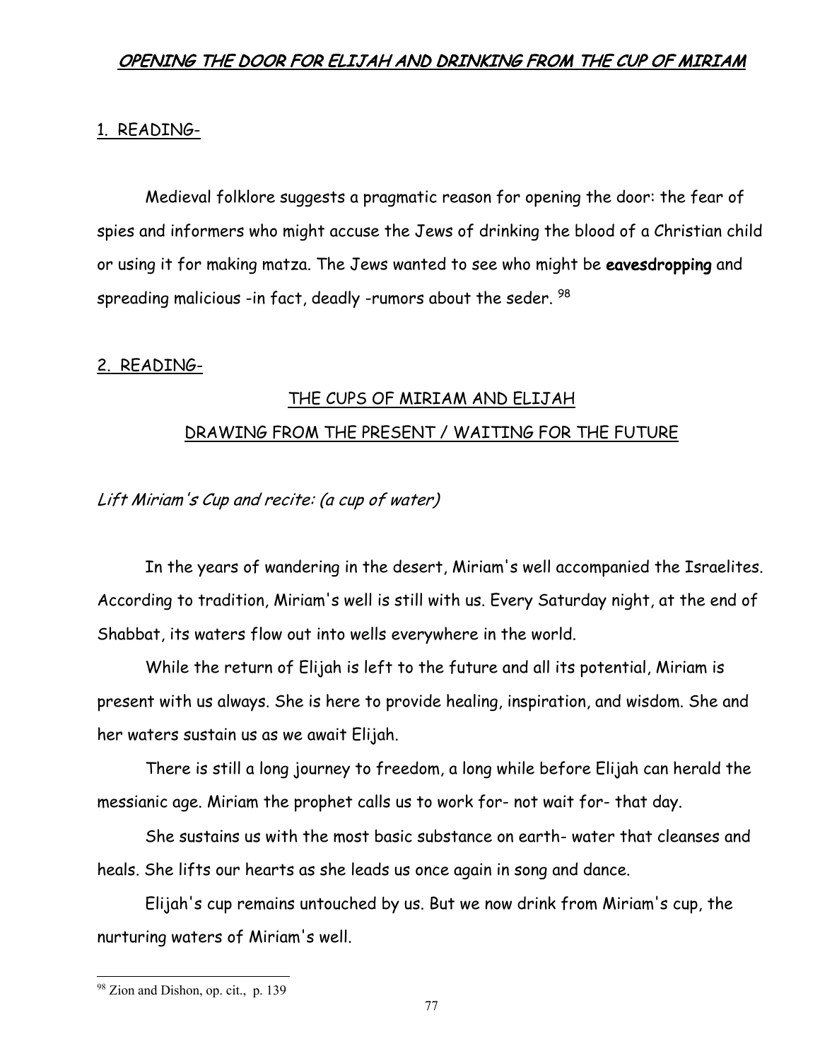## OPENING THE DOOR FOR ELIJAH AND DRINKING FROM THE CUP OF MIRIAM

1. READING-

Medieval folklore suggests a pragmatic reason for opening the door: the fear of spies and informers who might accuse the Jews of drinking the blood of a Christian child or using it for making matza. The Jews wanted to see who might be **eavesdropping** and spreading malicious -in fact, deadly -rumors about the seder. [98]

2. READING-

### THE CUPS OF MIRIAM AND ELIJAH
### DRAWING FROM THE PRESENT / WAITING FOR THE FUTURE

*Lift Miriam's Cup and recite: (a cup of water)*

In the years of wandering in the desert, Miriam's well accompanied the Israelites. According to tradition, Miriam's well is still with us. Every Saturday night, at the end of Shabbat, its waters flow out into wells everywhere in the world.

While the return of Elijah is left to the future and all its potential, Miriam is present with us always. She is here to provide healing, inspiration, and wisdom. She and her waters sustain us as we await Elijah.

There is still a long journey to freedom, a long while before Elijah can herald the messianic age. Miriam the prophet calls us to work for- not wait for- that day.

She sustains us with the most basic substance on earth- water that cleanses and heals. She lifts our hearts as she leads us once again in song and dance.

Elijah's cup remains untouched by us. But we now drink from Miriam's cup, the nurturing waters of Miriam's well.

---

[98] Zion and Dishon, op. cit., p. 139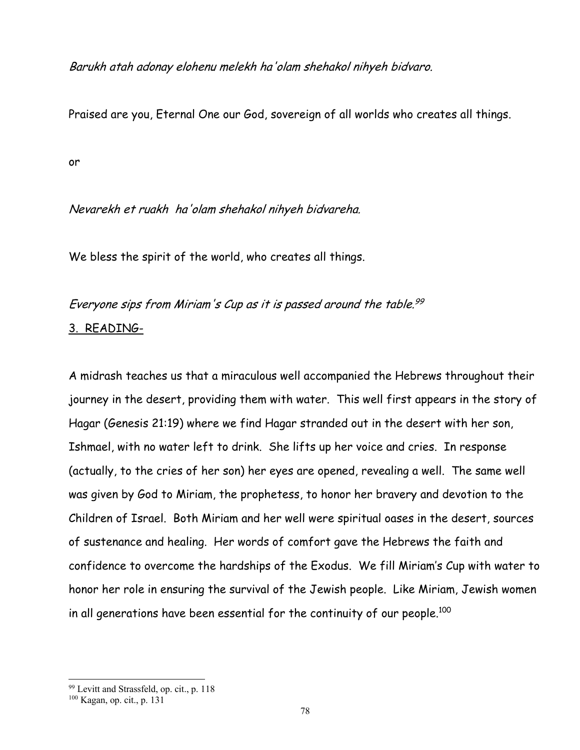*Barukh atah adonay elohenu melekh ha'olam shehakol nihyeh bidvaro.*

Praised are you, Eternal One our God, sovereign of all worlds who creates all things.

or

*Nevarekh et ruakh ha'olam shehakol nihyeh bidvareha.*

We bless the spirit of the world, who creates all things.

*Everyone sips from Miriam's Cup as it is passed around the table.*[99]

3. READING-

A midrash teaches us that a miraculous well accompanied the Hebrews throughout their journey in the desert, providing them with water. This well first appears in the story of Hagar (Genesis 21:19) where we find Hagar stranded out in the desert with her son, Ishmael, with no water left to drink. She lifts up her voice and cries. In response (actually, to the cries of her son) her eyes are opened, revealing a well. The same well was given by God to Miriam, the prophetess, to honor her bravery and devotion to the Children of Israel. Both Miriam and her well were spiritual oases in the desert, sources of sustenance and healing. Her words of comfort gave the Hebrews the faith and confidence to overcome the hardships of the Exodus. We fill Miriam's Cup with water to honor her role in ensuring the survival of the Jewish people. Like Miriam, Jewish women in all generations have been essential for the continuity of our people.[100]

---

[99] Levitt and Strassfeld, op. cit., p. 118

[100] Kagan, op. cit., p. 131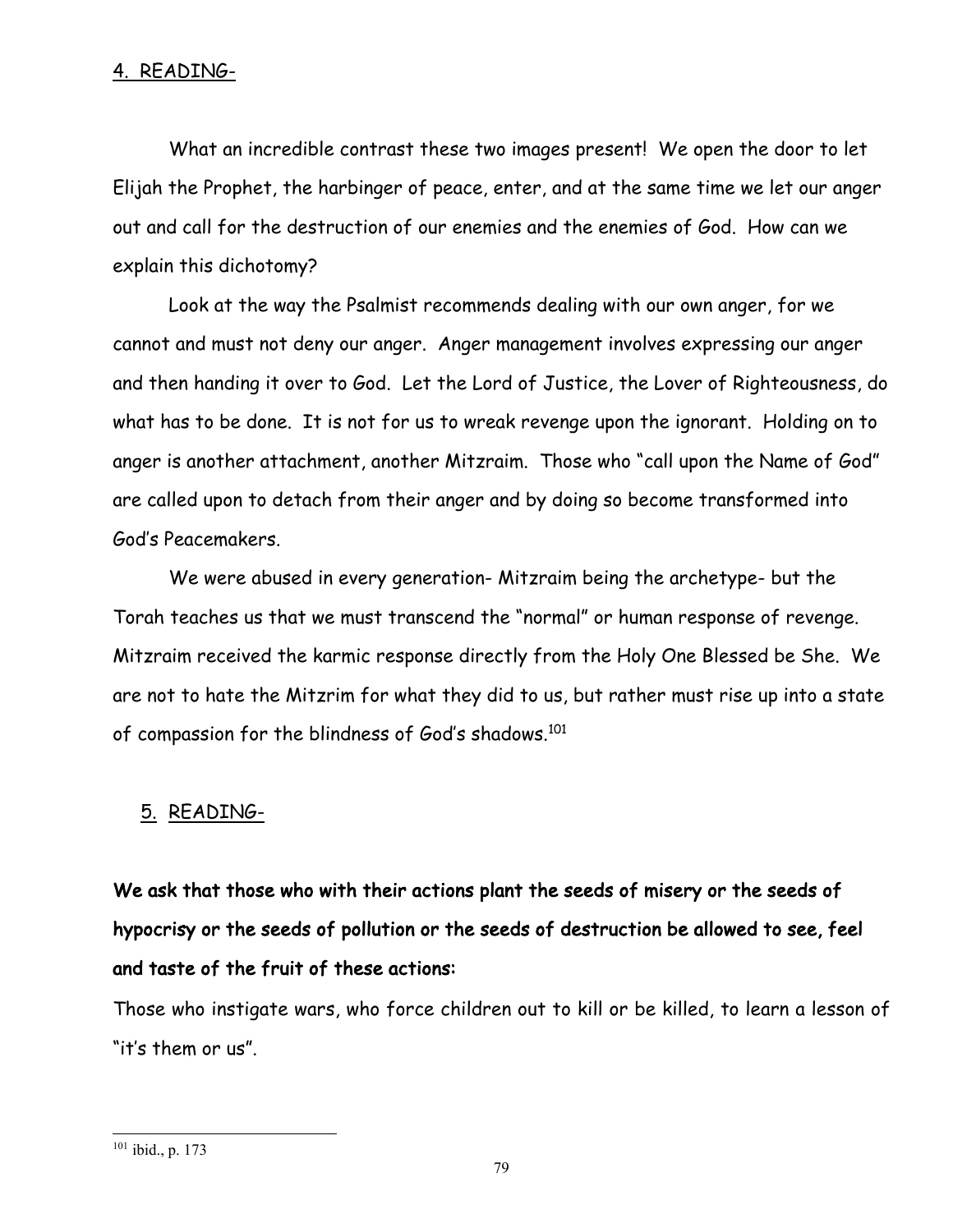4. READING-

What an incredible contrast these two images present! We open the door to let Elijah the Prophet, the harbinger of peace, enter, and at the same time we let our anger out and call for the destruction of our enemies and the enemies of God. How can we explain this dichotomy?

Look at the way the Psalmist recommends dealing with our own anger, for we cannot and must not deny our anger. Anger management involves expressing our anger and then handing it over to God. Let the Lord of Justice, the Lover of Righteousness, do what has to be done. It is not for us to wreak revenge upon the ignorant. Holding on to anger is another attachment, another Mitzraim. Those who "call upon the Name of God" are called upon to detach from their anger and by doing so become transformed into God's Peacemakers.

We were abused in every generation- Mitzraim being the archetype- but the Torah teaches us that we must transcend the "normal" or human response of revenge. Mitzraim received the karmic response directly from the Holy One Blessed be She. We are not to hate the Mitzrim for what they did to us, but rather must rise up into a state of compassion for the blindness of God's shadows.[101]

5. READING-

**We ask that those who with their actions plant the seeds of misery or the seeds of hypocrisy or the seeds of pollution or the seeds of destruction be allowed to see, feel and taste of the fruit of these actions:**

Those who instigate wars, who force children out to kill or be killed, to learn a lesson of "it's them or us".

[101] ibid., p. 173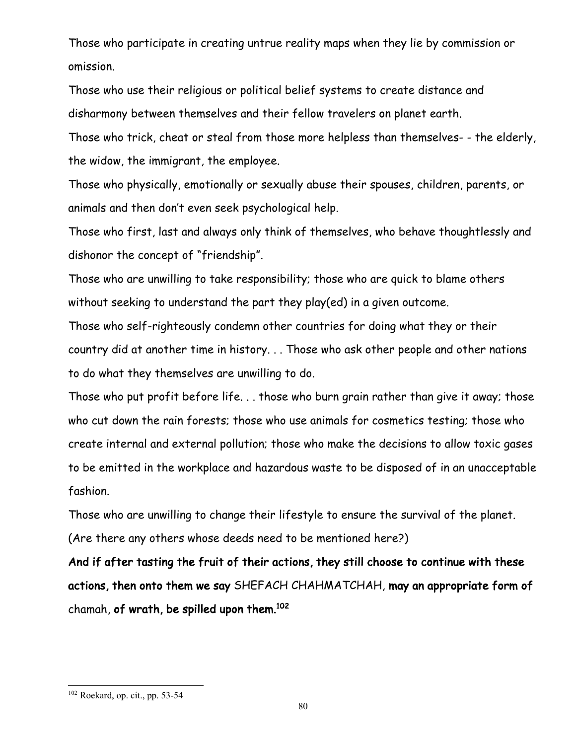Those who participate in creating untrue reality maps when they lie by commission or omission.

Those who use their religious or political belief systems to create distance and disharmony between themselves and their fellow travelers on planet earth.

Those who trick, cheat or steal from those more helpless than themselves- - the elderly, the widow, the immigrant, the employee.

Those who physically, emotionally or sexually abuse their spouses, children, parents, or animals and then don't even seek psychological help.

Those who first, last and always only think of themselves, who behave thoughtlessly and dishonor the concept of "friendship".

Those who are unwilling to take responsibility; those who are quick to blame others without seeking to understand the part they play(ed) in a given outcome.

Those who self-righteously condemn other countries for doing what they or their country did at another time in history. . . Those who ask other people and other nations to do what they themselves are unwilling to do.

Those who put profit before life. . . those who burn grain rather than give it away; those who cut down the rain forests; those who use animals for cosmetics testing; those who create internal and external pollution; those who make the decisions to allow toxic gases to be emitted in the workplace and hazardous waste to be disposed of in an unacceptable fashion.

Those who are unwilling to change their lifestyle to ensure the survival of the planet. (Are there any others whose deeds need to be mentioned here?)

**And if after tasting the fruit of their actions, they still choose to continue with these actions, then onto them we say** SHEFACH CHAHMATCHAH, **may an appropriate form of** chamah, **of wrath, be spilled upon them.**[102]

---

[102] Roekard, op. cit., pp. 53-54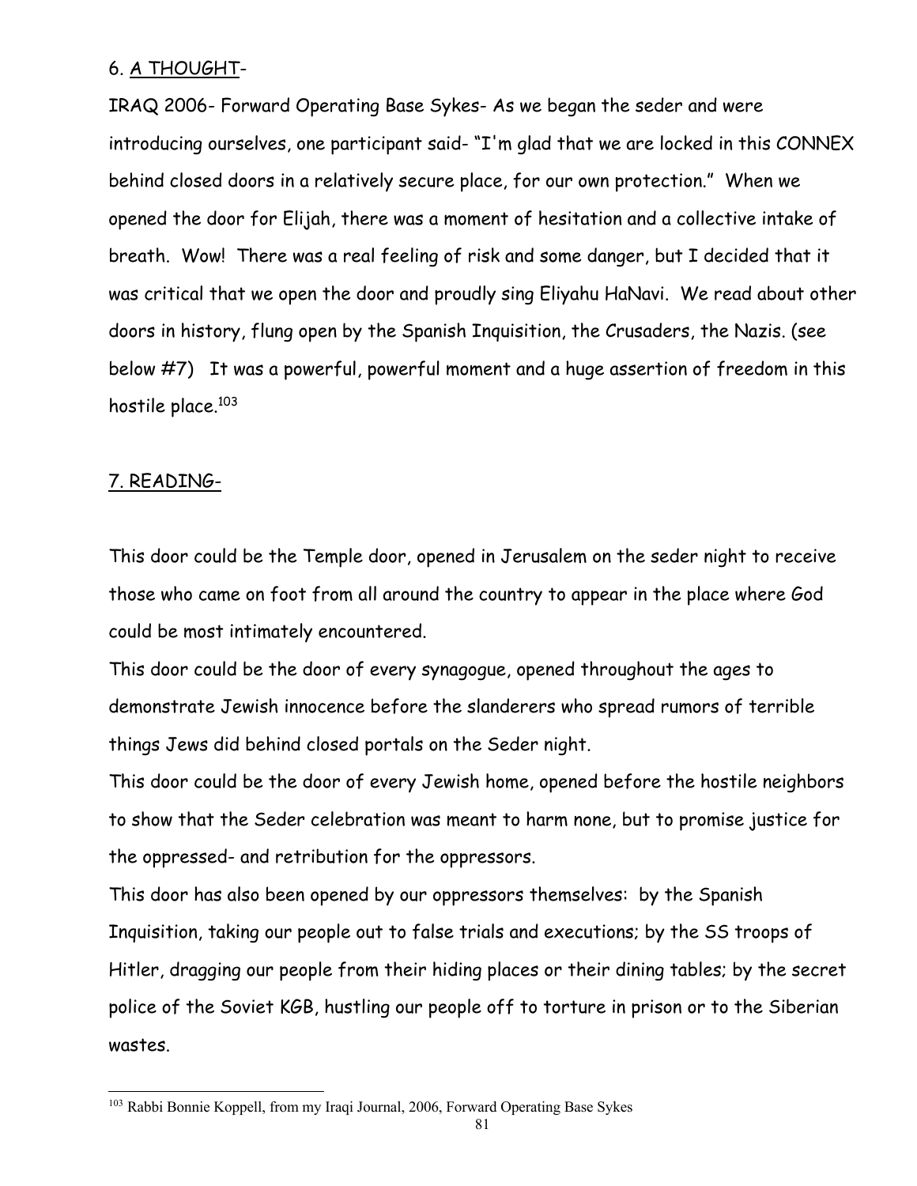6. <u>A THOUGHT</u>-

IRAQ 2006- Forward Operating Base Sykes- As we began the seder and were introducing ourselves, one participant said- "I'm glad that we are locked in this CONNEX behind closed doors in a relatively secure place, for our own protection." When we opened the door for Elijah, there was a moment of hesitation and a collective intake of breath. Wow! There was a real feeling of risk and some danger, but I decided that it was critical that we open the door and proudly sing Eliyahu HaNavi. We read about other doors in history, flung open by the Spanish Inquisition, the Crusaders, the Nazis. (see below #7) It was a powerful, powerful moment and a huge assertion of freedom in this hostile place.[103]

<u>7. READING</u>-

This door could be the Temple door, opened in Jerusalem on the seder night to receive those who came on foot from all around the country to appear in the place where God could be most intimately encountered.

This door could be the door of every synagogue, opened throughout the ages to demonstrate Jewish innocence before the slanderers who spread rumors of terrible things Jews did behind closed portals on the Seder night.

This door could be the door of every Jewish home, opened before the hostile neighbors to show that the Seder celebration was meant to harm none, but to promise justice for the oppressed- and retribution for the oppressors.

This door has also been opened by our oppressors themselves: by the Spanish Inquisition, taking our people out to false trials and executions; by the SS troops of Hitler, dragging our people from their hiding places or their dining tables; by the secret police of the Soviet KGB, hustling our people off to torture in prison or to the Siberian wastes.

---

[103] Rabbi Bonnie Koppell, from my Iraqi Journal, 2006, Forward Operating Base Sykes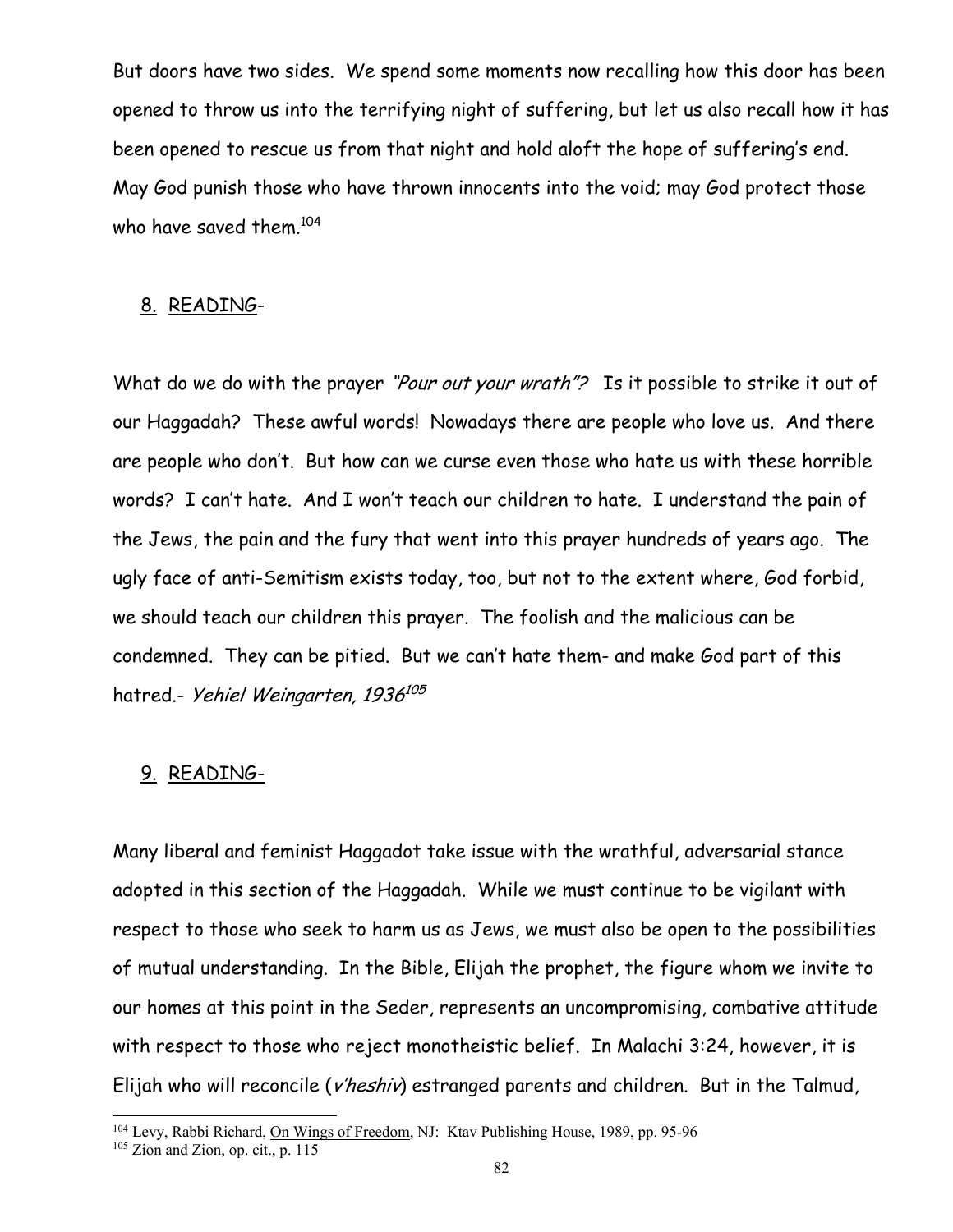But doors have two sides. We spend some moments now recalling how this door has been opened to throw us into the terrifying night of suffering, but let us also recall how it has been opened to rescue us from that night and hold aloft the hope of suffering's end. May God punish those who have thrown innocents into the void; may God protect those who have saved them.[104]

8. <u>READING</u>-

What do we do with the prayer *"Pour out your wrath"?* Is it possible to strike it out of our Haggadah? These awful words! Nowadays there are people who love us. And there are people who don't. But how can we curse even those who hate us with these horrible words? I can't hate. And I won't teach our children to hate. I understand the pain of the Jews, the pain and the fury that went into this prayer hundreds of years ago. The ugly face of anti-Semitism exists today, too, but not to the extent where, God forbid, we should teach our children this prayer. The foolish and the malicious can be condemned. They can be pitied. But we can't hate them- and make God part of this hatred.- *Yehiel Weingarten, 1936*[105]

9. <u>READING-</u>

Many liberal and feminist Haggadot take issue with the wrathful, adversarial stance adopted in this section of the Haggadah. While we must continue to be vigilant with respect to those who seek to harm us as Jews, we must also be open to the possibilities of mutual understanding. In the Bible, Elijah the prophet, the figure whom we invite to our homes at this point in the Seder, represents an uncompromising, combative attitude with respect to those who reject monotheistic belief. In Malachi 3:24, however, it is Elijah who will reconcile (*v'heshiv*) estranged parents and children. But in the Talmud,

---

[104] Levy, Rabbi Richard, <u>On Wings of Freedom</u>, NJ: Ktav Publishing House, 1989, pp. 95-96

[105] Zion and Zion, op. cit., p. 115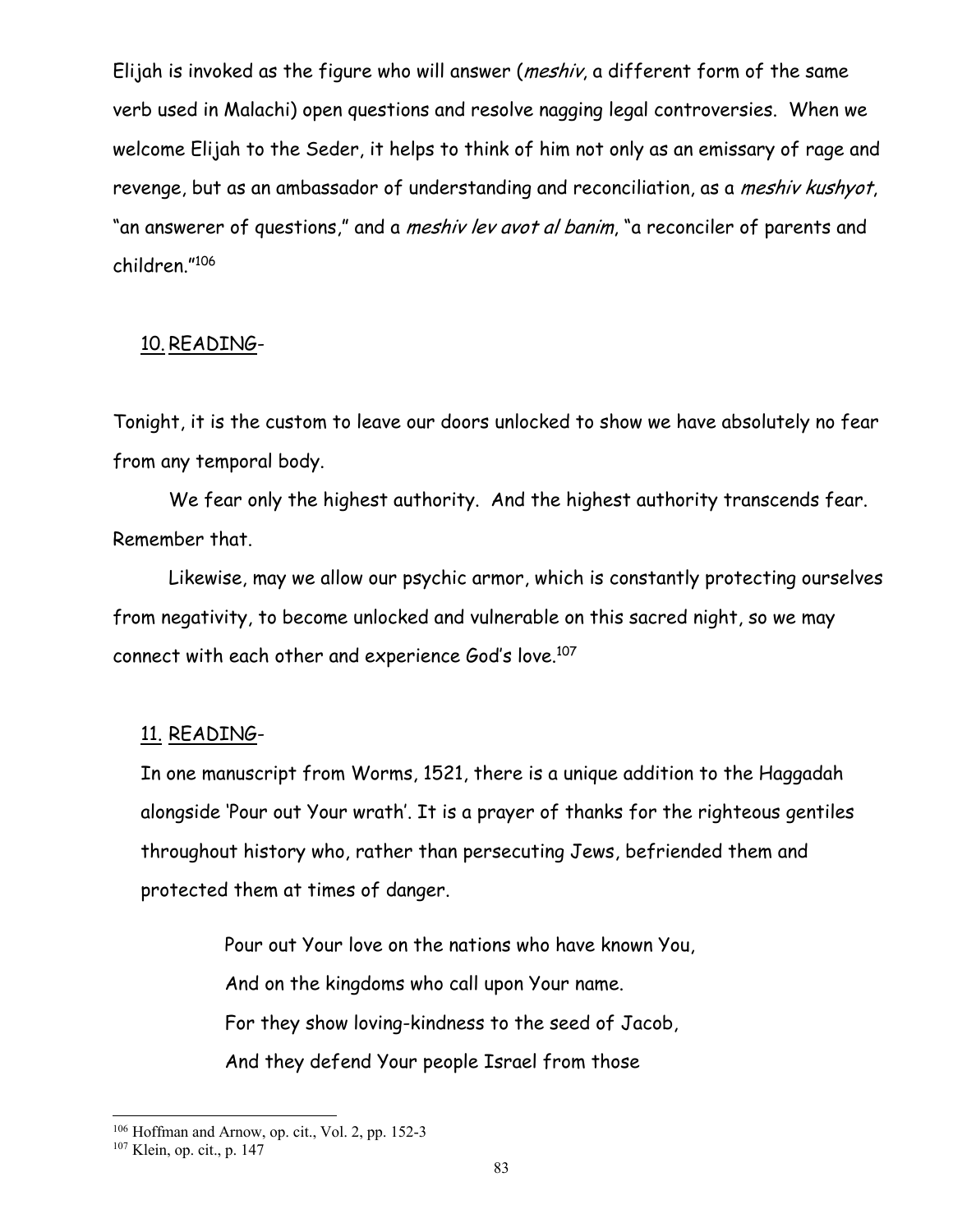Elijah is invoked as the figure who will answer (*meshiv*, a different form of the same verb used in Malachi) open questions and resolve nagging legal controversies. When we welcome Elijah to the Seder, it helps to think of him not only as an emissary of rage and revenge, but as an ambassador of understanding and reconciliation, as a *meshiv kushyot*, "an answerer of questions," and a *meshiv lev avot al banim*, "a reconciler of parents and children."[106]

10. <u>READING</u>-

Tonight, it is the custom to leave our doors unlocked to show we have absolutely no fear from any temporal body.

We fear only the highest authority. And the highest authority transcends fear. Remember that.

Likewise, may we allow our psychic armor, which is constantly protecting ourselves from negativity, to become unlocked and vulnerable on this sacred night, so we may connect with each other and experience God's love.[107]

11. <u>READING</u>-

In one manuscript from Worms, 1521, there is a unique addition to the Haggadah alongside 'Pour out Your wrath'. It is a prayer of thanks for the righteous gentiles throughout history who, rather than persecuting Jews, befriended them and protected them at times of danger.

> Pour out Your love on the nations who have known You,
> And on the kingdoms who call upon Your name.
> For they show loving-kindness to the seed of Jacob,
> And they defend Your people Israel from those

---

[106] Hoffman and Arnow, op. cit., Vol. 2, pp. 152-3

[107] Klein, op. cit., p. 147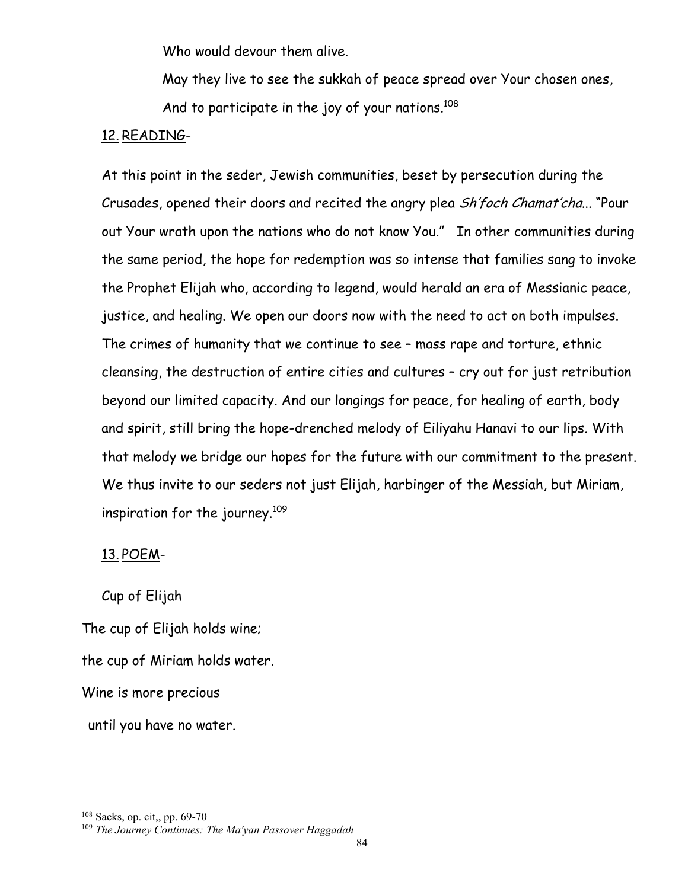Who would devour them alive.

May they live to see the sukkah of peace spread over Your chosen ones,

And to participate in the joy of your nations.[108]

12. <u>READING</u>-

At this point in the seder, Jewish communities, beset by persecution during the Crusades, opened their doors and recited the angry plea *Sh'foch Chamat'cha*... "Pour out Your wrath upon the nations who do not know You." In other communities during the same period, the hope for redemption was so intense that families sang to invoke the Prophet Elijah who, according to legend, would herald an era of Messianic peace, justice, and healing. We open our doors now with the need to act on both impulses. The crimes of humanity that we continue to see – mass rape and torture, ethnic cleansing, the destruction of entire cities and cultures – cry out for just retribution beyond our limited capacity. And our longings for peace, for healing of earth, body and spirit, still bring the hope-drenched melody of Eiliyahu Hanavi to our lips. With that melody we bridge our hopes for the future with our commitment to the present. We thus invite to our seders not just Elijah, harbinger of the Messiah, but Miriam, inspiration for the journey.[109]

13. <u>POEM</u>-

Cup of Elijah

The cup of Elijah holds wine;

the cup of Miriam holds water.

Wine is more precious

until you have no water.

---

[108] Sacks, op. cit,, pp. 69-70

[109] *The Journey Continues: The Ma'yan Passover Haggadah*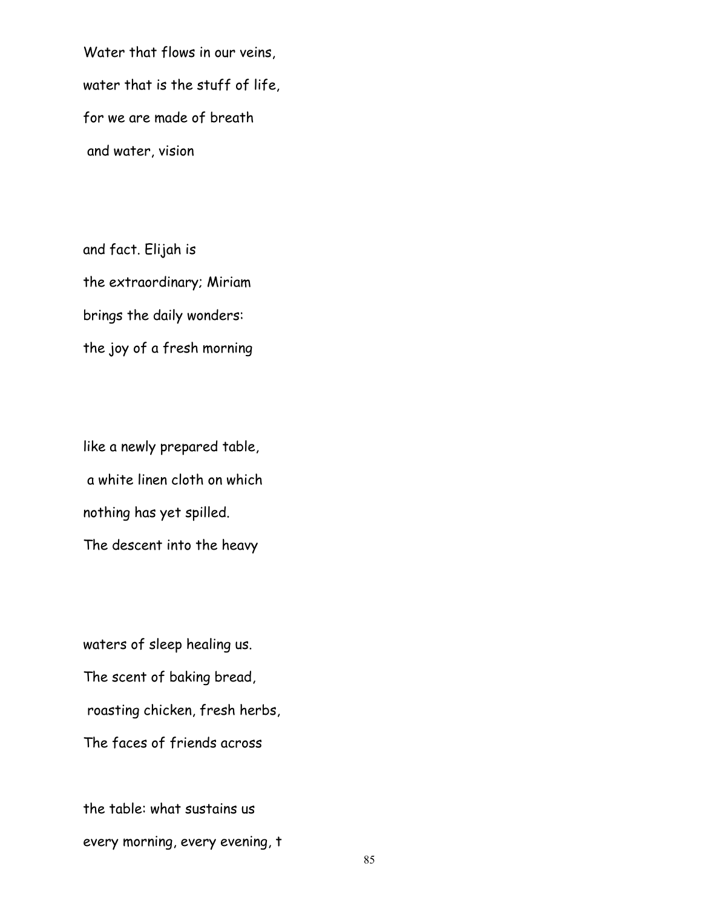Water that flows in our veins,
water that is the stuff of life,
for we are made of breath
and water, vision

and fact. Elijah is
the extraordinary; Miriam
brings the daily wonders:
the joy of a fresh morning

like a newly prepared table,
a white linen cloth on which
nothing has yet spilled.
The descent into the heavy

waters of sleep healing us.
The scent of baking bread,
roasting chicken, fresh herbs,
The faces of friends across

the table: what sustains us
every morning, every evening, t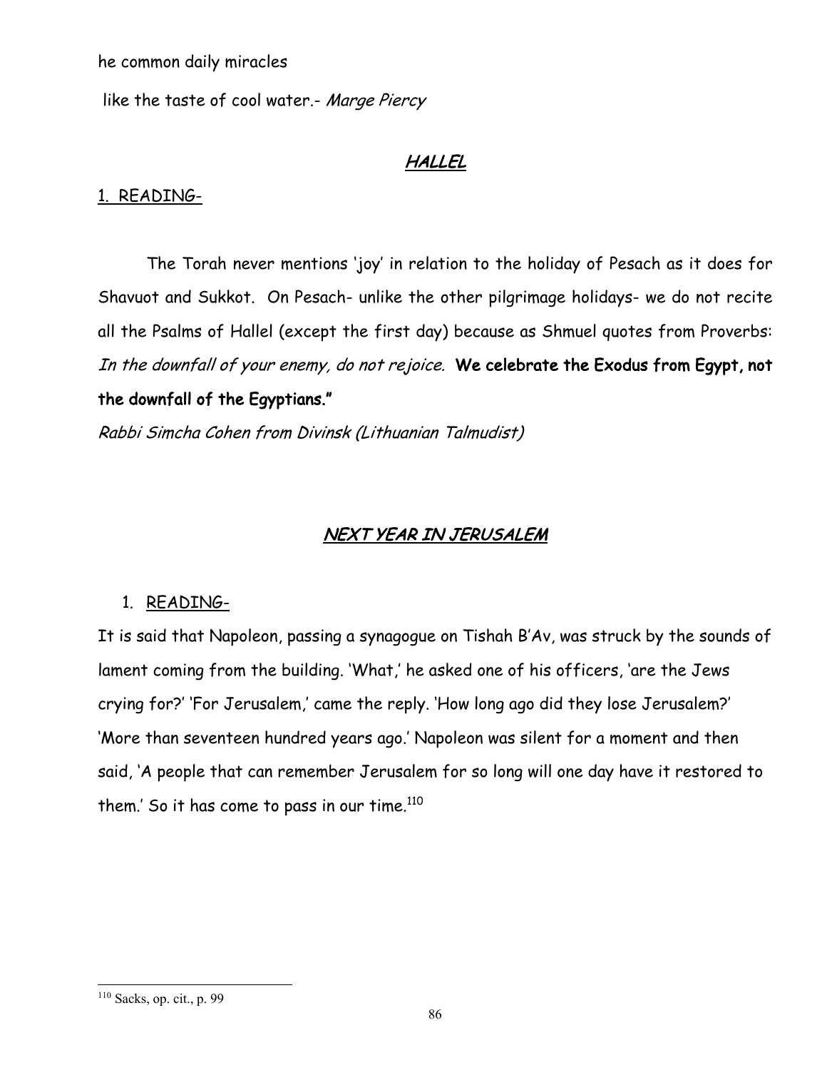he common daily miracles

like the taste of cool water.- *Marge Piercy*

## ***HALLEL***

1. READING-

The Torah never mentions 'joy' in relation to the holiday of Pesach as it does for Shavuot and Sukkot. On Pesach- unlike the other pilgrimage holidays- we do not recite all the Psalms of Hallel (except the first day) because as Shmuel quotes from Proverbs: *In the downfall of your enemy, do not rejoice.* **We celebrate the Exodus from Egypt, not the downfall of the Egyptians."**

*Rabbi Simcha Cohen from Divinsk (Lithuanian Talmudist)*

## ***NEXT YEAR IN JERUSALEM***

1. READING-

It is said that Napoleon, passing a synagogue on Tishah B'Av, was struck by the sounds of lament coming from the building. 'What,' he asked one of his officers, 'are the Jews crying for?' 'For Jerusalem,' came the reply. 'How long ago did they lose Jerusalem?' 'More than seventeen hundred years ago.' Napoleon was silent for a moment and then said, 'A people that can remember Jerusalem for so long will one day have it restored to them.' So it has come to pass in our time.[110]

[110] Sacks, op. cit., p. 99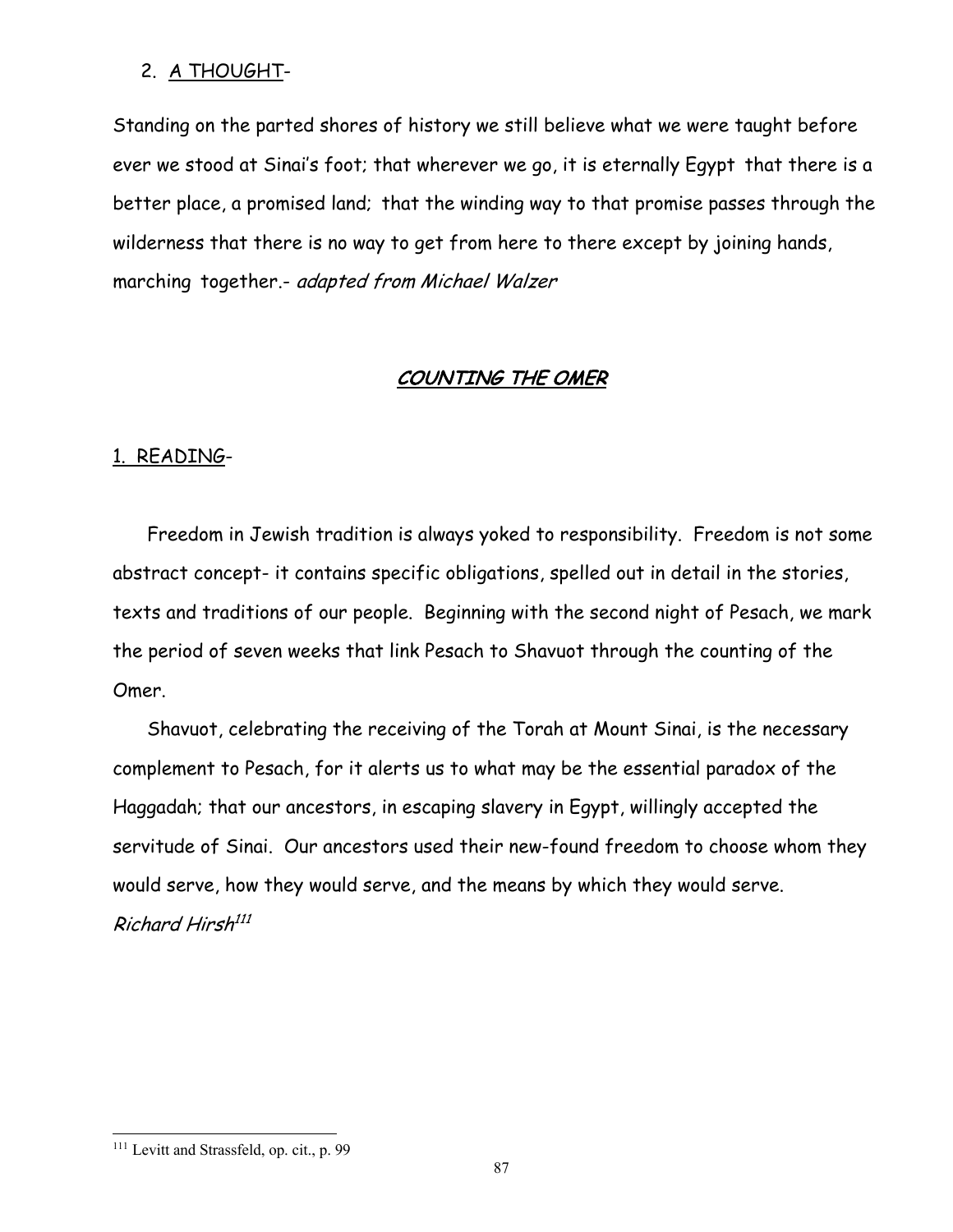2. A THOUGHT-

Standing on the parted shores of history we still believe what we were taught before ever we stood at Sinai's foot; that wherever we go, it is eternally Egypt that there is a better place, a promised land; that the winding way to that promise passes through the wilderness that there is no way to get from here to there except by joining hands, marching together.- *adapted from Michael Walzer*

## COUNTING THE OMER

1. READING-

Freedom in Jewish tradition is always yoked to responsibility. Freedom is not some abstract concept- it contains specific obligations, spelled out in detail in the stories, texts and traditions of our people. Beginning with the second night of Pesach, we mark the period of seven weeks that link Pesach to Shavuot through the counting of the Omer.

Shavuot, celebrating the receiving of the Torah at Mount Sinai, is the necessary complement to Pesach, for it alerts us to what may be the essential paradox of the Haggadah; that our ancestors, in escaping slavery in Egypt, willingly accepted the servitude of Sinai. Our ancestors used their new-found freedom to choose whom they would serve, how they would serve, and the means by which they would serve.
*Richard Hirsh*[111]

---

[111] Levitt and Strassfeld, op. cit., p. 99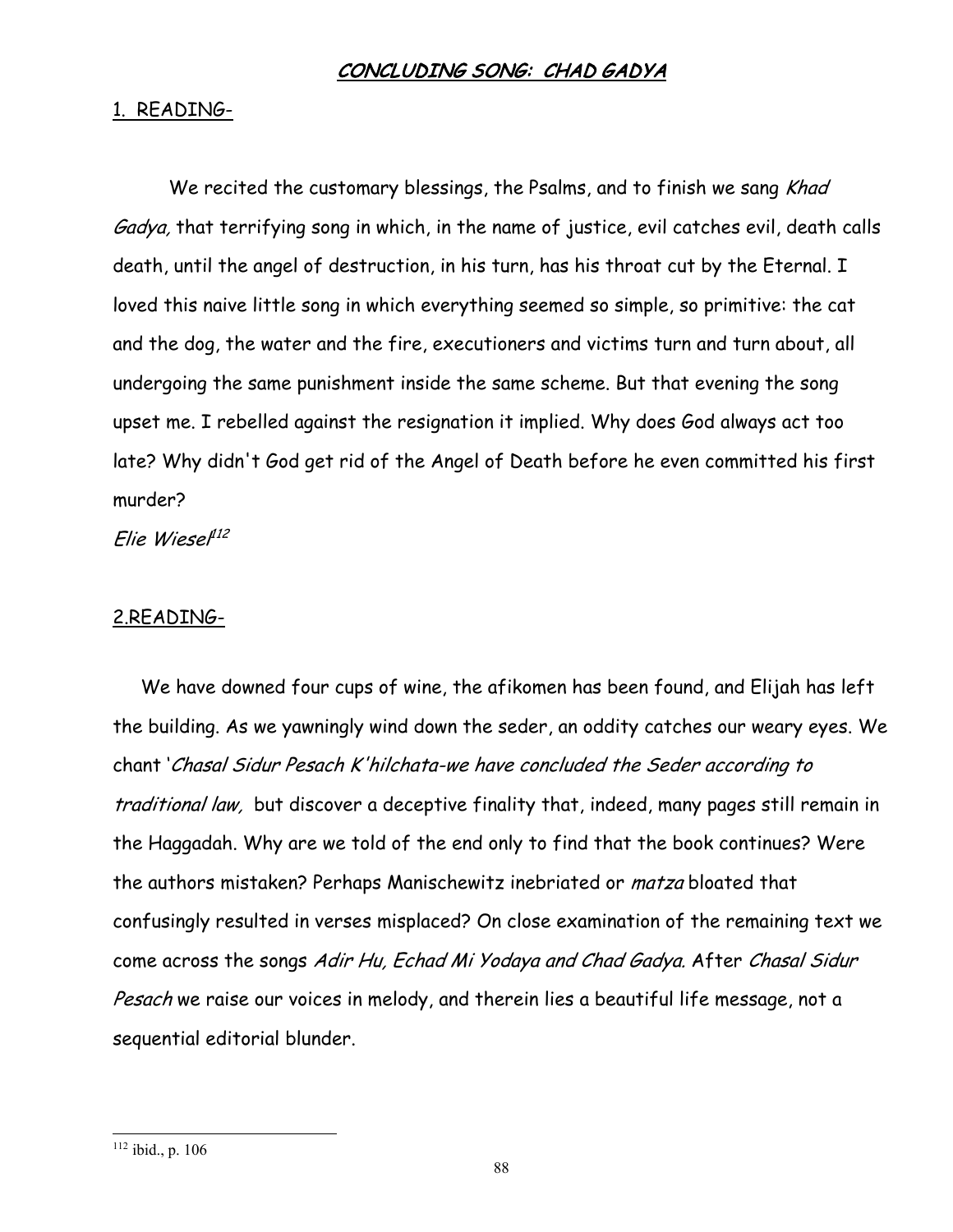## CONCLUDING SONG: CHAD GADYA

1. READING-

We recited the customary blessings, the Psalms, and to finish we sang *Khad Gadya,* that terrifying song in which, in the name of justice, evil catches evil, death calls death, until the angel of destruction, in his turn, has his throat cut by the Eternal. I loved this naive little song in which everything seemed so simple, so primitive: the cat and the dog, the water and the fire, executioners and victims turn and turn about, all undergoing the same punishment inside the same scheme. But that evening the song upset me. I rebelled against the resignation it implied. Why does God always act too late? Why didn't God get rid of the Angel of Death before he even committed his first murder?

*Elie Wiesel*[112]

2.READING-

We have downed four cups of wine, the afikomen has been found, and Elijah has left the building. As we yawningly wind down the seder, an oddity catches our weary eyes. We chant '*Chasal Sidur Pesach K'hilchata-we have concluded the Seder according to traditional law,* but discover a deceptive finality that, indeed, many pages still remain in the Haggadah. Why are we told of the end only to find that the book continues? Were the authors mistaken? Perhaps Manischewitz inebriated or *matza* bloated that confusingly resulted in verses misplaced? On close examination of the remaining text we come across the songs *Adir Hu, Echad Mi Yodaya and Chad Gadya.* After *Chasal Sidur Pesach* we raise our voices in melody, and therein lies a beautiful life message, not a sequential editorial blunder.

---

[112] ibid., p. 106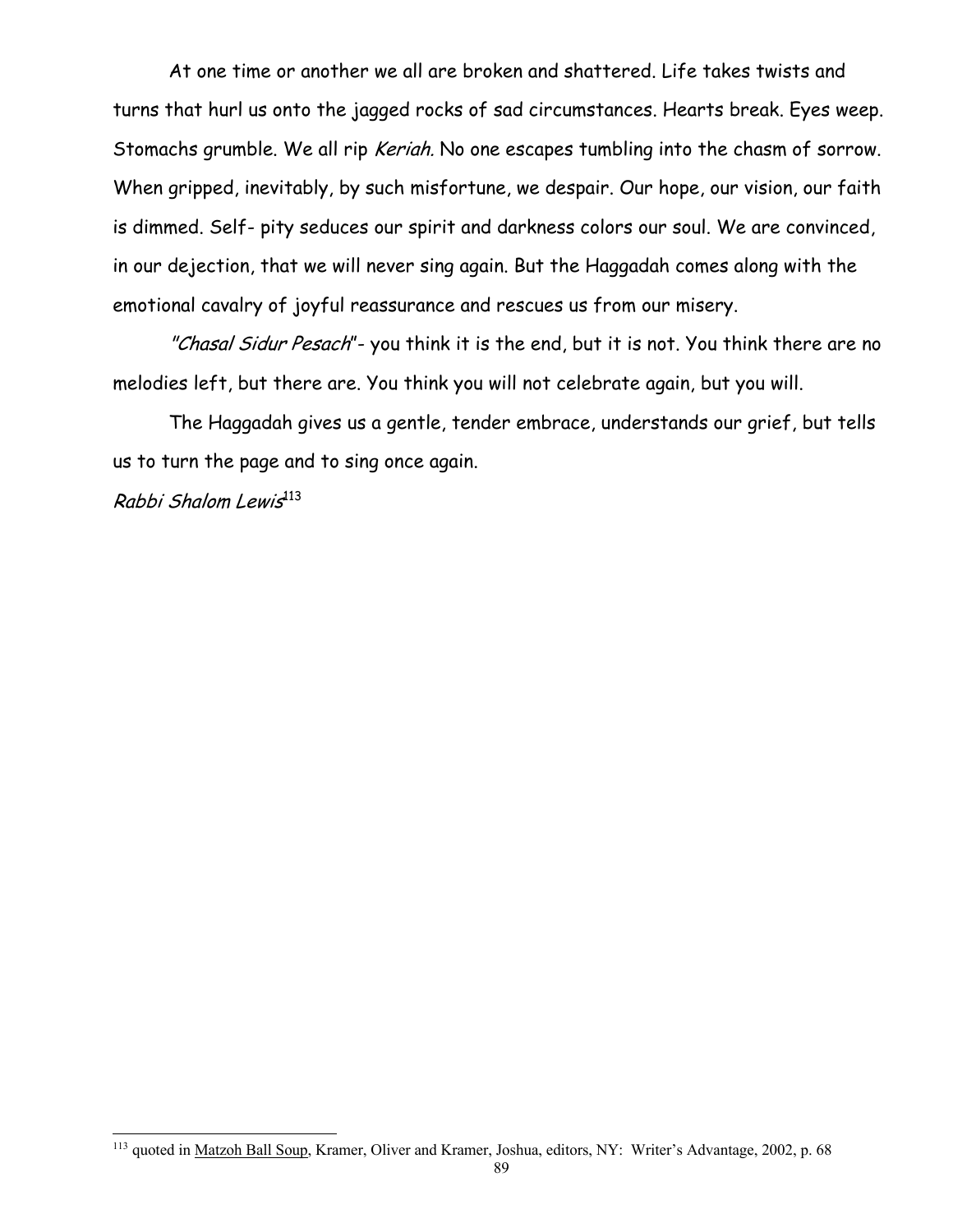At one time or another we all are broken and shattered. Life takes twists and turns that hurl us onto the jagged rocks of sad circumstances. Hearts break. Eyes weep. Stomachs grumble. We all rip *Keriah.* No one escapes tumbling into the chasm of sorrow. When gripped, inevitably, by such misfortune, we despair. Our hope, our vision, our faith is dimmed. Self- pity seduces our spirit and darkness colors our soul. We are convinced, in our dejection, that we will never sing again. But the Haggadah comes along with the emotional cavalry of joyful reassurance and rescues us from our misery.

*"Chasal Sidur Pesach"*- you think it is the end, but it is not. You think there are no melodies left, but there are. You think you will not celebrate again, but you will.

The Haggadah gives us a gentle, tender embrace, understands our grief, but tells us to turn the page and to sing once again.

*Rabbi Shalom Lewis*[113]

[113] quoted in Matzoh Ball Soup, Kramer, Oliver and Kramer, Joshua, editors, NY: Writer's Advantage, 2002, p. 68